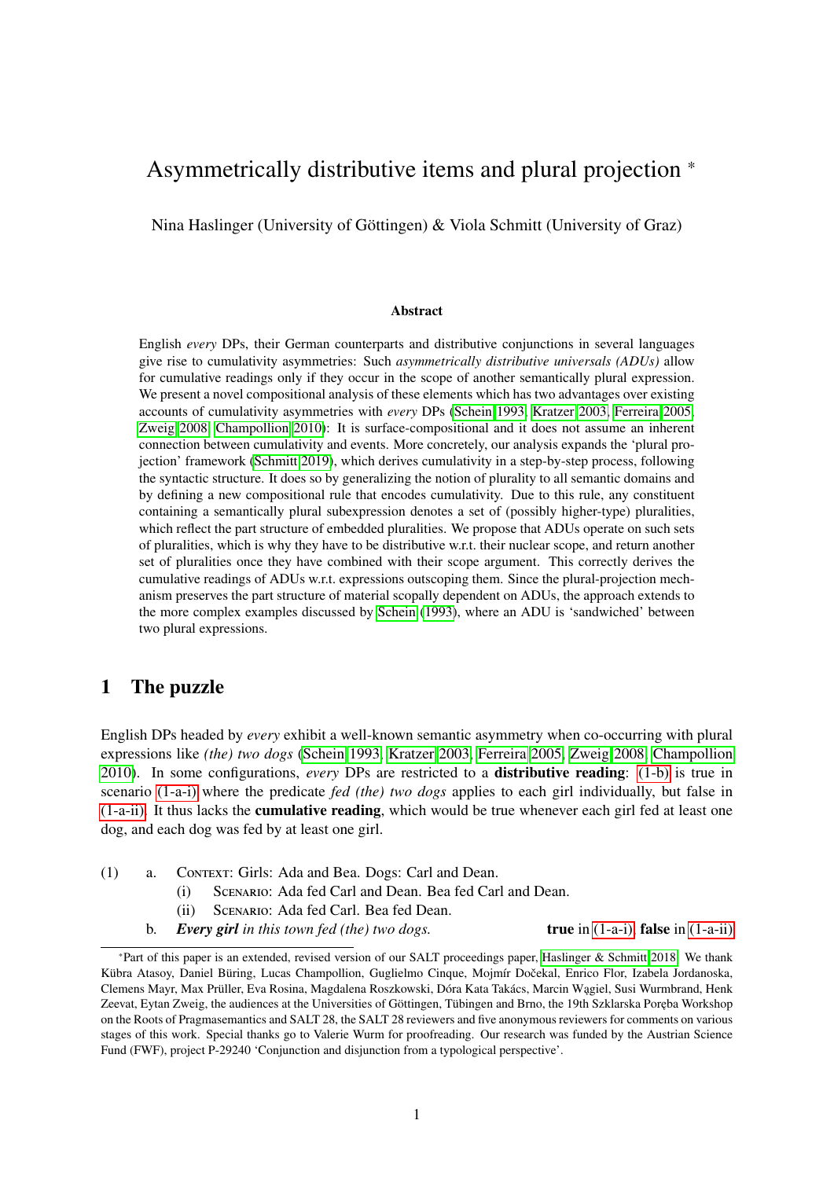# Asymmetrically distributive items and plural projection *

Nina Haslinger (University of Göttingen) & Viola Schmitt (University of Graz)

### Abstract

English *every* DPs, their German counterparts and distributive conjunctions in several languages give rise to cumulativity asymmetries: Such *asymmetrically distributive universals (ADUs)* allow for cumulative readings only if they occur in the scope of another semantically plural expression. We present a novel compositional analysis of these elements which has two advantages over existing accounts of cumulativity asymmetries with *every* DPs (Schein 1993, Kratzer 2003, Ferreira 2005, Zweig 2008, Champollion 2010): It is surface-compositional and it does not assume an inherent connection between cumulativity and events. More concretely, our analysis expands the 'plural projection' framework (Schmitt 2019), which derives cumulativity in a step-by-step process, following the syntactic structure. It does so by generalizing the notion of plurality to all semantic domains and by defining a new compositional rule that encodes cumulativity. Due to this rule, any constituent containing a semantically plural subexpression denotes a set of (possibly higher-type) pluralities, which reflect the part structure of embedded pluralities. We propose that ADUs operate on such sets of pluralities, which is why they have to be distributive w.r.t. their nuclear scope, and return another set of pluralities once they have combined with their scope argument. This correctly derives the cumulative readings of ADUs w.r.t. expressions outscoping them. Since the plural-projection mechanism preserves the part structure of material scopally dependent on ADUs, the approach extends to the more complex examples discussed by Schein (1993), where an ADU is 'sandwiched' between two plural expressions.

## 1 The puzzle

English DPs headed by *every* exhibit a well-known semantic asymmetry when co-occurring with plural expressions like *(the) two dogs* (Schein 1993, Kratzer 2003, Ferreira 2005, Zweig 2008, Champollion 2010). In some configurations, *every* DPs are restricted to a **distributive reading**: (1-b) is true in scenario (1-a-i) where the predicate *fed (the) two dogs* applies to each girl individually, but false in (1-a-ii). It thus lacks the **cumulative reading**, which would be true whenever each girl fed at least one dog, and each dog was fed by at least one girl.

(1) a. CONTEXT: Girls: Ada and Bea. Dogs: Carl and Dean.
   (i) SCENARIO: Ada fed Carl and Dean. Bea fed Carl and Dean.
   (ii) SCENARIO: Ada fed Carl. Bea fed Dean.

b. ***Every girl*** *in this town fed (the) two dogs.* **true** in (1-a-i), **false** in (1-a-ii)

*Part of this paper is an extended, revised version of our SALT proceedings paper, Haslinger & Schmitt 2018. We thank Kübra Atasoy, Daniel Büring, Lucas Champollion, Guglielmo Cinque, Mojmír Dočekal, Enrico Flor, Izabela Jordanoska, Clemens Mayr, Max Prüller, Eva Rosina, Magdalena Roszkowski, Dóra Kata Takács, Marcin Wągiel, Susi Wurmbrand, Henk Zeevat, Eytan Zweig, the audiences at the Universities of Göttingen, Tübingen and Brno, the 19th Szklarska Poręba Workshop on the Roots of Pragmasemantics and SALT 28, the SALT 28 reviewers and five anonymous reviewers for comments on various stages of this work. Special thanks go to Valerie Wurm for proofreading. Our research was funded by the Austrian Science Fund (FWF), project P-29240 'Conjunction and disjunction from a typological perspective'.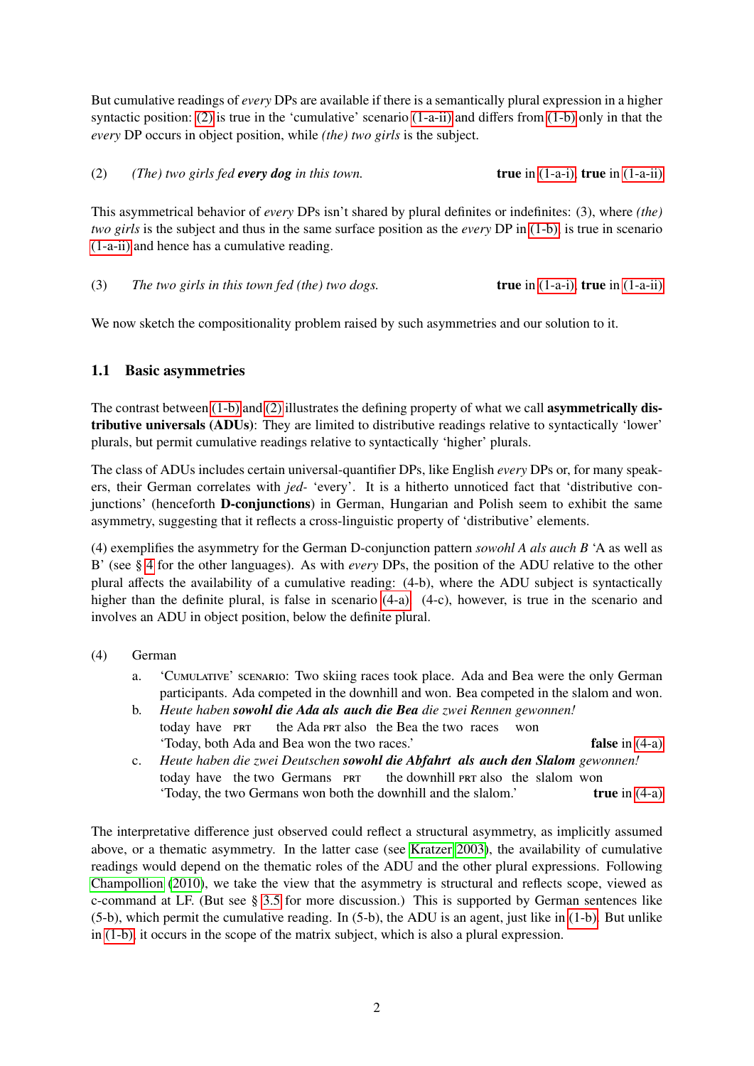But cumulative readings of *every* DPs are available if there is a semantically plural expression in a higher syntactic position: (2) is true in the 'cumulative' scenario (1-a-ii) and differs from (1-b) only in that the *every* DP occurs in object position, while *(the) two girls* is the subject.

(2) *(The) two girls fed* ***every dog*** *in this town.* **true** in (1-a-i), **true** in (1-a-ii)

This asymmetrical behavior of *every* DPs isn't shared by plural definites or indefinites: (3), where *(the) two girls* is the subject and thus in the same surface position as the *every* DP in (1-b), is true in scenario (1-a-ii) and hence has a cumulative reading.

(3) *The two girls in this town fed (the) two dogs.* **true** in (1-a-i), **true** in (1-a-ii)

We now sketch the compositionality problem raised by such asymmetries and our solution to it.

## 1.1 Basic asymmetries

The contrast between (1-b) and (2) illustrates the defining property of what we call **asymmetrically distributive universals (ADUs)**: They are limited to distributive readings relative to syntactically 'lower' plurals, but permit cumulative readings relative to syntactically 'higher' plurals.

The class of ADUs includes certain universal-quantifier DPs, like English *every* DPs or, for many speakers, their German correlates with *jed-* 'every'. It is a hitherto unnoticed fact that 'distributive conjunctions' (henceforth **D-conjunctions**) in German, Hungarian and Polish seem to exhibit the same asymmetry, suggesting that it reflects a cross-linguistic property of 'distributive' elements.

(4) exemplifies the asymmetry for the German D-conjunction pattern *sowohl A als auch B* 'A as well as B' (see § 4 for the other languages). As with *every* DPs, the position of the ADU relative to the other plural affects the availability of a cumulative reading: (4-b), where the ADU subject is syntactically higher than the definite plural, is false in scenario (4-a). (4-c), however, is true in the scenario and involves an ADU in object position, below the definite plural.

(4) German
  a. 'Cumulative' scenario: Two skiing races took place. Ada and Bea were the only German participants. Ada competed in the downhill and won. Bea competed in the slalom and won.
  b. *Heute haben* ***sowohl die Ada als auch die Bea*** *die zwei Rennen gewonnen!*
     today have PRT the Ada PRT also the Bea the two races won
     'Today, both Ada and Bea won the two races.' **false** in (4-a)
  c. *Heute haben die zwei Deutschen* ***sowohl die Abfahrt als auch den Slalom*** *gewonnen!*
     today have the two Germans PRT the downhill PRT also the slalom won
     'Today, the two Germans won both the downhill and the slalom.' **true** in (4-a)

The interpretative difference just observed could reflect a structural asymmetry, as implicitly assumed above, or a thematic asymmetry. In the latter case (see Kratzer 2003), the availability of cumulative readings would depend on the thematic roles of the ADU and the other plural expressions. Following Champollion (2010), we take the view that the asymmetry is structural and reflects scope, viewed as c-command at LF. (But see § 3.5 for more discussion.) This is supported by German sentences like (5-b), which permit the cumulative reading. In (5-b), the ADU is an agent, just like in (1-b). But unlike in (1-b), it occurs in the scope of the matrix subject, which is also a plural expression.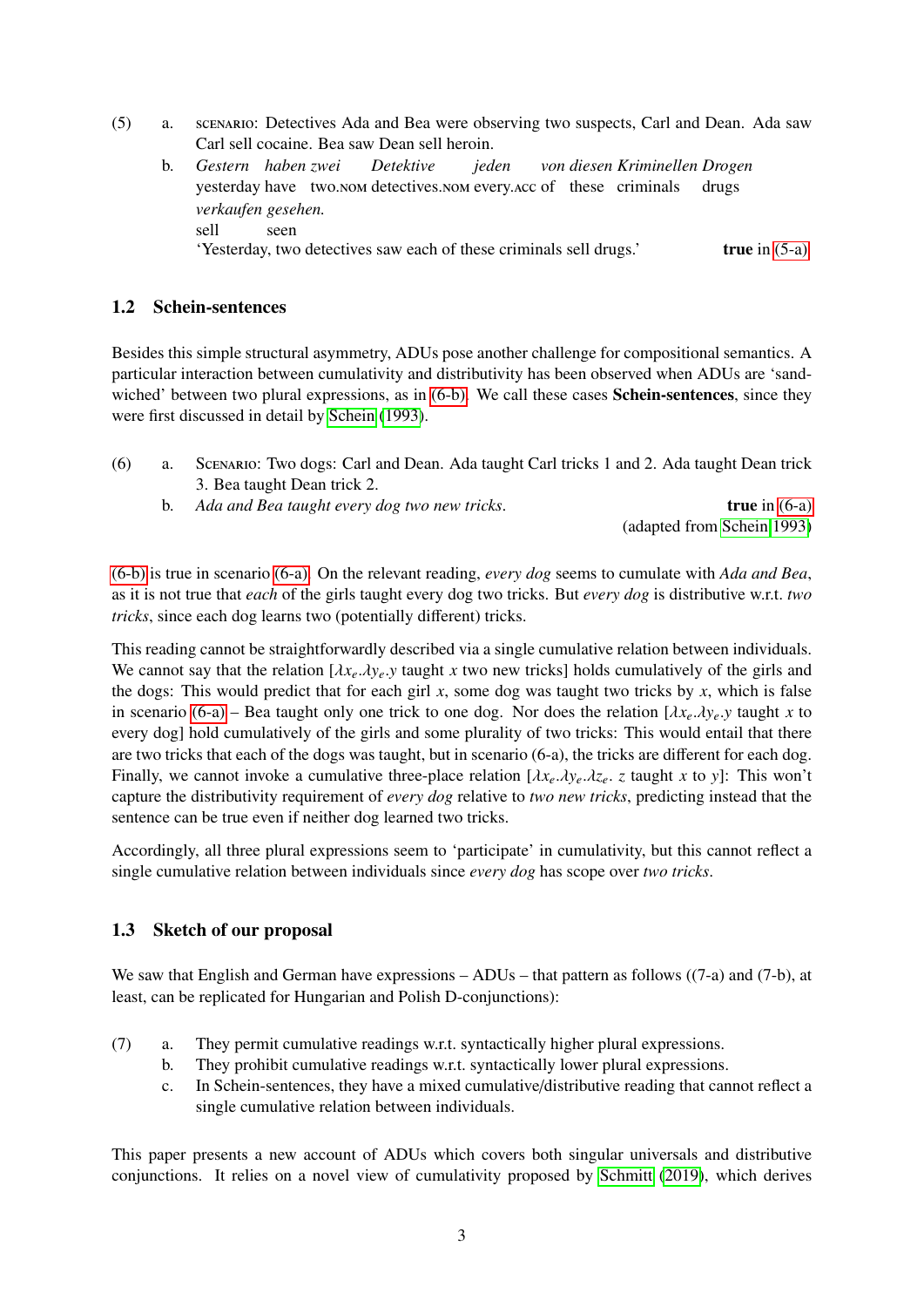(5) a. SCENARIO: Detectives Ada and Bea were observing two suspects, Carl and Dean. Ada saw Carl sell cocaine. Bea saw Dean sell heroin.

b. *Gestern haben zwei Detektive jeden von diesen Kriminellen Drogen verkaufen gesehen.*
yesterday have two.NOM detectives.NOM every.ACC of these criminals drugs sell seen
'Yesterday, two detectives saw each of these criminals sell drugs.' **true** in (5-a)

## 1.2 Schein-sentences

Besides this simple structural asymmetry, ADUs pose another challenge for compositional semantics. A particular interaction between cumulativity and distributivity has been observed when ADUs are 'sandwiched' between two plural expressions, as in (6-b). We call these cases **Schein-sentences**, since they were first discussed in detail by Schein (1993).

(6) a. SCENARIO: Two dogs: Carl and Dean. Ada taught Carl tricks 1 and 2. Ada taught Dean trick 3. Bea taught Dean trick 2.

b. *Ada and Bea taught every dog two new tricks.* **true** in (6-a)
(adapted from Schein 1993)

(6-b) is true in scenario (6-a). On the relevant reading, *every dog* seems to cumulate with *Ada and Bea*, as it is not true that *each* of the girls taught every dog two tricks. But *every dog* is distributive w.r.t. *two tricks*, since each dog learns two (potentially different) tricks.

This reading cannot be straightforwardly described via a single cumulative relation between individuals. We cannot say that the relation [$\lambda x_e.\lambda y_e.y$ taught $x$ two new tricks] holds cumulatively of the girls and the dogs: This would predict that for each girl $x$, some dog was taught two tricks by $x$, which is false in scenario (6-a) – Bea taught only one trick to one dog. Nor does the relation [$\lambda x_e.\lambda y_e.y$ taught $x$ to every dog] hold cumulatively of the girls and some plurality of two tricks: This would entail that there are two tricks that each of the dogs was taught, but in scenario (6-a), the tricks are different for each dog. Finally, we cannot invoke a cumulative three-place relation [$\lambda x_e.\lambda y_e.\lambda z_e.$ $z$ taught $x$ to $y$]: This won't capture the distributivity requirement of *every dog* relative to *two new tricks*, predicting instead that the sentence can be true even if neither dog learned two tricks.

Accordingly, all three plural expressions seem to 'participate' in cumulativity, but this cannot reflect a single cumulative relation between individuals since *every dog* has scope over *two tricks*.

## 1.3 Sketch of our proposal

We saw that English and German have expressions – ADUs – that pattern as follows ((7-a) and (7-b), at least, can be replicated for Hungarian and Polish D-conjunctions):

(7) a. They permit cumulative readings w.r.t. syntactically higher plural expressions.

b. They prohibit cumulative readings w.r.t. syntactically lower plural expressions.

c. In Schein-sentences, they have a mixed cumulative/distributive reading that cannot reflect a single cumulative relation between individuals.

This paper presents a new account of ADUs which covers both singular universals and distributive conjunctions. It relies on a novel view of cumulativity proposed by Schmitt (2019), which derives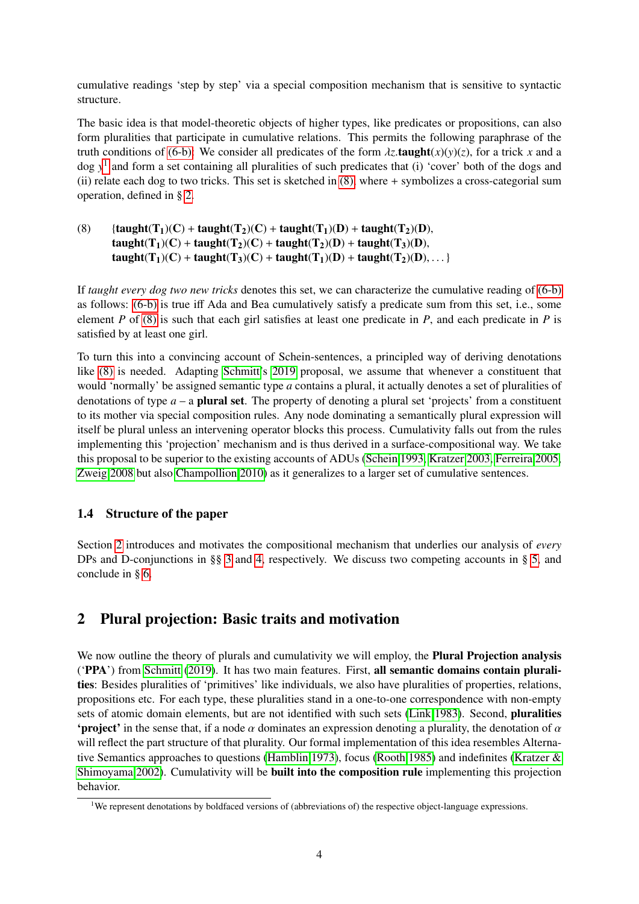cumulative readings 'step by step' via a special composition mechanism that is sensitive to syntactic structure.

The basic idea is that model-theoretic objects of higher types, like predicates or propositions, can also form pluralities that participate in cumulative relations. This permits the following paraphrase of the truth conditions of (6-b): We consider all predicates of the form $\lambda z.\mathbf{taught}(x)(y)(z)$, for a trick $x$ and a dog $y$[1] and form a set containing all pluralities of such predicates that (i) 'cover' both of the dogs and (ii) relate each dog to two tricks. This set is sketched in (8), where + symbolizes a cross-categorial sum operation, defined in § 2.

(8) $\{\mathbf{taught(T_1)(C)} + \mathbf{taught(T_2)(C)} + \mathbf{taught(T_1)(D)} + \mathbf{taught(T_2)(D)},$
$\mathbf{taught(T_1)(C)} + \mathbf{taught(T_2)(C)} + \mathbf{taught(T_2)(D)} + \mathbf{taught(T_3)(D)},$
$\mathbf{taught(T_1)(C)} + \mathbf{taught(T_3)(C)} + \mathbf{taught(T_1)(D)} + \mathbf{taught(T_2)(D)}, \ldots\}$

If *taught every dog two new tricks* denotes this set, we can characterize the cumulative reading of (6-b) as follows: (6-b) is true iff Ada and Bea cumulatively satisfy a predicate sum from this set, i.e., some element $P$ of (8) is such that each girl satisfies at least one predicate in $P$, and each predicate in $P$ is satisfied by at least one girl.

To turn this into a convincing account of Schein-sentences, a principled way of deriving denotations like (8) is needed. Adapting Schmitt's 2019 proposal, we assume that whenever a constituent that would 'normally' be assigned semantic type $a$ contains a plural, it actually denotes a set of pluralities of denotations of type $a$ – a **plural set**. The property of denoting a plural set 'projects' from a constituent to its mother via special composition rules. Any node dominating a semantically plural expression will itself be plural unless an intervening operator blocks this process. Cumulativity falls out from the rules implementing this 'projection' mechanism and is thus derived in a surface-compositional way. We take this proposal to be superior to the existing accounts of ADUs (Schein 1993, Kratzer 2003, Ferreira 2005, Zweig 2008 but also Champollion 2010) as it generalizes to a larger set of cumulative sentences.

### 1.4 Structure of the paper

Section 2 introduces and motivates the compositional mechanism that underlies our analysis of *every* DPs and D-conjunctions in §§ 3 and 4, respectively. We discuss two competing accounts in § 5, and conclude in § 6.

## 2 Plural projection: Basic traits and motivation

We now outline the theory of plurals and cumulativity we will employ, the **Plural Projection analysis** ('**PPA**') from Schmitt (2019). It has two main features. First, **all semantic domains contain pluralities**: Besides pluralities of 'primitives' like individuals, we also have pluralities of properties, relations, propositions etc. For each type, these pluralities stand in a one-to-one correspondence with non-empty sets of atomic domain elements, but are not identified with such sets (Link 1983). Second, **pluralities 'project'** in the sense that, if a node $\alpha$ dominates an expression denoting a plurality, the denotation of $\alpha$ will reflect the part structure of that plurality. Our formal implementation of this idea resembles Alternative Semantics approaches to questions (Hamblin 1973), focus (Rooth 1985) and indefinites (Kratzer & Shimoyama 2002). Cumulativity will be **built into the composition rule** implementing this projection behavior.

[1] We represent denotations by boldfaced versions of (abbreviations of) the respective object-language expressions.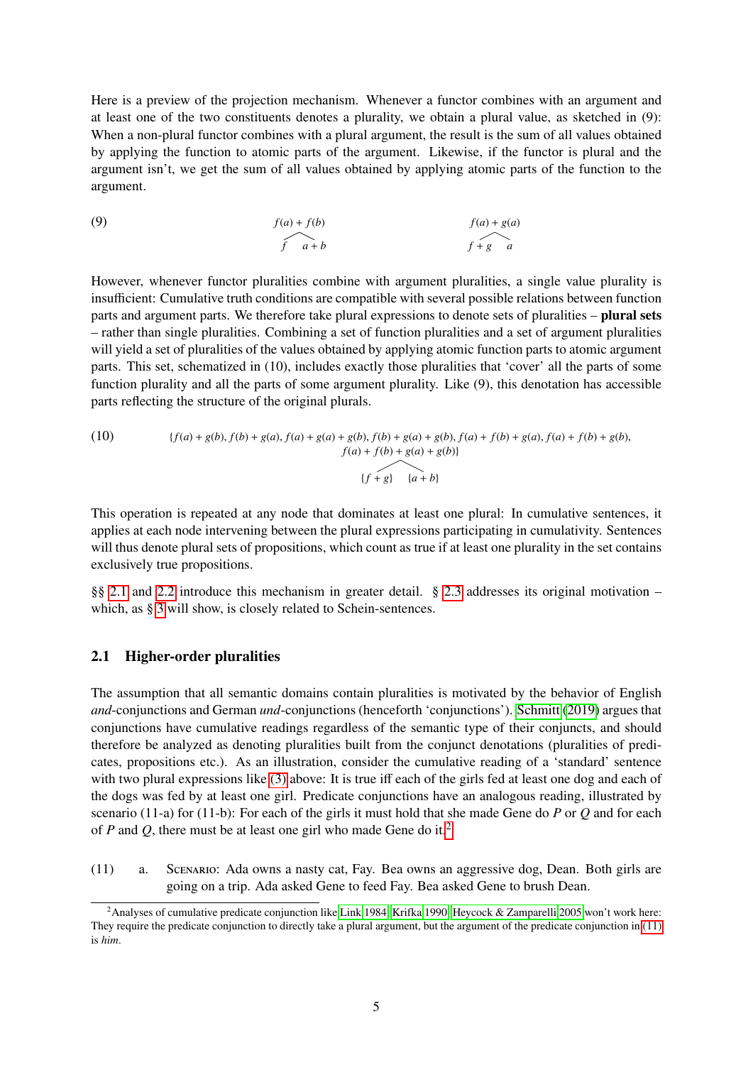Here is a preview of the projection mechanism. Whenever a functor combines with an argument and at least one of the two constituents denotes a plurality, we obtain a plural value, as sketched in (9): When a non-plural functor combines with a plural argument, the result is the sum of all values obtained by applying the function to atomic parts of the argument. Likewise, if the functor is plural and the argument isn't, we get the sum of all values obtained by applying atomic parts of the function to the argument.

(9) $\underset{f \quad a+b}{f(a)+f(b)}$ $\qquad\qquad$ $\underset{f+g \quad a}{f(a)+g(a)}$

However, whenever functor pluralities combine with argument pluralities, a single value plurality is insufficient: Cumulative truth conditions are compatible with several possible relations between function parts and argument parts. We therefore take plural expressions to denote sets of pluralities – **plural sets** – rather than single pluralities. Combining a set of function pluralities and a set of argument pluralities will yield a set of pluralities of the values obtained by applying atomic function parts to atomic argument parts. This set, schematized in (10), includes exactly those pluralities that 'cover' all the parts of some function plurality and all the parts of some argument plurality. Like (9), this denotation has accessible parts reflecting the structure of the original plurals.

(10)
$$\{f(a)+g(b), f(b)+g(a), f(a)+g(a)+g(b), f(b)+g(a)+g(b), f(a)+f(b)+g(a), f(a)+f(b)+g(b), f(a)+f(b)+g(a)+g(b)\}$$
$$\{f+g\} \qquad \{a+b\}$$

This operation is repeated at any node that dominates at least one plural: In cumulative sentences, it applies at each node intervening between the plural expressions participating in cumulativity. Sentences will thus denote plural sets of propositions, which count as true if at least one plurality in the set contains exclusively true propositions.

§§ 2.1 and 2.2 introduce this mechanism in greater detail. § 2.3 addresses its original motivation – which, as § 3 will show, is closely related to Schein-sentences.

## 2.1 Higher-order pluralities

The assumption that all semantic domains contain pluralities is motivated by the behavior of English *and*-conjunctions and German *und*-conjunctions (henceforth 'conjunctions'). Schmitt (2019) argues that conjunctions have cumulative readings regardless of the semantic type of their conjuncts, and should therefore be analyzed as denoting pluralities built from the conjunct denotations (pluralities of predicates, propositions etc.). As an illustration, consider the cumulative reading of a 'standard' sentence with two plural expressions like (3) above: It is true iff each of the girls fed at least one dog and each of the dogs was fed by at least one girl. Predicate conjunctions have an analogous reading, illustrated by scenario (11-a) for (11-b): For each of the girls it must hold that she made Gene do $P$ or $Q$ and for each of $P$ and $Q$, there must be at least one girl who made Gene do it.[2]

(11) a. Scenario: Ada owns a nasty cat, Fay. Bea owns an aggressive dog, Dean. Both girls are going on a trip. Ada asked Gene to feed Fay. Bea asked Gene to brush Dean.

[2]Analyses of cumulative predicate conjunction like Link 1984, Krifka 1990, Heycock & Zamparelli 2005 won't work here: They require the predicate conjunction to directly take a plural argument, but the argument of the predicate conjunction in (11) is *him*.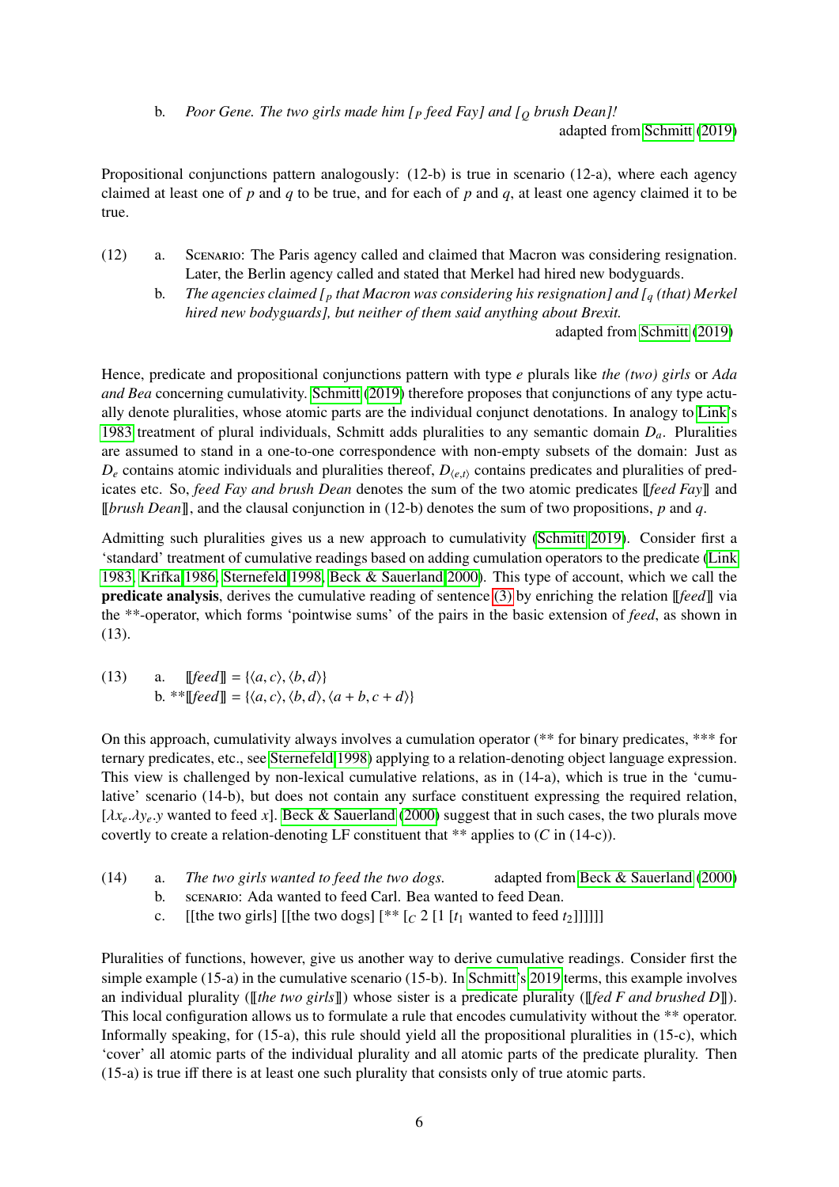b. *Poor Gene. The two girls made him [$_P$ feed Fay] and [$_Q$ brush Dean]!*
adapted from Schmitt (2019)

Propositional conjunctions pattern analogously: (12-b) is true in scenario (12-a), where each agency claimed at least one of $p$ and $q$ to be true, and for each of $p$ and $q$, at least one agency claimed it to be true.

(12) a. Scenario: The Paris agency called and claimed that Macron was considering resignation. Later, the Berlin agency called and stated that Merkel had hired new bodyguards.

b. *The agencies claimed [$_p$ that Macron was considering his resignation] and [$_q$ (that) Merkel hired new bodyguards], but neither of them said anything about Brexit.*
adapted from Schmitt (2019)

Hence, predicate and propositional conjunctions pattern with type $e$ plurals like *the (two) girls* or *Ada and Bea* concerning cumulativity. Schmitt (2019) therefore proposes that conjunctions of any type actually denote pluralities, whose atomic parts are the individual conjunct denotations. In analogy to Link's 1983 treatment of plural individuals, Schmitt adds pluralities to any semantic domain $D_a$. Pluralities are assumed to stand in a one-to-one correspondence with non-empty subsets of the domain: Just as $D_e$ contains atomic individuals and pluralities thereof, $D_{\langle e,t\rangle}$ contains predicates and pluralities of predicates etc. So, *feed Fay and brush Dean* denotes the sum of the two atomic predicates $[\![$*feed Fay*$]\!]$ and $[\![$*brush Dean*$]\!]$, and the clausal conjunction in (12-b) denotes the sum of two propositions, $p$ and $q$.

Admitting such pluralities gives us a new approach to cumulativity (Schmitt 2019). Consider first a 'standard' treatment of cumulative readings based on adding cumulation operators to the predicate (Link 1983, Krifka 1986, Sternefeld 1998, Beck & Sauerland 2000). This type of account, which we call the **predicate analysis**, derives the cumulative reading of sentence (3) by enriching the relation $[\![$*feed*$]\!]$ via the **-operator, which forms 'pointwise sums' of the pairs in the basic extension of *feed*, as shown in (13).

(13) a. $[\![feed]\!] = \{\langle a, c\rangle, \langle b, d\rangle\}$

b. $**[\![feed]\!] = \{\langle a, c\rangle, \langle b, d\rangle, \langle a + b, c + d\rangle\}$

On this approach, cumulativity always involves a cumulation operator (** for binary predicates, *** for ternary predicates, etc., see Sternefeld 1998) applying to a relation-denoting object language expression. This view is challenged by non-lexical cumulative relations, as in (14-a), which is true in the 'cumulative' scenario (14-b), but does not contain any surface constituent expressing the required relation, $[\lambda x_e.\lambda y_e.y$ wanted to feed $x]$. Beck & Sauerland (2000) suggest that in such cases, the two plurals move covertly to create a relation-denoting LF constituent that ** applies to ($C$ in (14-c)).

(14) a. *The two girls wanted to feed the two dogs.* adapted from Beck & Sauerland (2000)

b. scenario: Ada wanted to feed Carl. Bea wanted to feed Dean.

c. [[the two girls] [[the two dogs] [** [$_C$ 2 [1 [$t_1$ wanted to feed $t_2$]]]]]]

Pluralities of functions, however, give us another way to derive cumulative readings. Consider first the simple example (15-a) in the cumulative scenario (15-b). In Schmitt's 2019 terms, this example involves an individual plurality ($[\![$*the two girls*$]\!]$) whose sister is a predicate plurality ($[\![$*fed F and brushed D*$]\!]$). This local configuration allows us to formulate a rule that encodes cumulativity without the ** operator. Informally speaking, for (15-a), this rule should yield all the propositional pluralities in (15-c), which 'cover' all atomic parts of the individual plurality and all atomic parts of the predicate plurality. Then (15-a) is true iff there is at least one such plurality that consists only of true atomic parts.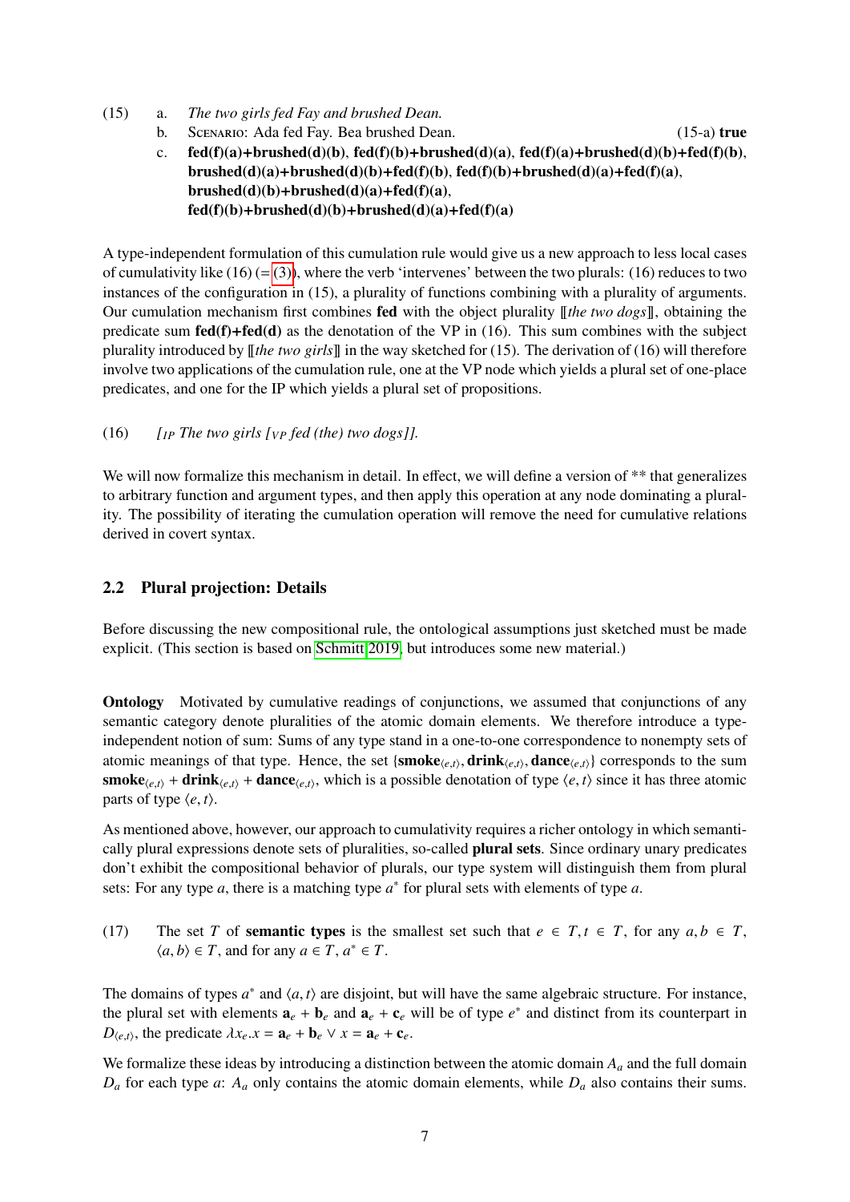(15) a. *The two girls fed Fay and brushed Dean.*

b. SCENARIO: Ada fed Fay. Bea brushed Dean. (15-a) **true**

c. **fed(f)(a)+brushed(d)(b)**, **fed(f)(b)+brushed(d)(a)**, **fed(f)(a)+brushed(d)(b)+fed(f)(b)**, **brushed(d)(a)+brushed(d)(b)+fed(f)(b)**, **fed(f)(b)+brushed(d)(a)+fed(f)(a)**, **brushed(d)(b)+brushed(d)(a)+fed(f)(a)**, **fed(f)(b)+brushed(d)(b)+brushed(d)(a)+fed(f)(a)**

A type-independent formulation of this cumulation rule would give us a new approach to less local cases of cumulativity like (16) (= (3)), where the verb 'intervenes' between the two plurals: (16) reduces to two instances of the configuration in (15), a plurality of functions combining with a plurality of arguments. Our cumulation mechanism first combines **fed** with the object plurality ⟦*the two dogs*⟧, obtaining the predicate sum **fed(f)+fed(d)** as the denotation of the VP in (16). This sum combines with the subject plurality introduced by ⟦*the two girls*⟧ in the way sketched for (15). The derivation of (16) will therefore involve two applications of the cumulation rule, one at the VP node which yields a plural set of one-place predicates, and one for the IP which yields a plural set of propositions.

(16) *[$_{IP}$ The two girls [$_{VP}$ fed (the) two dogs]].*

We will now formalize this mechanism in detail. In effect, we will define a version of ** that generalizes to arbitrary function and argument types, and then apply this operation at any node dominating a plurality. The possibility of iterating the cumulation operation will remove the need for cumulative relations derived in covert syntax.

## 2.2 Plural projection: Details

Before discussing the new compositional rule, the ontological assumptions just sketched must be made explicit. (This section is based on Schmitt 2019, but introduces some new material.)

**Ontology** Motivated by cumulative readings of conjunctions, we assumed that conjunctions of any semantic category denote pluralities of the atomic domain elements. We therefore introduce a type-independent notion of sum: Sums of any type stand in a one-to-one correspondence to nonempty sets of atomic meanings of that type. Hence, the set $\{\mathbf{smoke}_{\langle e,t\rangle}, \mathbf{drink}_{\langle e,t\rangle}, \mathbf{dance}_{\langle e,t\rangle}\}$ corresponds to the sum $\mathbf{smoke}_{\langle e,t\rangle} + \mathbf{drink}_{\langle e,t\rangle} + \mathbf{dance}_{\langle e,t\rangle}$, which is a possible denotation of type $\langle e,t\rangle$ since it has three atomic parts of type $\langle e,t\rangle$.

As mentioned above, however, our approach to cumulativity requires a richer ontology in which semantically plural expressions denote sets of pluralities, so-called **plural sets**. Since ordinary unary predicates don't exhibit the compositional behavior of plurals, our type system will distinguish them from plural sets: For any type $a$, there is a matching type $a^*$ for plural sets with elements of type $a$.

(17) The set $T$ of **semantic types** is the smallest set such that $e \in T, t \in T$, for any $a, b \in T$, $\langle a,b\rangle \in T$, and for any $a \in T$, $a^* \in T$.

The domains of types $a^*$ and $\langle a,t\rangle$ are disjoint, but will have the same algebraic structure. For instance, the plural set with elements $\mathbf{a}_e + \mathbf{b}_e$ and $\mathbf{a}_e + \mathbf{c}_e$ will be of type $e^*$ and distinct from its counterpart in $D_{\langle e,t\rangle}$, the predicate $\lambda x_e.x = \mathbf{a}_e + \mathbf{b}_e \lor x = \mathbf{a}_e + \mathbf{c}_e$.

We formalize these ideas by introducing a distinction between the atomic domain $A_a$ and the full domain $D_a$ for each type $a$: $A_a$ only contains the atomic domain elements, while $D_a$ also contains their sums.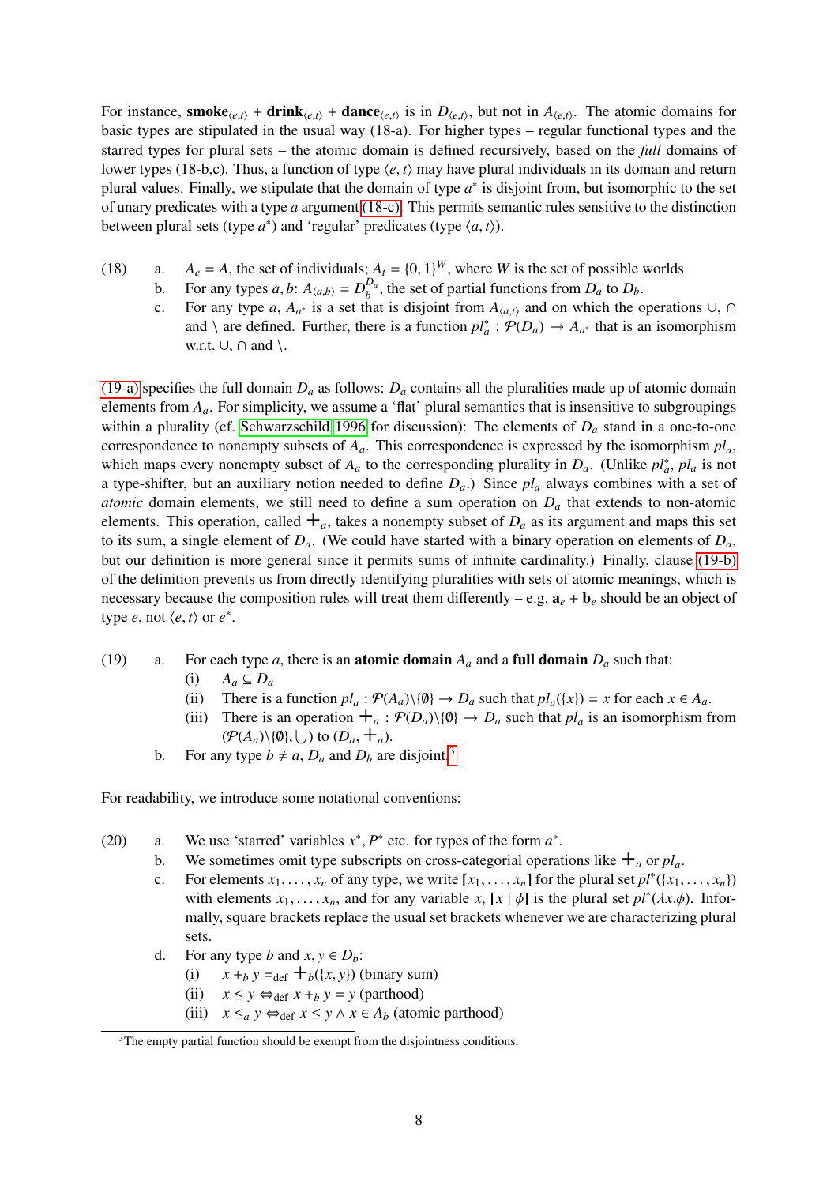For instance, $\mathbf{smoke}_{\langle e,t\rangle}$ + $\mathbf{drink}_{\langle e,t\rangle}$ + $\mathbf{dance}_{\langle e,t\rangle}$ is in $D_{\langle e,t\rangle}$, but not in $A_{\langle e,t\rangle}$. The atomic domains for basic types are stipulated in the usual way (18-a). For higher types – regular functional types and the starred types for plural sets – the atomic domain is defined recursively, based on the *full* domains of lower types (18-b,c). Thus, a function of type $\langle e,t\rangle$ may have plural individuals in its domain and return plural values. Finally, we stipulate that the domain of type $a^*$ is disjoint from, but isomorphic to the set of unary predicates with a type $a$ argument (18-c). This permits semantic rules sensitive to the distinction between plural sets (type $a^*$) and 'regular' predicates (type $\langle a,t\rangle$).

(18)
a. $A_e = A$, the set of individuals; $A_t = \{0,1\}^W$, where $W$ is the set of possible worlds
b. For any types $a, b$: $A_{\langle a,b\rangle} = D_b^{D_a}$, the set of partial functions from $D_a$ to $D_b$.
c. For any type $a$, $A_{a^*}$ is a set that is disjoint from $A_{\langle a,t\rangle}$ and on which the operations $\cup$, $\cap$ and $\setminus$ are defined. Further, there is a function $pl^*_a : \mathcal{P}(D_a) \to A_{a^*}$ that is an isomorphism w.r.t. $\cup$, $\cap$ and $\setminus$.

(19-a) specifies the full domain $D_a$ as follows: $D_a$ contains all the pluralities made up of atomic domain elements from $A_a$. For simplicity, we assume a 'flat' plural semantics that is insensitive to subgroupings within a plurality (cf. Schwarzschild 1996 for discussion): The elements of $D_a$ stand in a one-to-one correspondence to nonempty subsets of $A_a$. This correspondence is expressed by the isomorphism $pl_a$, which maps every nonempty subset of $A_a$ to the corresponding plurality in $D_a$. (Unlike $pl^*_a$, $pl_a$ is not a type-shifter, but an auxiliary notion needed to define $D_a$.) Since $pl_a$ always combines with a set of *atomic* domain elements, we still need to define a sum operation on $D_a$ that extends to non-atomic elements. This operation, called $+_a$, takes a nonempty subset of $D_a$ as its argument and maps this set to its sum, a single element of $D_a$. (We could have started with a binary operation on elements of $D_a$, but our definition is more general since it permits sums of infinite cardinality.) Finally, clause (19-b) of the definition prevents us from directly identifying pluralities with sets of atomic meanings, which is necessary because the composition rules will treat them differently – e.g. $\mathbf{a}_e + \mathbf{b}_e$ should be an object of type $e$, not $\langle e,t\rangle$ or $e^*$.

(19)
a. For each type $a$, there is an **atomic domain** $A_a$ and a **full domain** $D_a$ such that:
  (i) $A_a \subseteq D_a$
  (ii) There is a function $pl_a : \mathcal{P}(A_a)\setminus\{\emptyset\} \to D_a$ such that $pl_a(\{x\}) = x$ for each $x \in A_a$.
  (iii) There is an operation $+_a : \mathcal{P}(D_a)\setminus\{\emptyset\} \to D_a$ such that $pl_a$ is an isomorphism from $(\mathcal{P}(A_a)\setminus\{\emptyset\}, \bigcup)$ to $(D_a, +_a)$.
b. For any type $b \neq a$, $D_a$ and $D_b$ are disjoint.[3]

For readability, we introduce some notational conventions:

(20)
a. We use 'starred' variables $x^*, P^*$ etc. for types of the form $a^*$.
b. We sometimes omit type subscripts on cross-categorial operations like $+_a$ or $pl_a$.
c. For elements $x_1, \ldots, x_n$ of any type, we write $[x_1, \ldots, x_n]$ for the plural set $pl^*(\{x_1, \ldots, x_n\})$ with elements $x_1, \ldots, x_n$, and for any variable $x$, $[x \mid \phi]$ is the plural set $pl^*(\lambda x.\phi)$. Informally, square brackets replace the usual set brackets whenever we are characterizing plural sets.
d. For any type $b$ and $x, y \in D_b$:
  (i) $x +_b y =_{\text{def}} +_b(\{x,y\})$ (binary sum)
  (ii) $x \leq y \Leftrightarrow_{\text{def}} x +_b y = y$ (parthood)
  (iii) $x \leq_a y \Leftrightarrow_{\text{def}} x \leq y \wedge x \in A_b$ (atomic parthood)

[3] The empty partial function should be exempt from the disjointness conditions.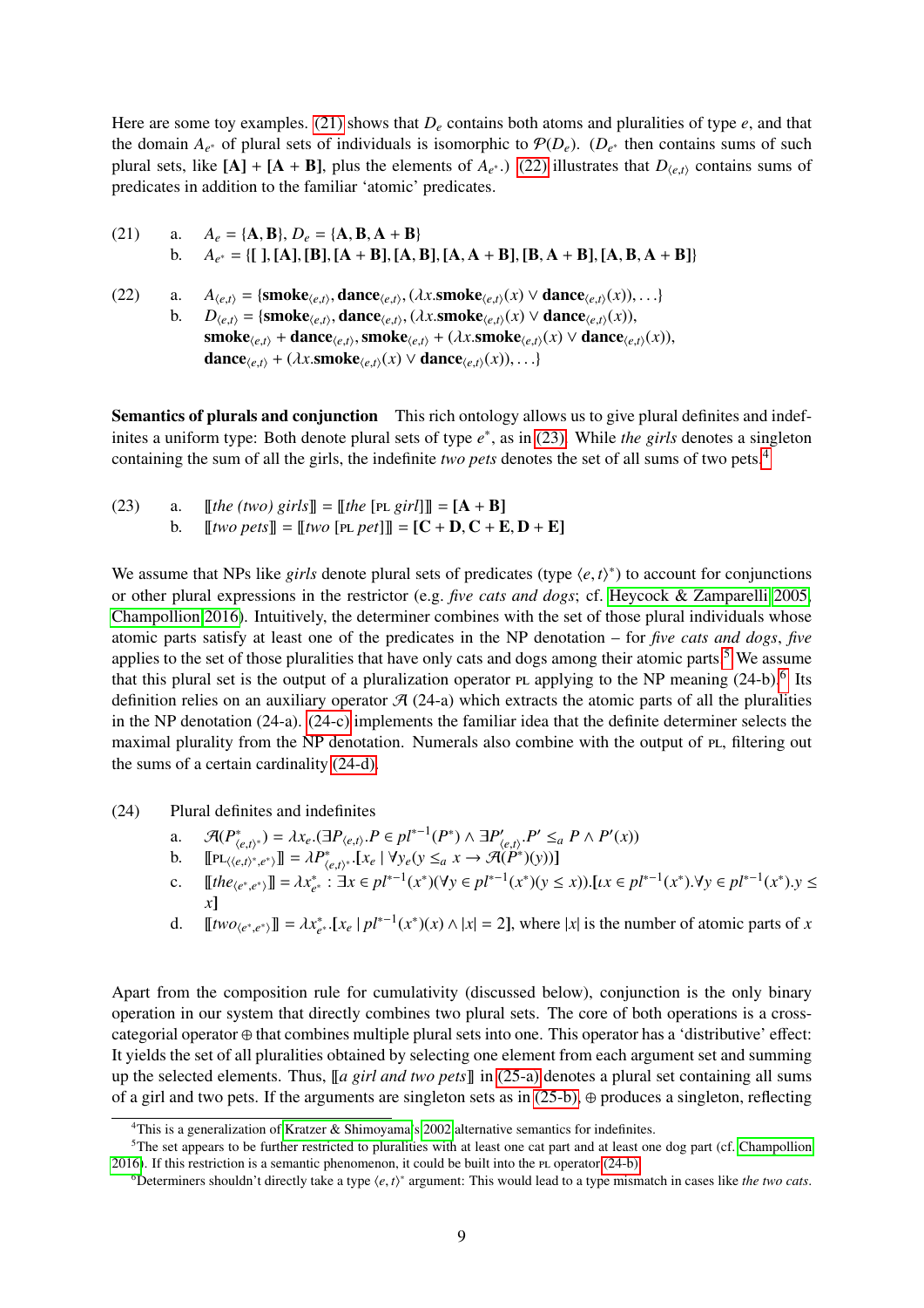Here are some toy examples. (21) shows that $D_e$ contains both atoms and pluralities of type $e$, and that the domain $A_{e^*}$ of plural sets of individuals is isomorphic to $\mathcal{P}(D_e)$. ($D_{e^*}$ then contains sums of such plural sets, like $\mathbf{[A]} + \mathbf{[A + B]}$, plus the elements of $A_{e^*}$.) (22) illustrates that $D_{\langle e,t \rangle}$ contains sums of predicates in addition to the familiar 'atomic' predicates.

(21) a. $A_e = \{\mathbf{A}, \mathbf{B}\}$, $D_e = \{\mathbf{A}, \mathbf{B}, \mathbf{A + B}\}$

b. $A_{e^*} = \{\mathbf{[\ ]}, \mathbf{[A]}, \mathbf{[B]}, \mathbf{[A + B]}, \mathbf{[A, B]}, \mathbf{[A, A + B]}, \mathbf{[B, A + B]}, \mathbf{[A, B, A + B]}\}$

(22) a. $A_{\langle e,t \rangle} = \{\mathbf{smoke}_{\langle e,t \rangle}, \mathbf{dance}_{\langle e,t \rangle}, (\lambda x.\mathbf{smoke}_{\langle e,t \rangle}(x) \vee \mathbf{dance}_{\langle e,t \rangle}(x)), \ldots\}$

b. $D_{\langle e,t \rangle} = \{\mathbf{smoke}_{\langle e,t \rangle}, \mathbf{dance}_{\langle e,t \rangle}, (\lambda x.\mathbf{smoke}_{\langle e,t \rangle}(x) \vee \mathbf{dance}_{\langle e,t \rangle}(x)),$
$\mathbf{smoke}_{\langle e,t \rangle} + \mathbf{dance}_{\langle e,t \rangle}, \mathbf{smoke}_{\langle e,t \rangle} + (\lambda x.\mathbf{smoke}_{\langle e,t \rangle}(x) \vee \mathbf{dance}_{\langle e,t \rangle}(x)),$
$\mathbf{dance}_{\langle e,t \rangle} + (\lambda x.\mathbf{smoke}_{\langle e,t \rangle}(x) \vee \mathbf{dance}_{\langle e,t \rangle}(x)), \ldots\}$

**Semantics of plurals and conjunction** This rich ontology allows us to give plural definites and indefinites a uniform type: Both denote plural sets of type $e^*$, as in (23). While *the girls* denotes a singleton containing the sum of all the girls, the indefinite *two pets* denotes the set of all sums of two pets.[4]

(23) a. $[\![$*the (two) girls*$]\!] = [\![$*the* [PL *girl*]$]\!] = \mathbf{[A + B]}$

b. $[\![$*two pets*$]\!] = [\![$*two* [PL *pet*]$]\!] = \mathbf{[C + D, C + E, D + E]}$

We assume that NPs like *girls* denote plural sets of predicates (type $\langle e,t \rangle^*$) to account for conjunctions or other plural expressions in the restrictor (e.g. *five cats and dogs*; cf. Heycock & Zamparelli 2005, Champollion 2016). Intuitively, the determiner combines with the set of those plural individuals whose atomic parts satisfy at least one of the predicates in the NP denotation – for *five cats and dogs*, *five* applies to the set of those pluralities that have only cats and dogs among their atomic parts.[5] We assume that this plural set is the output of a pluralization operator PL applying to the NP meaning (24-b).[6] Its definition relies on an auxiliary operator $\mathcal{A}$ (24-a) which extracts the atomic parts of all the pluralities in the NP denotation (24-a). (24-c) implements the familiar idea that the definite determiner selects the maximal plurality from the NP denotation. Numerals also combine with the output of PL, filtering out the sums of a certain cardinality (24-d).

(24) Plural definites and indefinites

a. $\mathcal{A}(P^*_{\langle e,t \rangle^*}) = \lambda x_e.(\exists P_{\langle e,t \rangle}.P \in pl^{*-1}(P^*) \wedge \exists P'_{\langle e,t \rangle}.P' \leq_a P \wedge P'(x))$

b. $[\![\text{PL}_{\langle \langle e,t \rangle^*, e^* \rangle}]\!] = \lambda P^*_{\langle e,t \rangle^*}.[x_e \mid \forall y_e(y \leq_a x \rightarrow \mathcal{A}(P^*)(y))]$

c. $[\![$*the*$_{\langle e^*, e^* \rangle}]\!] = \lambda x^*_{e^*} : \exists x \in pl^{*-1}(x^*)(\forall y \in pl^{*-1}(x^*)(y \leq x)).[\iota x \in pl^{*-1}(x^*).\forall y \in pl^{*-1}(x^*).y \leq x]$

d. $[\![$*two*$_{\langle e^*, e^* \rangle}]\!] = \lambda x^*_{e^*}.[x_e \mid pl^{*-1}(x^*)(x) \wedge |x| = 2]$, where $|x|$ is the number of atomic parts of $x$

Apart from the composition rule for cumulativity (discussed below), conjunction is the only binary operation in our system that directly combines two plural sets. The core of both operations is a cross-categorial operator $\oplus$ that combines multiple plural sets into one. This operator has a 'distributive' effect: It yields the set of all pluralities obtained by selecting one element from each argument set and summing up the selected elements. Thus, $[\![$*a girl and two pets*$]\!]$ in (25-a) denotes a plural set containing all sums of a girl and two pets. If the arguments are singleton sets as in (25-b), $\oplus$ produces a singleton, reflecting

[4] This is a generalization of Kratzer & Shimoyama's 2002 alternative semantics for indefinites.

[5] The set appears to be further restricted to pluralities with at least one cat part and at least one dog part (cf. Champollion 2016). If this restriction is a semantic phenomenon, it could be built into the PL operator (24-b).

[6] Determiners shouldn't directly take a type $\langle e,t \rangle^*$ argument: This would lead to a type mismatch in cases like *the two cats*.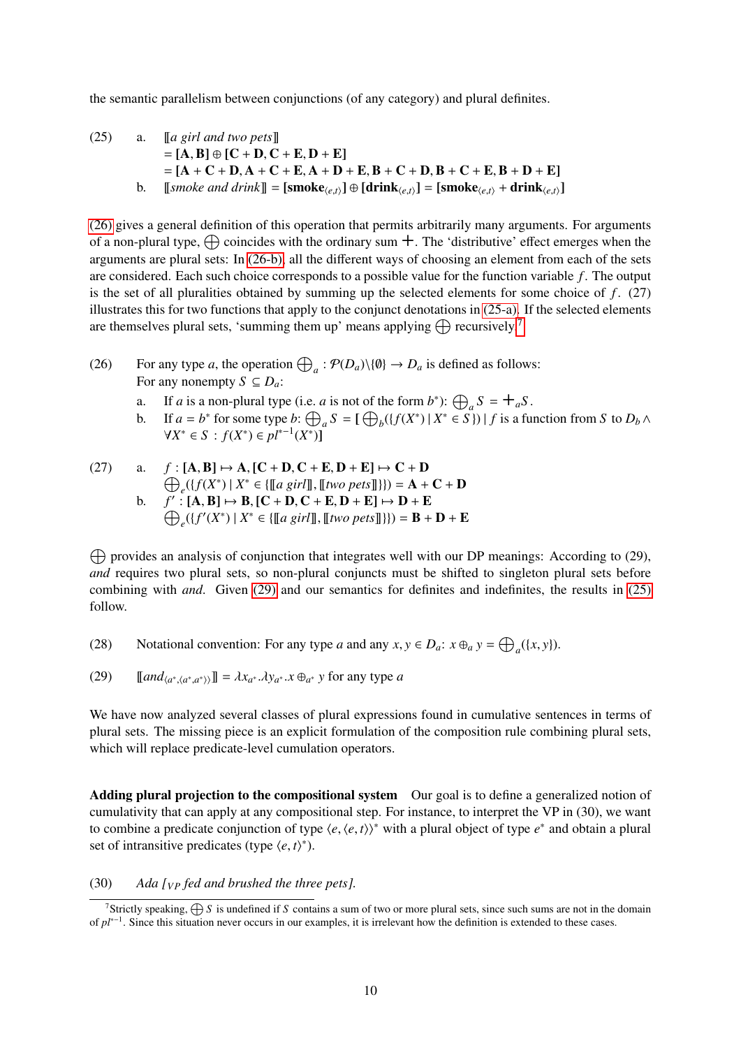the semantic parallelism between conjunctions (of any category) and plural definites.

(25) a. $[\![$*a girl and two pets*$]\!]$
$= [\mathbf{A}, \mathbf{B}] \oplus [\mathbf{C} + \mathbf{D}, \mathbf{C} + \mathbf{E}, \mathbf{D} + \mathbf{E}]$
$= [\mathbf{A} + \mathbf{C} + \mathbf{D}, \mathbf{A} + \mathbf{C} + \mathbf{E}, \mathbf{A} + \mathbf{D} + \mathbf{E}, \mathbf{B} + \mathbf{C} + \mathbf{D}, \mathbf{B} + \mathbf{C} + \mathbf{E}, \mathbf{B} + \mathbf{D} + \mathbf{E}]$

b. $[\![$*smoke and drink*$]\!] = [\mathbf{smoke}_{\langle e,t\rangle}] \oplus [\mathbf{drink}_{\langle e,t\rangle}] = [\mathbf{smoke}_{\langle e,t\rangle} + \mathbf{drink}_{\langle e,t\rangle}]$

(26) gives a general definition of this operation that permits arbitrarily many arguments. For arguments of a non-plural type, $\bigoplus$ coincides with the ordinary sum $+$. The 'distributive' effect emerges when the arguments are plural sets: In (26-b), all the different ways of choosing an element from each of the sets are considered. Each such choice corresponds to a possible value for the function variable $f$. The output is the set of all pluralities obtained by summing up the selected elements for some choice of $f$. (27) illustrates this for two functions that apply to the conjunct denotations in (25-a). If the selected elements are themselves plural sets, 'summing them up' means applying $\bigoplus$ recursively.[7]

(26) For any type $a$, the operation $\bigoplus_a : \mathcal{P}(D_a)\backslash\{\emptyset\} \to D_a$ is defined as follows:
For any nonempty $S \subseteq D_a$:

a. If $a$ is a non-plural type (i.e. $a$ is not of the form $b^*$): $\bigoplus_a S = +_a S$.

b. If $a = b^*$ for some type $b$: $\bigoplus_a S = [\, \bigoplus_b(\{f(X^*) \mid X^* \in S\}) \mid f$ is a function from $S$ to $D_b \wedge \forall X^* \in S : f(X^*) \in pl^{*-1}(X^*)]$

(27) a. $f : [\mathbf{A}, \mathbf{B}] \mapsto \mathbf{A}, [\mathbf{C} + \mathbf{D}, \mathbf{C} + \mathbf{E}, \mathbf{D} + \mathbf{E}] \mapsto \mathbf{C} + \mathbf{D}$
$\bigoplus_e(\{f(X^*) \mid X^* \in \{[\![\textit{a girl}]\!], [\![\textit{two pets}]\!]\}\}) = \mathbf{A} + \mathbf{C} + \mathbf{D}$

b. $f' : [\mathbf{A}, \mathbf{B}] \mapsto \mathbf{B}, [\mathbf{C} + \mathbf{D}, \mathbf{C} + \mathbf{E}, \mathbf{D} + \mathbf{E}] \mapsto \mathbf{D} + \mathbf{E}$
$\bigoplus_e(\{f'(X^*) \mid X^* \in \{[\![\textit{a girl}]\!], [\![\textit{two pets}]\!]\}\}) = \mathbf{B} + \mathbf{D} + \mathbf{E}$

$\bigoplus$ provides an analysis of conjunction that integrates well with our DP meanings: According to (29), *and* requires two plural sets, so non-plural conjuncts must be shifted to singleton plural sets before combining with *and*. Given (29) and our semantics for definites and indefinites, the results in (25) follow.

(28) Notational convention: For any type $a$ and any $x, y \in D_a$: $x \oplus_a y = \bigoplus_a(\{x, y\})$.

(29) $[\![\textit{and}_{\langle a^*,\langle a^*,a^*\rangle\rangle}]\!] = \lambda x_{a^*}.\lambda y_{a^*}.x \oplus_{a^*} y$ for any type $a$

We have now analyzed several classes of plural expressions found in cumulative sentences in terms of plural sets. The missing piece is an explicit formulation of the composition rule combining plural sets, which will replace predicate-level cumulation operators.

**Adding plural projection to the compositional system** Our goal is to define a generalized notion of cumulativity that can apply at any compositional step. For instance, to interpret the VP in (30), we want to combine a predicate conjunction of type $\langle e, \langle e, t\rangle\rangle^*$ with a plural object of type $e^*$ and obtain a plural set of intransitive predicates (type $\langle e, t\rangle^*$).

(30) *Ada [$_{VP}$ fed and brushed the three pets].*

[7] Strictly speaking, $\bigoplus S$ is undefined if $S$ contains a sum of two or more plural sets, since such sums are not in the domain of $pl^{*-1}$. Since this situation never occurs in our examples, it is irrelevant how the definition is extended to these cases.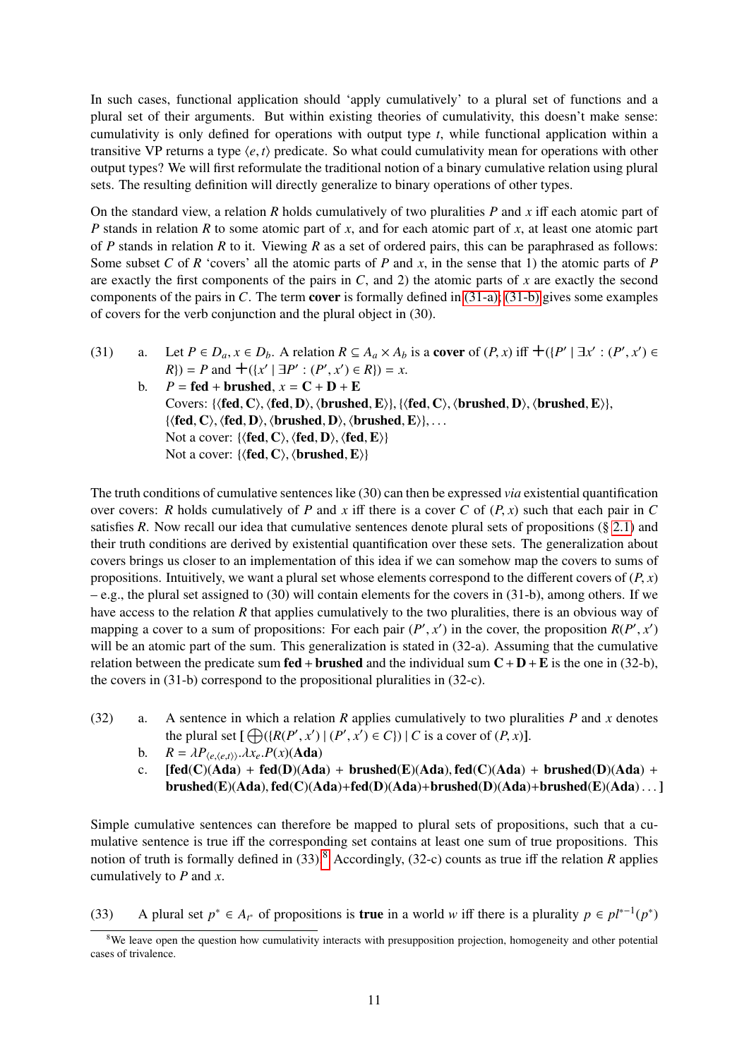In such cases, functional application should 'apply cumulatively' to a plural set of functions and a plural set of their arguments. But within existing theories of cumulativity, this doesn't make sense: cumulativity is only defined for operations with output type $t$, while functional application within a transitive VP returns a type $\langle e, t\rangle$ predicate. So what could cumulativity mean for operations with other output types? We will first reformulate the traditional notion of a binary cumulative relation using plural sets. The resulting definition will directly generalize to binary operations of other types.

On the standard view, a relation $R$ holds cumulatively of two pluralities $P$ and $x$ iff each atomic part of $P$ stands in relation $R$ to some atomic part of $x$, and for each atomic part of $x$, at least one atomic part of $P$ stands in relation $R$ to it. Viewing $R$ as a set of ordered pairs, this can be paraphrased as follows: Some subset $C$ of $R$ 'covers' all the atomic parts of $P$ and $x$, in the sense that 1) the atomic parts of $P$ are exactly the first components of the pairs in $C$, and 2) the atomic parts of $x$ are exactly the second components of the pairs in $C$. The term **cover** is formally defined in (31-a); (31-b) gives some examples of covers for the verb conjunction and the plural object in (30).

(31) a. Let $P \in D_a, x \in D_b$. A relation $R \subseteq A_a \times A_b$ is a **cover** of $(P, x)$ iff $+(\{P' \mid \exists x' : (P', x') \in R\}) = P$ and $+(\{x' \mid \exists P' : (P', x') \in R\}) = x$.

b. $P = \textbf{fed} + \textbf{brushed}$, $x = \textbf{C} + \textbf{D} + \textbf{E}$
Covers: $\{\langle \textbf{fed}, \textbf{C}\rangle, \langle \textbf{fed}, \textbf{D}\rangle, \langle \textbf{brushed}, \textbf{E}\rangle\}$, $\{\langle \textbf{fed}, \textbf{C}\rangle, \langle \textbf{brushed}, \textbf{D}\rangle, \langle \textbf{brushed}, \textbf{E}\rangle\}$, $\{\langle \textbf{fed}, \textbf{C}\rangle, \langle \textbf{fed}, \textbf{D}\rangle, \langle \textbf{brushed}, \textbf{D}\rangle, \langle \textbf{brushed}, \textbf{E}\rangle\}, \ldots$
Not a cover: $\{\langle \textbf{fed}, \textbf{C}\rangle, \langle \textbf{fed}, \textbf{D}\rangle, \langle \textbf{fed}, \textbf{E}\rangle\}$
Not a cover: $\{\langle \textbf{fed}, \textbf{C}\rangle, \langle \textbf{brushed}, \textbf{E}\rangle\}$

The truth conditions of cumulative sentences like (30) can then be expressed *via* existential quantification over covers: $R$ holds cumulatively of $P$ and $x$ iff there is a cover $C$ of $(P, x)$ such that each pair in $C$ satisfies $R$. Now recall our idea that cumulative sentences denote plural sets of propositions (§ 2.1) and their truth conditions are derived by existential quantification over these sets. The generalization about covers brings us closer to an implementation of this idea if we can somehow map the covers to sums of propositions. Intuitively, we want a plural set whose elements correspond to the different covers of $(P, x)$ – e.g., the plural set assigned to (30) will contain elements for the covers in (31-b), among others. If we have access to the relation $R$ that applies cumulatively to the two pluralities, there is an obvious way of mapping a cover to a sum of propositions: For each pair $(P', x')$ in the cover, the proposition $R(P', x')$ will be an atomic part of the sum. This generalization is stated in (32-a). Assuming that the cumulative relation between the predicate sum $\textbf{fed} + \textbf{brushed}$ and the individual sum $\textbf{C} + \textbf{D} + \textbf{E}$ is the one in (32-b), the covers in (31-b) correspond to the propositional pluralities in (32-c).

(32) a. A sentence in which a relation $R$ applies cumulatively to two pluralities $P$ and $x$ denotes the plural set $[\bigoplus(\{R(P', x') \mid (P', x') \in C\}) \mid C \text{ is a cover of } (P, x)]$.

b. $R = \lambda P_{\langle e,\langle e,t\rangle\rangle}.\lambda x_e.P(x)(\textbf{Ada})$

c. $[\textbf{fed}(\textbf{C})(\textbf{Ada}) + \textbf{fed}(\textbf{D})(\textbf{Ada}) + \textbf{brushed}(\textbf{E})(\textbf{Ada}), \textbf{fed}(\textbf{C})(\textbf{Ada}) + \textbf{brushed}(\textbf{D})(\textbf{Ada}) + \textbf{brushed}(\textbf{E})(\textbf{Ada}), \textbf{fed}(\textbf{C})(\textbf{Ada}) + \textbf{fed}(\textbf{D})(\textbf{Ada}) + \textbf{brushed}(\textbf{D})(\textbf{Ada}) + \textbf{brushed}(\textbf{E})(\textbf{Ada}) \ldots]$

Simple cumulative sentences can therefore be mapped to plural sets of propositions, such that a cumulative sentence is true iff the corresponding set contains at least one sum of true propositions. This notion of truth is formally defined in (33).[8] Accordingly, (32-c) counts as true iff the relation $R$ applies cumulatively to $P$ and $x$.

(33) A plural set $p^* \in A_{t^*}$ of propositions is **true** in a world $w$ iff there is a plurality $p \in pl^{*-1}(p^*)$

[8] We leave open the question how cumulativity interacts with presupposition projection, homogeneity and other potential cases of trivalence.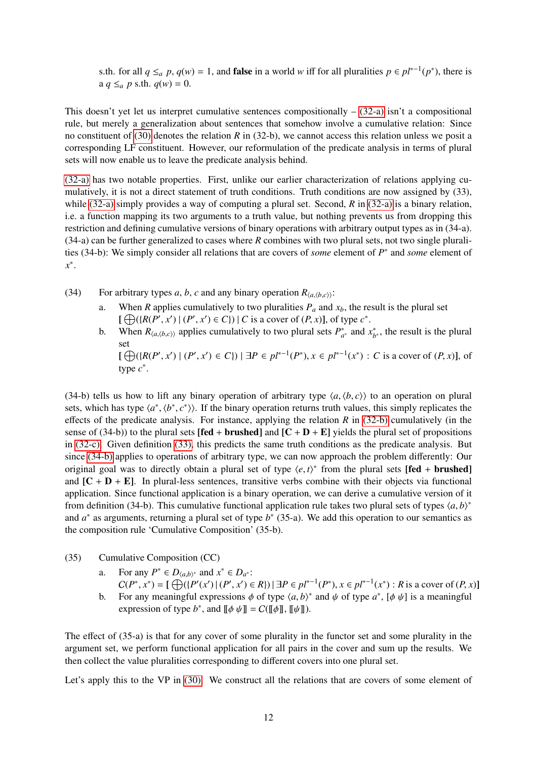s.th. for all $q \leq_a p$, $q(w) = 1$, and **false** in a world $w$ iff for all pluralities $p \in pl^{*-1}(p^*)$, there is a $q \leq_a p$ s.th. $q(w) = 0$.

This doesn't yet let us interpret cumulative sentences compositionally – (32-a) isn't a compositional rule, but merely a generalization about sentences that somehow involve a cumulative relation: Since no constituent of (30) denotes the relation $R$ in (32-b), we cannot access this relation unless we posit a corresponding LF constituent. However, our reformulation of the predicate analysis in terms of plural sets will now enable us to leave the predicate analysis behind.

(32-a) has two notable properties. First, unlike our earlier characterization of relations applying cumulatively, it is not a direct statement of truth conditions. Truth conditions are now assigned by (33), while (32-a) simply provides a way of computing a plural set. Second, $R$ in (32-a) is a binary relation, i.e. a function mapping its two arguments to a truth value, but nothing prevents us from dropping this restriction and defining cumulative versions of binary operations with arbitrary output types as in (34-a). (34-a) can be further generalized to cases where $R$ combines with two plural sets, not two single pluralities (34-b): We simply consider all relations that are covers of *some* element of $P^*$ and *some* element of $x^*$.

(34) For arbitrary types $a$, $b$, $c$ and any binary operation $R_{\langle a,\langle b,c\rangle\rangle}$:

a. When $R$ applies cumulatively to two pluralities $P_a$ and $x_b$, the result is the plural set $[\bigoplus(\{R(P', x') \mid (P', x') \in C\}) \mid C$ is a cover of $(P, x)]$, of type $c^*$.

b. When $R_{\langle a,\langle b,c\rangle\rangle}$ applies cumulatively to two plural sets $P^*_{a^*}$ and $x^*_{b^*}$, the result is the plural set $[\bigoplus(\{R(P', x') \mid (P', x') \in C\}) \mid \exists P \in pl^{*-1}(P^*), x \in pl^{*-1}(x^*) : C$ is a cover of $(P, x)]$, of type $c^*$.

(34-b) tells us how to lift any binary operation of arbitrary type $\langle a,\langle b,c\rangle\rangle$ to an operation on plural sets, which has type $\langle a^*,\langle b^*,c^*\rangle\rangle$. If the binary operation returns truth values, this simply replicates the effects of the predicate analysis. For instance, applying the relation $R$ in (32-b) cumulatively (in the sense of (34-b)) to the plural sets **[fed + brushed]** and **[C + D + E]** yields the plural set of propositions in (32-c). Given definition (33), this predicts the same truth conditions as the predicate analysis. But since (34-b) applies to operations of arbitrary type, we can now approach the problem differently: Our original goal was to directly obtain a plural set of type $\langle e,t\rangle^*$ from the plural sets **[fed + brushed]** and **[C + D + E]**. In plural-less sentences, transitive verbs combine with their objects via functional application. Since functional application is a binary operation, we can derive a cumulative version of it from definition (34-b). This cumulative functional application rule takes two plural sets of types $\langle a,b\rangle^*$ and $a^*$ as arguments, returning a plural set of type $b^*$ (35-a). We add this operation to our semantics as the composition rule 'Cumulative Composition' (35-b).

(35) Cumulative Composition (CC)

a. For any $P^* \in D_{\langle a,b\rangle^*}$ and $x^* \in D_{a^*}$:
$C(P^*, x^*) = [\bigoplus(\{P'(x') \mid (P', x') \in R\}) \mid \exists P \in pl^{*-1}(P^*), x \in pl^{*-1}(x^*) : R$ is a cover of $(P, x)]$

b. For any meaningful expressions $\phi$ of type $\langle a,b\rangle^*$ and $\psi$ of type $a^*$, $[\phi\ \psi]$ is a meaningful expression of type $b^*$, and $[\![\phi\ \psi]\!] = C([\![\phi]\!], [\![\psi]\!])$.

The effect of (35-a) is that for any cover of some plurality in the functor set and some plurality in the argument set, we perform functional application for all pairs in the cover and sum up the results. We then collect the value pluralities corresponding to different covers into one plural set.

Let's apply this to the VP in (30). We construct all the relations that are covers of some element of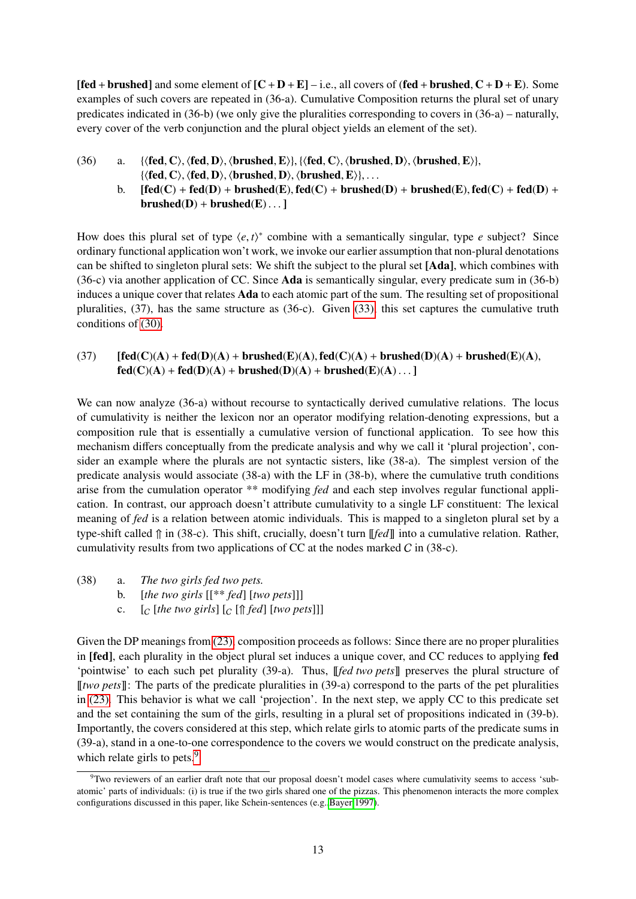**[fed + brushed]** and some element of **[C + D + E]** – i.e., all covers of (**fed** + **brushed**, **C** + **D** + **E**). Some examples of such covers are repeated in (36-a). Cumulative Composition returns the plural set of unary predicates indicated in (36-b) (we only give the pluralities corresponding to covers in (36-a) – naturally, every cover of the verb conjunction and the plural object yields an element of the set).

(36) a. {⟨**fed**, **C**⟩, ⟨**fed**, **D**⟩, ⟨**brushed**, **E**⟩}, {⟨**fed**, **C**⟩, ⟨**brushed**, **D**⟩, ⟨**brushed**, **E**⟩}, {⟨**fed**, **C**⟩, ⟨**fed**, **D**⟩, ⟨**brushed**, **D**⟩, ⟨**brushed**, **E**⟩}, . . .

b. **[fed(C) + fed(D) + brushed(E), fed(C) + brushed(D) + brushed(E), fed(C) + fed(D) + brushed(D) + brushed(E) . . . ]**

How does this plural set of type $\langle e,t\rangle^*$ combine with a semantically singular, type $e$ subject? Since ordinary functional application won't work, we invoke our earlier assumption that non-plural denotations can be shifted to singleton plural sets: We shift the subject to the plural set **[Ada]**, which combines with (36-c) via another application of CC. Since **Ada** is semantically singular, every predicate sum in (36-b) induces a unique cover that relates **Ada** to each atomic part of the sum. The resulting set of propositional pluralities, (37), has the same structure as (36-c). Given (33), this set captures the cumulative truth conditions of (30).

(37) **[fed(C)(A) + fed(D)(A) + brushed(E)(A), fed(C)(A) + brushed(D)(A) + brushed(E)(A), fed(C)(A) + fed(D)(A) + brushed(D)(A) + brushed(E)(A) . . . ]**

We can now analyze (36-a) without recourse to syntactically derived cumulative relations. The locus of cumulativity is neither the lexicon nor an operator modifying relation-denoting expressions, but a composition rule that is essentially a cumulative version of functional application. To see how this mechanism differs conceptually from the predicate analysis and why we call it 'plural projection', consider an example where the plurals are not syntactic sisters, like (38-a). The simplest version of the predicate analysis would associate (38-a) with the LF in (38-b), where the cumulative truth conditions arise from the cumulation operator ** modifying *fed* and each step involves regular functional application. In contrast, our approach doesn't attribute cumulativity to a single LF constituent: The lexical meaning of *fed* is a relation between atomic individuals. This is mapped to a singleton plural set by a type-shift called ⇑ in (38-c). This shift, crucially, doesn't turn ⟦*fed*⟧ into a cumulative relation. Rather, cumulativity results from two applications of CC at the nodes marked $C$ in (38-c).

(38) a. *The two girls fed two pets.*

b. [*the two girls* [[** *fed*] [*two pets*]]]

c. [$_C$ [*the two girls*] [$_C$ [⇑ *fed*] [*two pets*]]]

Given the DP meanings from (23), composition proceeds as follows: Since there are no proper pluralities in **[fed]**, each plurality in the object plural set induces a unique cover, and CC reduces to applying **fed** 'pointwise' to each such pet plurality (39-a). Thus, ⟦*fed two pets*⟧ preserves the plural structure of ⟦*two pets*⟧: The parts of the predicate pluralities in (39-a) correspond to the parts of the pet pluralities in (23). This behavior is what we call 'projection'. In the next step, we apply CC to this predicate set and the set containing the sum of the girls, resulting in a plural set of propositions indicated in (39-b). Importantly, the covers considered at this step, which relate girls to atomic parts of the predicate sums in (39-a), stand in a one-to-one correspondence to the covers we would construct on the predicate analysis, which relate girls to pets.[9]

[9] Two reviewers of an earlier draft note that our proposal doesn't model cases where cumulativity seems to access 'sub-atomic' parts of individuals: (i) is true if the two girls shared one of the pizzas. This phenomenon interacts the more complex configurations discussed in this paper, like Schein-sentences (e.g. Bayer 1997).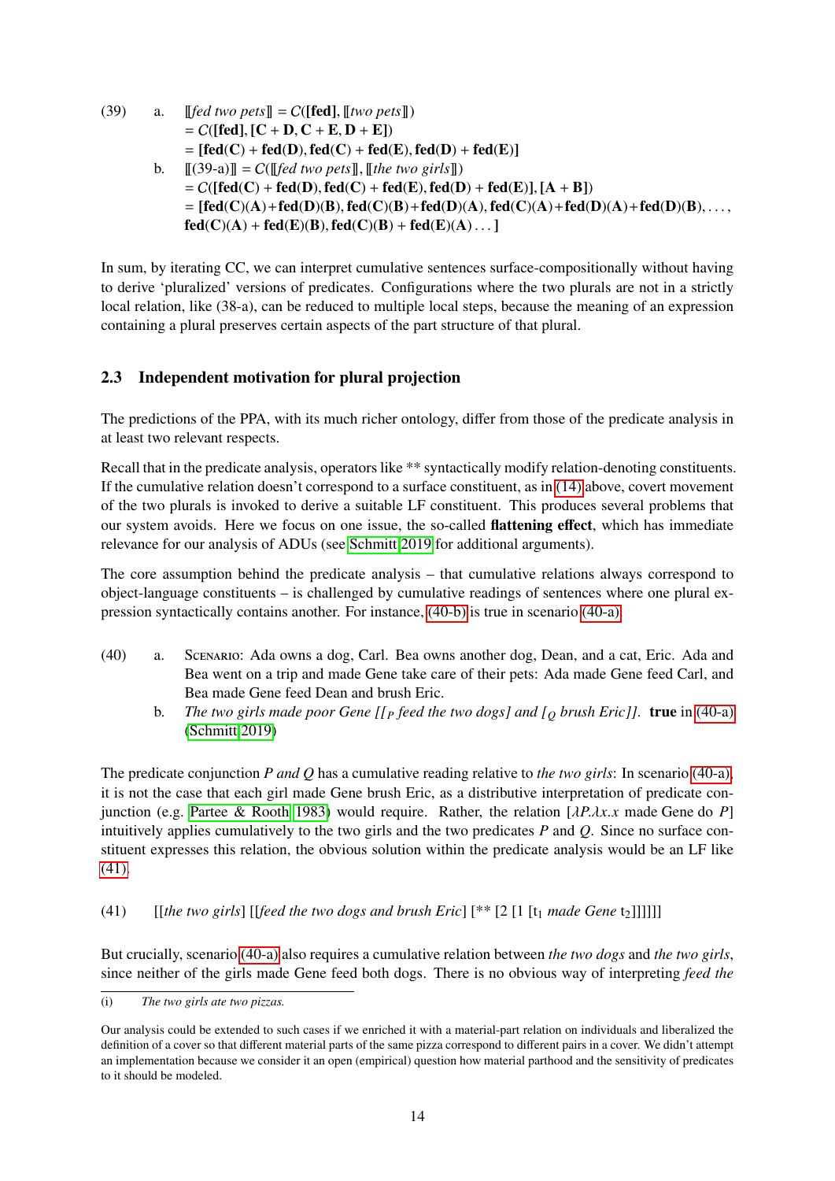(39) a. $[\![\textit{fed two pets}]\!] = C(\textbf{[fed]}, [\![\textit{two pets}]\!])$
$= C(\textbf{[fed]}, \textbf{[C + D, C + E, D + E]})$
$= \textbf{[fed(C) + fed(D), fed(C) + fed(E), fed(D) + fed(E)]}$

b. $[\![(39\text{-a})]\!] = C([\![\textit{fed two pets}]\!], [\![\textit{the two girls}]\!])$
$= C(\textbf{[fed(C) + fed(D), fed(C) + fed(E), fed(D) + fed(E)]}, \textbf{[A + B]})$
$= \textbf{[fed(C)(A)+fed(D)(B), fed(C)(B)+fed(D)(A), fed(C)(A)+fed(D)(A)+fed(D)(B)}, \ldots,$
$\textbf{fed(C)(A) + fed(E)(B), fed(C)(B) + fed(E)(A)} \ldots \textbf{]}$

In sum, by iterating CC, we can interpret cumulative sentences surface-compositionally without having to derive 'pluralized' versions of predicates. Configurations where the two plurals are not in a strictly local relation, like (38-a), can be reduced to multiple local steps, because the meaning of an expression containing a plural preserves certain aspects of the part structure of that plural.

## 2.3 Independent motivation for plural projection

The predictions of the PPA, with its much richer ontology, differ from those of the predicate analysis in at least two relevant respects.

Recall that in the predicate analysis, operators like ** syntactically modify relation-denoting constituents. If the cumulative relation doesn't correspond to a surface constituent, as in (14) above, covert movement of the two plurals is invoked to derive a suitable LF constituent. This produces several problems that our system avoids. Here we focus on one issue, the so-called **flattening effect**, which has immediate relevance for our analysis of ADUs (see Schmitt 2019 for additional arguments).

The core assumption behind the predicate analysis – that cumulative relations always correspond to object-language constituents – is challenged by cumulative readings of sentences where one plural expression syntactically contains another. For instance, (40-b) is true in scenario (40-a).

(40) a. Scenario: Ada owns a dog, Carl. Bea owns another dog, Dean, and a cat, Eric. Ada and Bea went on a trip and made Gene take care of their pets: Ada made Gene feed Carl, and Bea made Gene feed Dean and brush Eric.

b. *The two girls made poor Gene [[$_P$ feed the two dogs] and [$_Q$ brush Eric]].* **true** in (40-a) (Schmitt 2019)

The predicate conjunction *P and Q* has a cumulative reading relative to *the two girls*: In scenario (40-a), it is not the case that each girl made Gene brush Eric, as a distributive interpretation of predicate conjunction (e.g. Partee & Rooth 1983) would require. Rather, the relation [$\lambda P.\lambda x.x$ made Gene do $P$] intuitively applies cumulatively to the two girls and the two predicates $P$ and $Q$. Since no surface constituent expresses this relation, the obvious solution within the predicate analysis would be an LF like (41).

(41) [[*the two girls*] [[*feed the two dogs and brush Eric*] [** [2 [1 [$t_1$ *made Gene* $t_2$]]]]]]

But crucially, scenario (40-a) also requires a cumulative relation between *the two dogs* and *the two girls*, since neither of the girls made Gene feed both dogs. There is no obvious way of interpreting *feed the*

---

(i) *The two girls ate two pizzas.*

Our analysis could be extended to such cases if we enriched it with a material-part relation on individuals and liberalized the definition of a cover so that different material parts of the same pizza correspond to different pairs in a cover. We didn't attempt an implementation because we consider it an open (empirical) question how material parthood and the sensitivity of predicates to it should be modeled.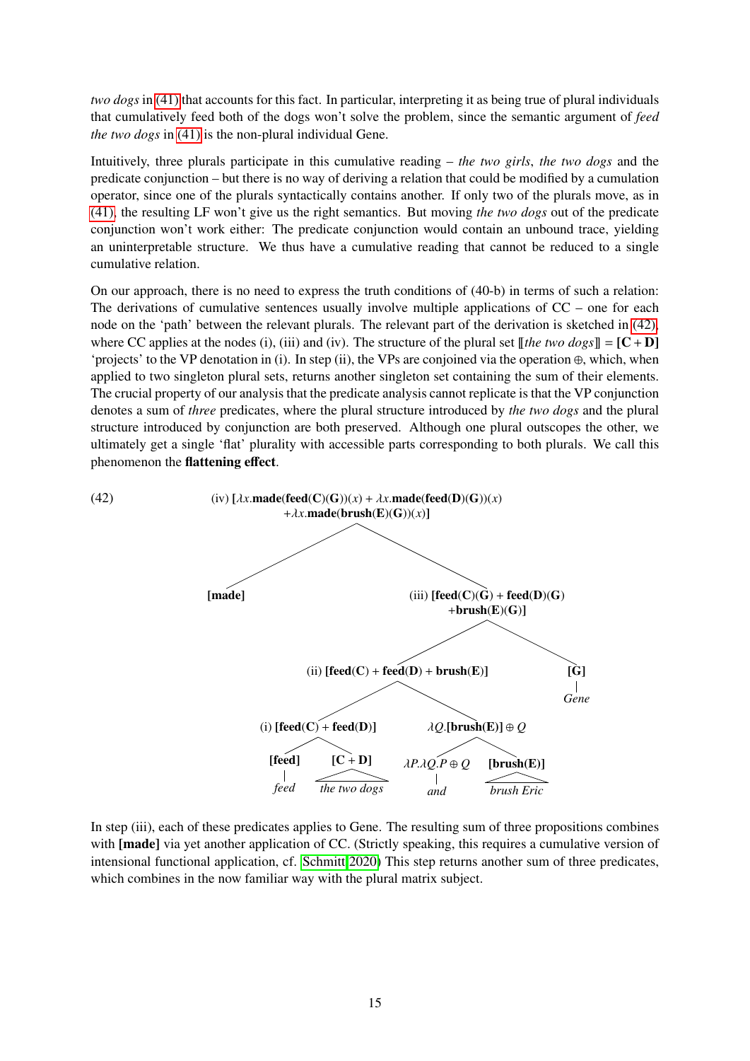*two dogs* in (41) that accounts for this fact. In particular, interpreting it as being true of plural individuals that cumulatively feed both of the dogs won't solve the problem, since the semantic argument of *feed the two dogs* in (41) is the non-plural individual Gene.

Intuitively, three plurals participate in this cumulative reading – *the two girls*, *the two dogs* and the predicate conjunction – but there is no way of deriving a relation that could be modified by a cumulation operator, since one of the plurals syntactically contains another. If only two of the plurals move, as in (41), the resulting LF won't give us the right semantics. But moving *the two dogs* out of the predicate conjunction won't work either: The predicate conjunction would contain an unbound trace, yielding an uninterpretable structure. We thus have a cumulative reading that cannot be reduced to a single cumulative relation.

On our approach, there is no need to express the truth conditions of (40-b) in terms of such a relation: The derivations of cumulative sentences usually involve multiple applications of CC – one for each node on the 'path' between the relevant plurals. The relevant part of the derivation is sketched in (42), where CC applies at the nodes (i), (iii) and (iv). The structure of the plural set $[\![$*the two dogs*$]\!] = \mathbf{[C + D]}$ 'projects' to the VP denotation in (i). In step (ii), the VPs are conjoined via the operation $\oplus$, which, when applied to two singleton plural sets, returns another singleton set containing the sum of their elements. The crucial property of our analysis that the predicate analysis cannot replicate is that the VP conjunction denotes a sum of *three* predicates, where the plural structure introduced by *the two dogs* and the plural structure introduced by conjunction are both preserved. Although one plural outscopes the other, we ultimately get a single 'flat' plurality with accessible parts corresponding to both plurals. We call this phenomenon the **flattening effect**.

(42)

- (iv) $[\lambda x.\mathbf{made}(\mathbf{feed}(\mathbf{C})(\mathbf{G}))(x) + \lambda x.\mathbf{made}(\mathbf{feed}(\mathbf{D})(\mathbf{G}))(x) + \lambda x.\mathbf{made}(\mathbf{brush}(\mathbf{E})(\mathbf{G}))(x)]$
  - $[\mathbf{made}]$
  - (iii) $[\mathbf{feed}(\mathbf{C})(\mathbf{G}) + \mathbf{feed}(\mathbf{D})(\mathbf{G}) + \mathbf{brush}(\mathbf{E})(\mathbf{G})]$
    - (ii) $[\mathbf{feed}(\mathbf{C}) + \mathbf{feed}(\mathbf{D}) + \mathbf{brush}(\mathbf{E})]$
      - (i) $[\mathbf{feed}(\mathbf{C}) + \mathbf{feed}(\mathbf{D})]$
        - $[\mathbf{feed}]$ — *feed*
        - $[\mathbf{C} + \mathbf{D}]$ — *the two dogs*
      - $\lambda Q.[\mathbf{brush}(\mathbf{E})] \oplus Q$
        - $\lambda P.\lambda Q.P \oplus Q$ — *and*
        - $[\mathbf{brush}(\mathbf{E})]$ — *brush Eric*
    - $[\mathbf{G}]$ — *Gene*

In step (iii), each of these predicates applies to Gene. The resulting sum of three propositions combines with **[made]** via yet another application of CC. (Strictly speaking, this requires a cumulative version of intensional functional application, cf. Schmitt 2020) This step returns another sum of three predicates, which combines in the now familiar way with the plural matrix subject.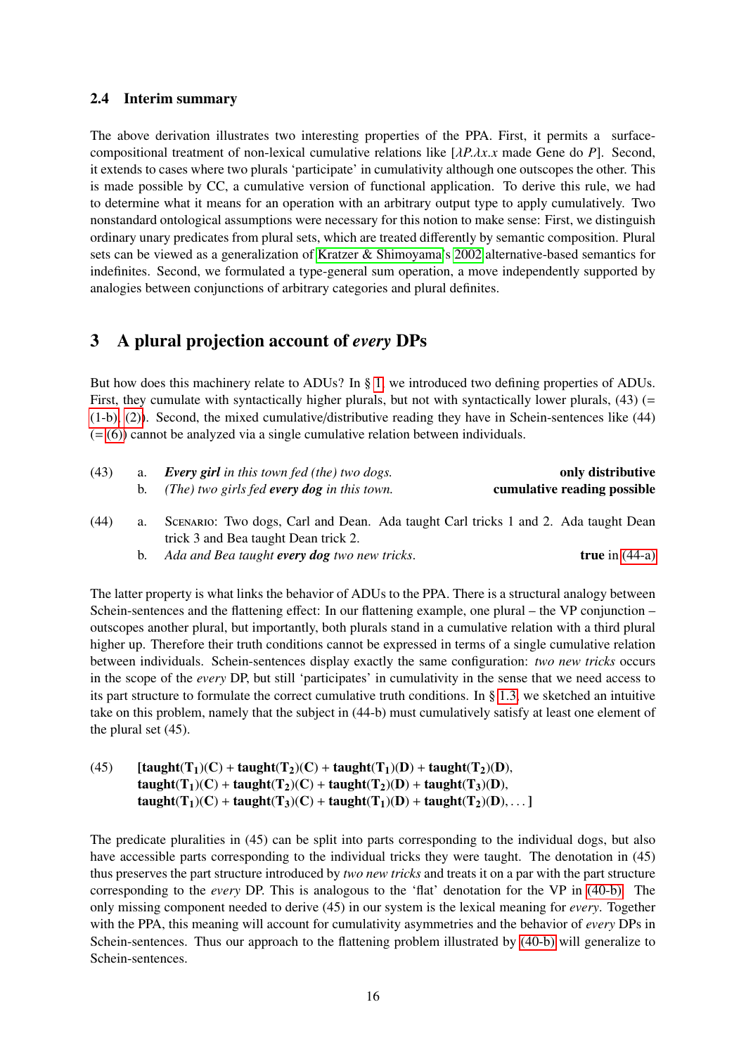### 2.4 Interim summary

The above derivation illustrates two interesting properties of the PPA. First, it permits a surface-compositional treatment of non-lexical cumulative relations like [$\lambda P.\lambda x.x$ made Gene do $P$]. Second, it extends to cases where two plurals 'participate' in cumulativity although one outscopes the other. This is made possible by CC, a cumulative version of functional application. To derive this rule, we had to determine what it means for an operation with an arbitrary output type to apply cumulatively. Two nonstandard ontological assumptions were necessary for this notion to make sense: First, we distinguish ordinary unary predicates from plural sets, which are treated differently by semantic composition. Plural sets can be viewed as a generalization of Kratzer & Shimoyama's 2002 alternative-based semantics for indefinites. Second, we formulated a type-general sum operation, a move independently supported by analogies between conjunctions of arbitrary categories and plural definites.

## 3 A plural projection account of *every* DPs

But how does this machinery relate to ADUs? In § 1, we introduced two defining properties of ADUs. First, they cumulate with syntactically higher plurals, but not with syntactically lower plurals, (43) (= (1-b), (2)). Second, the mixed cumulative/distributive reading they have in Schein-sentences like (44) (= (6)) cannot be analyzed via a single cumulative relation between individuals.

(43) a. ***Every girl*** *in this town fed (the) two dogs.* **only distributive**
b. *(The) two girls fed* ***every dog*** *in this town.* **cumulative reading possible**

(44) a. Scenario: Two dogs, Carl and Dean. Ada taught Carl tricks 1 and 2. Ada taught Dean trick 3 and Bea taught Dean trick 2.
b. *Ada and Bea taught* ***every dog*** *two new tricks.* **true** in (44-a)

The latter property is what links the behavior of ADUs to the PPA. There is a structural analogy between Schein-sentences and the flattening effect: In our flattening example, one plural – the VP conjunction – outscopes another plural, but importantly, both plurals stand in a cumulative relation with a third plural higher up. Therefore their truth conditions cannot be expressed in terms of a single cumulative relation between individuals. Schein-sentences display exactly the same configuration: *two new tricks* occurs in the scope of the *every* DP, but still 'participates' in cumulativity in the sense that we need access to its part structure to formulate the correct cumulative truth conditions. In § 1.3, we sketched an intuitive take on this problem, namely that the subject in (44-b) must cumulatively satisfy at least one element of the plural set (45).

(45) $[\mathbf{taught}(\mathbf{T_1})(\mathbf{C}) + \mathbf{taught}(\mathbf{T_2})(\mathbf{C}) + \mathbf{taught}(\mathbf{T_1})(\mathbf{D}) + \mathbf{taught}(\mathbf{T_2})(\mathbf{D}),$
$\mathbf{taught}(\mathbf{T_1})(\mathbf{C}) + \mathbf{taught}(\mathbf{T_2})(\mathbf{C}) + \mathbf{taught}(\mathbf{T_2})(\mathbf{D}) + \mathbf{taught}(\mathbf{T_3})(\mathbf{D}),$
$\mathbf{taught}(\mathbf{T_1})(\mathbf{C}) + \mathbf{taught}(\mathbf{T_3})(\mathbf{C}) + \mathbf{taught}(\mathbf{T_1})(\mathbf{D}) + \mathbf{taught}(\mathbf{T_2})(\mathbf{D}), \ldots]$

The predicate pluralities in (45) can be split into parts corresponding to the individual dogs, but also have accessible parts corresponding to the individual tricks they were taught. The denotation in (45) thus preserves the part structure introduced by *two new tricks* and treats it on a par with the part structure corresponding to the *every* DP. This is analogous to the 'flat' denotation for the VP in (40-b). The only missing component needed to derive (45) in our system is the lexical meaning for *every*. Together with the PPA, this meaning will account for cumulativity asymmetries and the behavior of *every* DPs in Schein-sentences. Thus our approach to the flattening problem illustrated by (40-b) will generalize to Schein-sentences.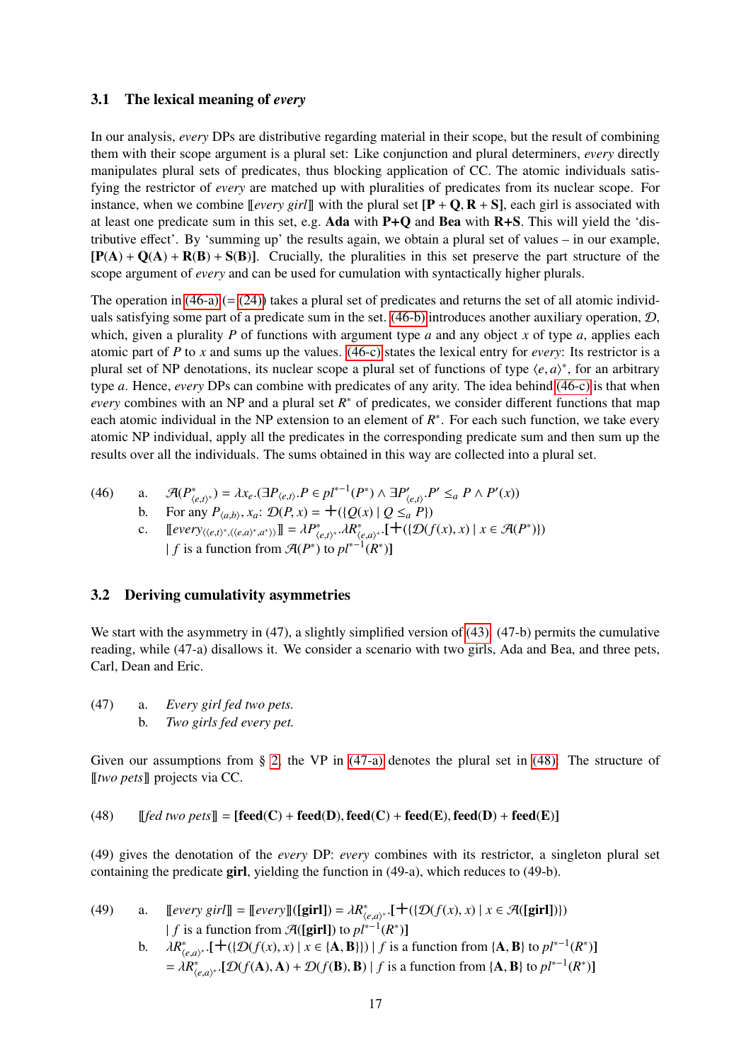### 3.1 The lexical meaning of *every*

In our analysis, *every* DPs are distributive regarding material in their scope, but the result of combining them with their scope argument is a plural set: Like conjunction and plural determiners, *every* directly manipulates plural sets of predicates, thus blocking application of CC. The atomic individuals satisfying the restrictor of *every* are matched up with pluralities of predicates from its nuclear scope. For instance, when we combine $[\![every\ girl]\!]$ with the plural set $\mathbf{[P + Q, R + S]}$, each girl is associated with at least one predicate sum in this set, e.g. **Ada** with **P+Q** and **Bea** with **R+S**. This will yield the 'distributive effect'. By 'summing up' the results again, we obtain a plural set of values – in our example, $\mathbf{[P(A) + Q(A) + R(B) + S(B)]}$. Crucially, the pluralities in this set preserve the part structure of the scope argument of *every* and can be used for cumulation with syntactically higher plurals.

The operation in (46-a) (= (24)) takes a plural set of predicates and returns the set of all atomic individuals satisfying some part of a predicate sum in the set. (46-b) introduces another auxiliary operation, $\mathcal{D}$, which, given a plurality $P$ of functions with argument type $a$ and any object $x$ of type $a$, applies each atomic part of $P$ to $x$ and sums up the values. (46-c) states the lexical entry for *every*: Its restrictor is a plural set of NP denotations, its nuclear scope a plural set of functions of type $\langle e, a\rangle^*$, for an arbitrary type $a$. Hence, *every* DPs can combine with predicates of any arity. The idea behind (46-c) is that when *every* combines with an NP and a plural set $R^*$ of predicates, we consider different functions that map each atomic individual in the NP extension to an element of $R^*$. For each such function, we take every atomic NP individual, apply all the predicates in the corresponding predicate sum and then sum up the results over all the individuals. The sums obtained in this way are collected into a plural set.

(46) a. $\mathcal{A}(P^*_{\langle e,t\rangle^*}) = \lambda x_e.(\exists P_{\langle e,t\rangle}.P \in pl^{*-1}(P^*) \wedge \exists P'_{\langle e,t\rangle}.P' \leq_a P \wedge P'(x))$

b. For any $P_{\langle a,b\rangle}$, $x_a$: $\mathcal{D}(P, x) = +(\{Q(x) \mid Q \leq_a P\})$

c. $[\![every_{\langle\langle e,t\rangle^*,\langle\langle e,a\rangle^*,a^*\rangle\rangle}]\!] = \lambda P^*_{\langle e,t\rangle^*}.\lambda R^*_{\langle e,a\rangle^*}.[+(\{\mathcal{D}(f(x), x) \mid x \in \mathcal{A}(P^*)\})$ $\mid f$ is a function from $\mathcal{A}(P^*)$ to $pl^{*-1}(R^*)]$

### 3.2 Deriving cumulativity asymmetries

We start with the asymmetry in (47), a slightly simplified version of (43). (47-b) permits the cumulative reading, while (47-a) disallows it. We consider a scenario with two girls, Ada and Bea, and three pets, Carl, Dean and Eric.

(47) a. *Every girl fed two pets.*

b. *Two girls fed every pet.*

Given our assumptions from § 2, the VP in (47-a) denotes the plural set in (48). The structure of $[\![two\ pets]\!]$ projects via CC.

(48) $[\![fed\ two\ pets]\!] = \mathbf{[feed(C) + feed(D), feed(C) + feed(E), feed(D) + feed(E)]}$

(49) gives the denotation of the *every* DP: *every* combines with its restrictor, a singleton plural set containing the predicate **girl**, yielding the function in (49-a), which reduces to (49-b).

(49) a. $[\![every\ girl]\!] = [\![every]\!](\mathbf{[girl]}) = \lambda R^*_{\langle e,a\rangle^*}.[+(\{\mathcal{D}(f(x), x) \mid x \in \mathcal{A}(\mathbf{[girl]})\})$ $\mid f$ is a function from $\mathcal{A}(\mathbf{[girl]})$ to $pl^{*-1}(R^*)]$

b. $\lambda R^*_{\langle e,a\rangle^*}.[+(\{\mathcal{D}(f(x), x) \mid x \in \{\mathbf{A}, \mathbf{B}\}\}) \mid f$ is a function from $\{\mathbf{A}, \mathbf{B}\}$ to $pl^{*-1}(R^*)]$
$= \lambda R^*_{\langle e,a\rangle^*}.[\mathcal{D}(f(\mathbf{A}), \mathbf{A}) + \mathcal{D}(f(\mathbf{B}), \mathbf{B}) \mid f$ is a function from $\{\mathbf{A}, \mathbf{B}\}$ to $pl^{*-1}(R^*)]$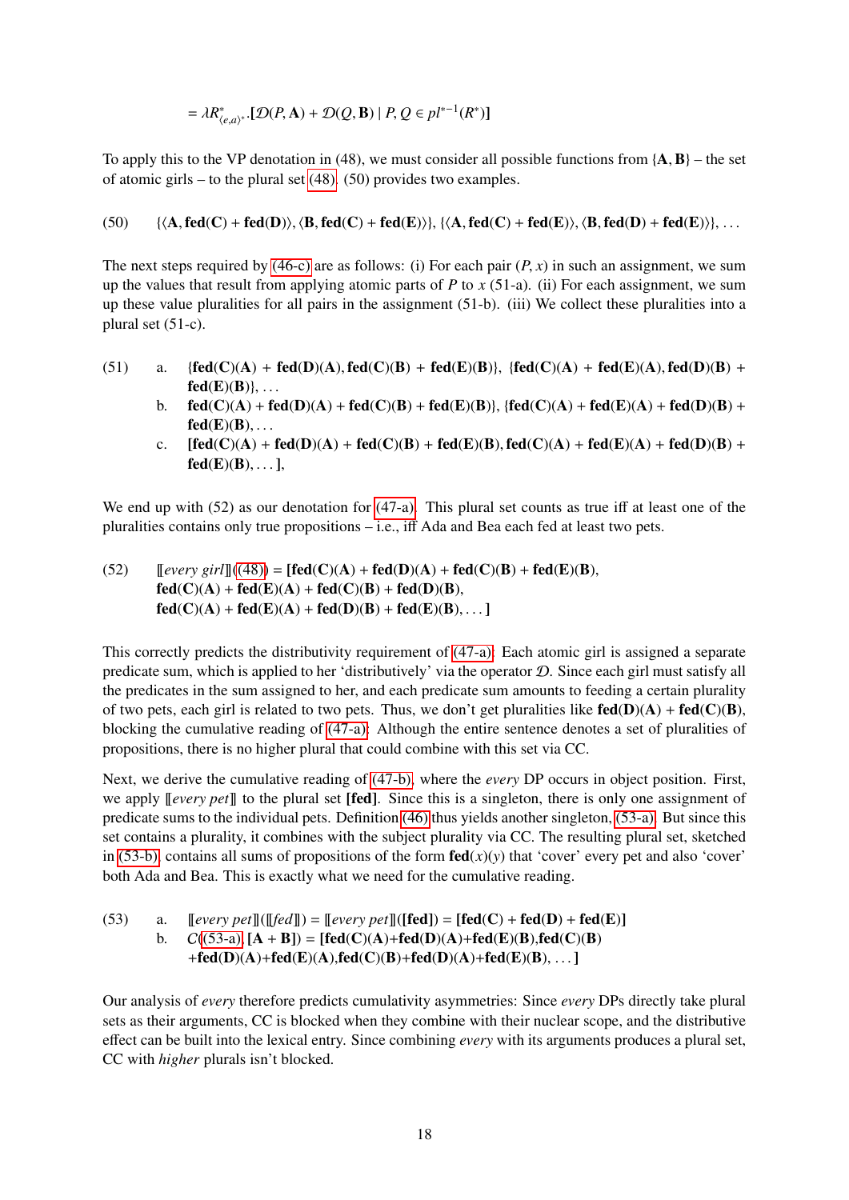$= \lambda R^*_{\langle e,a \rangle^*}.[\mathcal{D}(P, \mathbf{A}) + \mathcal{D}(Q, \mathbf{B}) \mid P, Q \in pl^{*-1}(R^*)]$

To apply this to the VP denotation in (48), we must consider all possible functions from $\{\mathbf{A}, \mathbf{B}\}$ – the set of atomic girls – to the plural set (48). (50) provides two examples.

(50) $\{\langle \mathbf{A}, \mathbf{fed}(\mathbf{C}) + \mathbf{fed}(\mathbf{D})\rangle, \langle \mathbf{B}, \mathbf{fed}(\mathbf{C}) + \mathbf{fed}(\mathbf{E})\rangle\}, \{\langle \mathbf{A}, \mathbf{fed}(\mathbf{C}) + \mathbf{fed}(\mathbf{E})\rangle, \langle \mathbf{B}, \mathbf{fed}(\mathbf{D}) + \mathbf{fed}(\mathbf{E})\rangle\}, \ldots$

The next steps required by (46-c) are as follows: (i) For each pair $(P, x)$ in such an assignment, we sum up the values that result from applying atomic parts of $P$ to $x$ (51-a). (ii) For each assignment, we sum up these value pluralities for all pairs in the assignment (51-b). (iii) We collect these pluralities into a plural set (51-c).

(51)
a. $\{\mathbf{fed}(\mathbf{C})(\mathbf{A}) + \mathbf{fed}(\mathbf{D})(\mathbf{A}), \mathbf{fed}(\mathbf{C})(\mathbf{B}) + \mathbf{fed}(\mathbf{E})(\mathbf{B})\}, \{\mathbf{fed}(\mathbf{C})(\mathbf{A}) + \mathbf{fed}(\mathbf{E})(\mathbf{A}), \mathbf{fed}(\mathbf{D})(\mathbf{B}) + \mathbf{fed}(\mathbf{E})(\mathbf{B})\}, \ldots$

b. $\mathbf{fed}(\mathbf{C})(\mathbf{A}) + \mathbf{fed}(\mathbf{D})(\mathbf{A}) + \mathbf{fed}(\mathbf{C})(\mathbf{B}) + \mathbf{fed}(\mathbf{E})(\mathbf{B})\}, \{\mathbf{fed}(\mathbf{C})(\mathbf{A}) + \mathbf{fed}(\mathbf{E})(\mathbf{A}) + \mathbf{fed}(\mathbf{D})(\mathbf{B}) + \mathbf{fed}(\mathbf{E})(\mathbf{B}), \ldots$

c. $[\mathbf{fed}(\mathbf{C})(\mathbf{A}) + \mathbf{fed}(\mathbf{D})(\mathbf{A}) + \mathbf{fed}(\mathbf{C})(\mathbf{B}) + \mathbf{fed}(\mathbf{E})(\mathbf{B}), \mathbf{fed}(\mathbf{C})(\mathbf{A}) + \mathbf{fed}(\mathbf{E})(\mathbf{A}) + \mathbf{fed}(\mathbf{D})(\mathbf{B}) + \mathbf{fed}(\mathbf{E})(\mathbf{B}), \ldots],$

We end up with (52) as our denotation for (47-a). This plural set counts as true iff at least one of the pluralities contains only true propositions – i.e., iff Ada and Bea each fed at least two pets.

(52) $[\![\textit{every girl}]\!]((48)) = [\mathbf{fed}(\mathbf{C})(\mathbf{A}) + \mathbf{fed}(\mathbf{D})(\mathbf{A}) + \mathbf{fed}(\mathbf{C})(\mathbf{B}) + \mathbf{fed}(\mathbf{E})(\mathbf{B}),$
$\mathbf{fed}(\mathbf{C})(\mathbf{A}) + \mathbf{fed}(\mathbf{E})(\mathbf{A}) + \mathbf{fed}(\mathbf{C})(\mathbf{B}) + \mathbf{fed}(\mathbf{D})(\mathbf{B}),$
$\mathbf{fed}(\mathbf{C})(\mathbf{A}) + \mathbf{fed}(\mathbf{E})(\mathbf{A}) + \mathbf{fed}(\mathbf{D})(\mathbf{B}) + \mathbf{fed}(\mathbf{E})(\mathbf{B}), \ldots]$

This correctly predicts the distributivity requirement of (47-a): Each atomic girl is assigned a separate predicate sum, which is applied to her 'distributively' via the operator $\mathcal{D}$. Since each girl must satisfy all the predicates in the sum assigned to her, and each predicate sum amounts to feeding a certain plurality of two pets, each girl is related to two pets. Thus, we don't get pluralities like $\mathbf{fed}(\mathbf{D})(\mathbf{A}) + \mathbf{fed}(\mathbf{C})(\mathbf{B})$, blocking the cumulative reading of (47-a). Although the entire sentence denotes a set of pluralities of propositions, there is no higher plural that could combine with this set via CC.

Next, we derive the cumulative reading of (47-b), where the *every* DP occurs in object position. First, we apply $[\![\textit{every pet}]\!]$ to the plural set $[\mathbf{fed}]$. Since this is a singleton, there is only one assignment of predicate sums to the individual pets. Definition (46) thus yields another singleton, (53-a). But since this set contains a plurality, it combines with the subject plurality via CC. The resulting plural set, sketched in (53-b), contains all sums of propositions of the form $\mathbf{fed}(x)(y)$ that 'cover' every pet and also 'cover' both Ada and Bea. This is exactly what we need for the cumulative reading.

(53)
a. $[\![\textit{every pet}]\!]([\![\textit{fed}]\!]) = [\![\textit{every pet}]\!]([\mathbf{fed}]) = [\mathbf{fed}(\mathbf{C}) + \mathbf{fed}(\mathbf{D}) + \mathbf{fed}(\mathbf{E})]$

b. $C((53\text{-a}), [\mathbf{A} + \mathbf{B}]) = [\mathbf{fed}(\mathbf{C})(\mathbf{A}) + \mathbf{fed}(\mathbf{D})(\mathbf{A}) + \mathbf{fed}(\mathbf{E})(\mathbf{B}), \mathbf{fed}(\mathbf{C})(\mathbf{B})$
$+ \mathbf{fed}(\mathbf{D})(\mathbf{A}) + \mathbf{fed}(\mathbf{E})(\mathbf{A}), \mathbf{fed}(\mathbf{C})(\mathbf{B}) + \mathbf{fed}(\mathbf{D})(\mathbf{A}) + \mathbf{fed}(\mathbf{E})(\mathbf{B}), \ldots]$

Our analysis of *every* therefore predicts cumulativity asymmetries: Since *every* DPs directly take plural sets as their arguments, CC is blocked when they combine with their nuclear scope, and the distributive effect can be built into the lexical entry. Since combining *every* with its arguments produces a plural set, CC with *higher* plurals isn't blocked.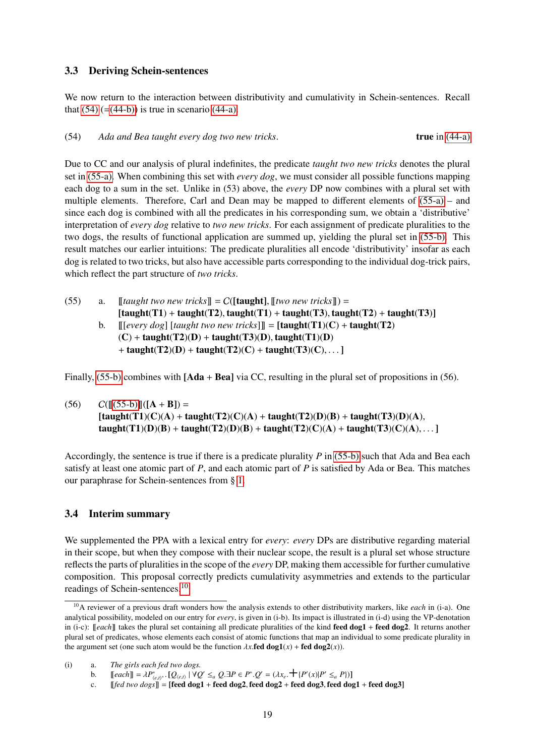### 3.3 Deriving Schein-sentences

We now return to the interaction between distributivity and cumulativity in Schein-sentences. Recall that (54) (=(44-b)) is true in scenario (44-a).

(54) *Ada and Bea taught every dog two new tricks.* **true** in (44-a)

Due to CC and our analysis of plural indefinites, the predicate *taught two new tricks* denotes the plural set in (55-a). When combining this set with *every dog*, we must consider all possible functions mapping each dog to a sum in the set. Unlike in (53) above, the *every* DP now combines with a plural set with multiple elements. Therefore, Carl and Dean may be mapped to different elements of (55-a) – and since each dog is combined with all the predicates in his corresponding sum, we obtain a 'distributive' interpretation of *every dog* relative to *two new tricks*. For each assignment of predicate pluralities to the two dogs, the results of functional application are summed up, yielding the plural set in (55-b). This result matches our earlier intuitions: The predicate pluralities all encode 'distributivity' insofar as each dog is related to two tricks, but also have accessible parts corresponding to the individual dog-trick pairs, which reflect the part structure of *two tricks*.

(55) a. $[\![$*taught two new tricks*$]\!] = C($**[taught]**$, [\![$*two new tricks*$]\!]) =$
**[taught(T1) + taught(T2), taught(T1) + taught(T3), taught(T2) + taught(T3)]**

b. $[\![$[*every dog*] [*taught two new tricks*]$]\!] =$ **[taught(T1)(C) + taught(T2)(C) + taught(T2)(D) + taught(T3)(D), taught(T1)(D) + taught(T2)(D) + taught(T2)(C) + taught(T3)(C), . . . ]**

Finally, (55-b) combines with **[Ada + Bea]** via CC, resulting in the plural set of propositions in (56).

(56) $C([\![$(55-b)$]\!]([$**A + B**$])=$
**[taught(T1)(C)(A) + taught(T2)(C)(A) + taught(T2)(D)(B) + taught(T3)(D)(A), taught(T1)(D)(B) + taught(T2)(D)(B) + taught(T2)(C)(A) + taught(T3)(C)(A), . . . ]**

Accordingly, the sentence is true if there is a predicate plurality $P$ in (55-b) such that Ada and Bea each satisfy at least one atomic part of $P$, and each atomic part of $P$ is satisfied by Ada or Bea. This matches our paraphrase for Schein-sentences from § 1.

### 3.4 Interim summary

We supplemented the PPA with a lexical entry for *every*: *every* DPs are distributive regarding material in their scope, but when they compose with their nuclear scope, the result is a plural set whose structure reflects the parts of pluralities in the scope of the *every* DP, making them accessible for further cumulative composition. This proposal correctly predicts cumulativity asymmetries and extends to the particular readings of Schein-sentences.[10]

[10] A reviewer of a previous draft wonders how the analysis extends to other distributivity markers, like *each* in (i-a). One analytical possibility, modeled on our entry for *every*, is given in (i-b). Its impact is illustrated in (i-d) using the VP-denotation in (i-c): $[\![$*each*$]\!]$ takes the plural set containing all predicate pluralities of the kind **feed dog1** + **feed dog2**. It returns another plural set of predicates, whose elements each consist of atomic functions that map an individual to some predicate plurality in the argument set (one such atom would be the function $\lambda x.$**fed dog1**$(x)$ + **fed dog2**$(x)$).

(i) a. *The girls each fed two dogs.*

b. $[\![$*each*$]\!] = \lambda P^{*}_{\langle e,t\rangle^{*}}.[Q_{\langle e,t\rangle} \mid \forall Q' \leq_a Q.\exists P \in P^{*}.Q' = (\lambda x_e.+\{P'(x) \mid P' \leq_a P\})]$

c. $[\![$*fed two dogs*$]\!] =$ **[feed dog1 + feed dog2, feed dog2 + feed dog3, feed dog1 + feed dog3]**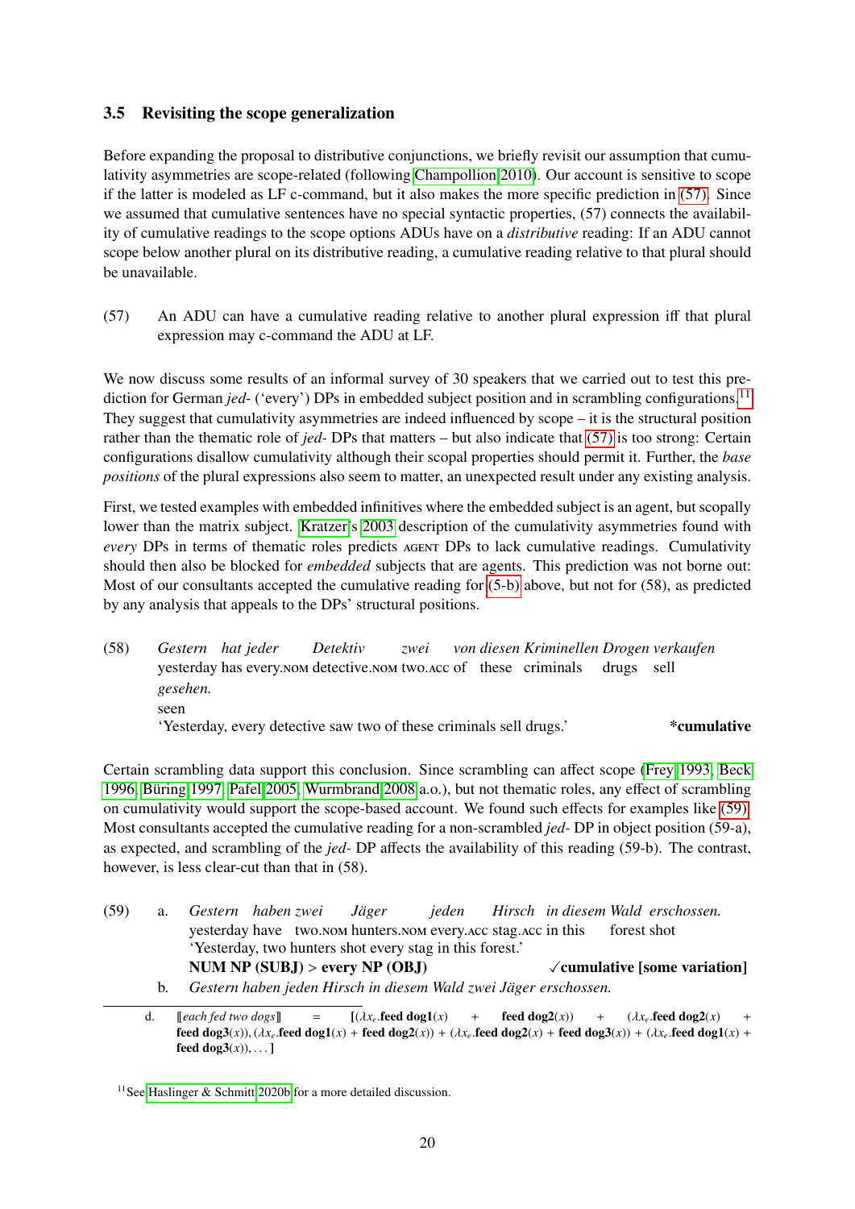### 3.5 Revisiting the scope generalization

Before expanding the proposal to distributive conjunctions, we briefly revisit our assumption that cumulativity asymmetries are scope-related (following Champollion 2010). Our account is sensitive to scope if the latter is modeled as LF c-command, but it also makes the more specific prediction in (57). Since we assumed that cumulative sentences have no special syntactic properties, (57) connects the availability of cumulative readings to the scope options ADUs have on a *distributive* reading: If an ADU cannot scope below another plural on its distributive reading, a cumulative reading relative to that plural should be unavailable.

(57) An ADU can have a cumulative reading relative to another plural expression iff that plural expression may c-command the ADU at LF.

We now discuss some results of an informal survey of 30 speakers that we carried out to test this prediction for German *jed-* ('every') DPs in embedded subject position and in scrambling configurations.[11] They suggest that cumulativity asymmetries are indeed influenced by scope – it is the structural position rather than the thematic role of *jed-* DPs that matters – but also indicate that (57) is too strong: Certain configurations disallow cumulativity although their scopal properties should permit it. Further, the *base positions* of the plural expressions also seem to matter, an unexpected result under any existing analysis.

First, we tested examples with embedded infinitives where the embedded subject is an agent, but scopally lower than the matrix subject. Kratzer's 2003 description of the cumulativity asymmetries found with *every* DPs in terms of thematic roles predicts AGENT DPs to lack cumulative readings. Cumulativity should then also be blocked for *embedded* subjects that are agents. This prediction was not borne out: Most of our consultants accepted the cumulative reading for (5-b) above, but not for (58), as predicted by any analysis that appeals to the DPs' structural positions.

(58) *Gestern hat jeder Detektiv zwei von diesen Kriminellen Drogen verkaufen gesehen.*
yesterday has every.NOM detective.NOM two.ACC of these criminals drugs sell seen
'Yesterday, every detective saw two of these criminals sell drugs.' **\*cumulative**

Certain scrambling data support this conclusion. Since scrambling can affect scope (Frey 1993, Beck 1996, Büring 1997, Pafel 2005, Wurmbrand 2008 a.o.), but not thematic roles, any effect of scrambling on cumulativity would support the scope-based account. We found such effects for examples like (59). Most consultants accepted the cumulative reading for a non-scrambled *jed-* DP in object position (59-a), as expected, and scrambling of the *jed-* DP affects the availability of this reading (59-b). The contrast, however, is less clear-cut than that in (58).

(59) a. *Gestern haben zwei Jäger jeden Hirsch in diesem Wald erschossen.*
yesterday have two.NOM hunters.NOM every.ACC stag.ACC in this forest shot
'Yesterday, two hunters shot every stag in this forest.'
**NUM NP (SUBJ) > every NP (OBJ)** ✓**cumulative [some variation]**

b. *Gestern haben jeden Hirsch in diesem Wald zwei Jäger erschossen.*

---

d. ⟦*each fed two dogs*⟧ = **[**$(\lambda x_e.$**feed dog1**$(x)$ + **feed dog2**$(x))$ + $(\lambda x_e.$**feed dog2**$(x)$ + **feed dog3**$(x))$, $(\lambda x_e.$**feed dog1**$(x)$ + **feed dog2**$(x))$ + $(\lambda x_e.$**feed dog2**$(x)$ + **feed dog3**$(x))$ + $(\lambda x_e.$**feed dog1**$(x)$ + **feed dog3**$(x))$, ... **]**

[11] See Haslinger & Schmitt 2020b for a more detailed discussion.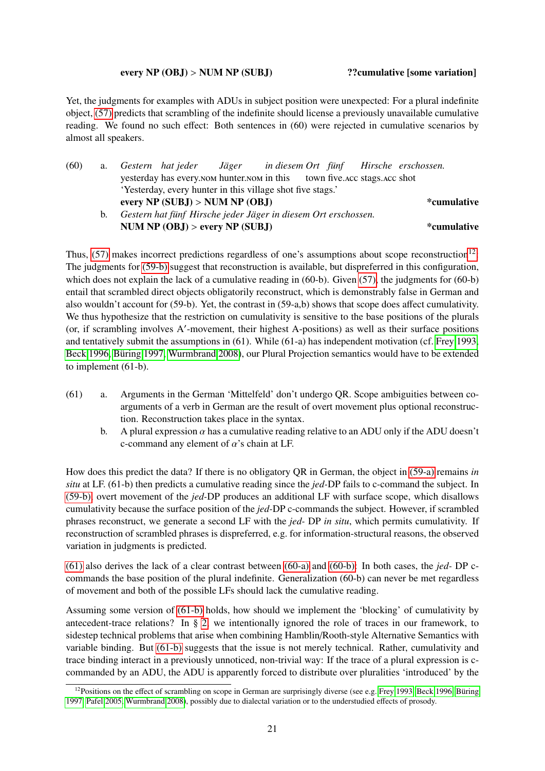**every NP (OBJ) > NUM NP (SUBJ)** **??cumulative [some variation]**

Yet, the judgments for examples with ADUs in subject position were unexpected: For a plural indefinite object, (57) predicts that scrambling of the indefinite should license a previously unavailable cumulative reading. We found no such effect: Both sentences in (60) were rejected in cumulative scenarios by almost all speakers.

(60) a. *Gestern hat jeder Jäger in diesem Ort fünf Hirsche erschossen.*
yesterday has every.NOM hunter.NOM in this town five.ACC stags.ACC shot
'Yesterday, every hunter in this village shot five stags.'
**every NP (SUBJ) > NUM NP (OBJ)** **\*cumulative**

b. *Gestern hat fünf Hirsche jeder Jäger in diesem Ort erschossen.*
**NUM NP (OBJ) > every NP (SUBJ)** **\*cumulative**

Thus, (57) makes incorrect predictions regardless of one's assumptions about scope reconstruction[12]. The judgments for (59-b) suggest that reconstruction is available, but dispreferred in this configuration, which does not explain the lack of a cumulative reading in (60-b). Given (57), the judgments for (60-b) entail that scrambled direct objects obligatorily reconstruct, which is demonstrably false in German and also wouldn't account for (59-b). Yet, the contrast in (59-a,b) shows that scope does affect cumulativity. We thus hypothesize that the restriction on cumulativity is sensitive to the base positions of the plurals (or, if scrambling involves A′-movement, their highest A-positions) as well as their surface positions and tentatively submit the assumptions in (61). While (61-a) has independent motivation (cf. Frey 1993, Beck 1996, Büring 1997, Wurmbrand 2008), our Plural Projection semantics would have to be extended to implement (61-b).

(61) a. Arguments in the German 'Mittelfeld' don't undergo QR. Scope ambiguities between co-arguments of a verb in German are the result of overt movement plus optional reconstruction. Reconstruction takes place in the syntax.

b. A plural expression $\alpha$ has a cumulative reading relative to an ADU only if the ADU doesn't c-command any element of $\alpha$'s chain at LF.

How does this predict the data? If there is no obligatory QR in German, the object in (59-a) remains *in situ* at LF. (61-b) then predicts a cumulative reading since the *jed*-DP fails to c-command the subject. In (59-b), overt movement of the *jed*-DP produces an additional LF with surface scope, which disallows cumulativity because the surface position of the *jed*-DP c-commands the subject. However, if scrambled phrases reconstruct, we generate a second LF with the *jed-* DP *in situ*, which permits cumulativity. If reconstruction of scrambled phrases is dispreferred, e.g. for information-structural reasons, the observed variation in judgments is predicted.

(61) also derives the lack of a clear contrast between (60-a) and (60-b): In both cases, the *jed-* DP c-commands the base position of the plural indefinite. Generalization (60-b) can never be met regardless of movement and both of the possible LFs should lack the cumulative reading.

Assuming some version of (61-b) holds, how should we implement the 'blocking' of cumulativity by antecedent-trace relations? In § 2, we intentionally ignored the role of traces in our framework, to sidestep technical problems that arise when combining Hamblin/Rooth-style Alternative Semantics with variable binding. But (61-b) suggests that the issue is not merely technical. Rather, cumulativity and trace binding interact in a previously unnoticed, non-trivial way: If the trace of a plural expression is c-commanded by an ADU, the ADU is apparently forced to distribute over pluralities 'introduced' by the

[12] Positions on the effect of scrambling on scope in German are surprisingly diverse (see e.g. Frey 1993, Beck 1996, Büring 1997, Pafel 2005, Wurmbrand 2008), possibly due to dialectal variation or to the understudied effects of prosody.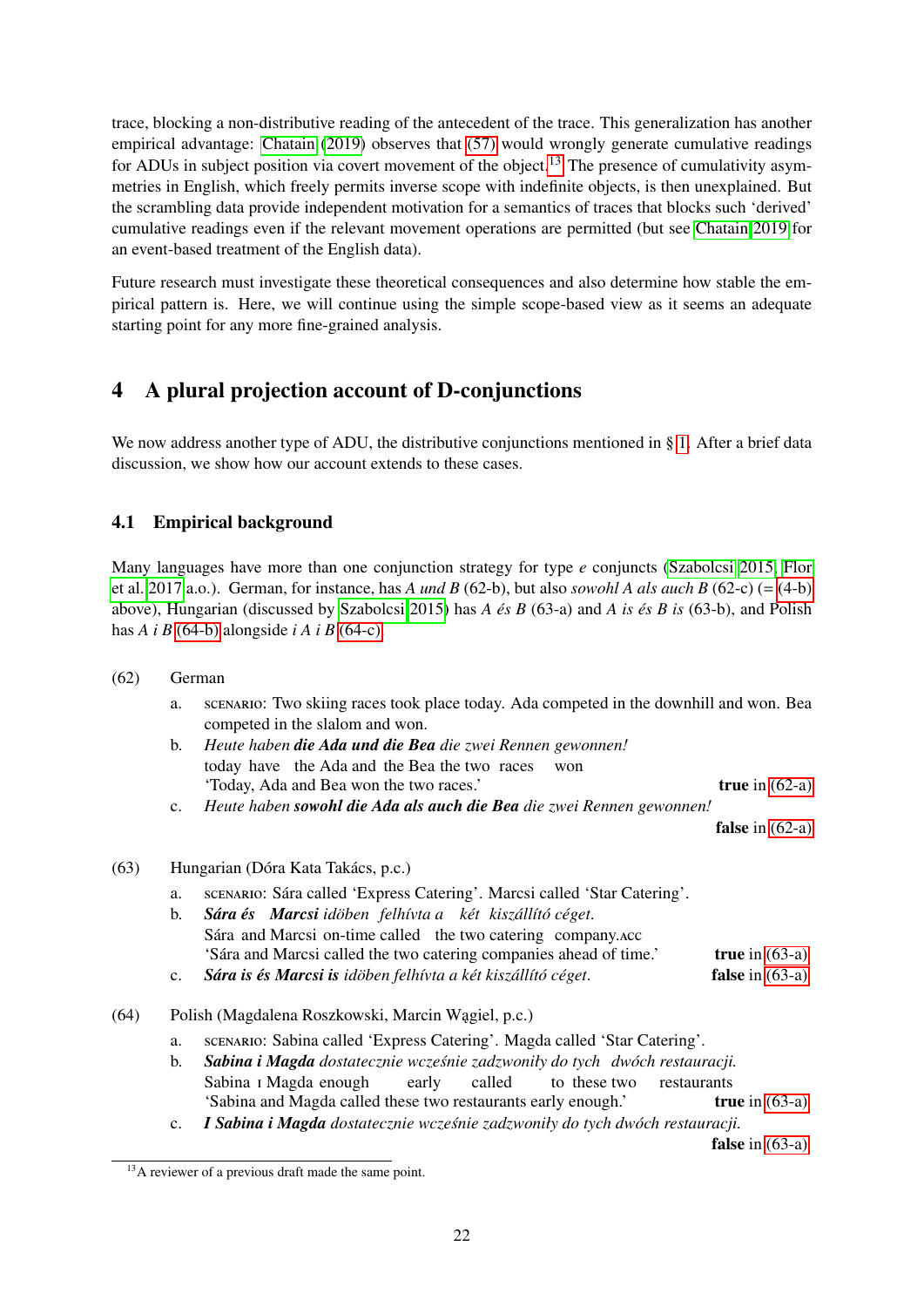trace, blocking a non-distributive reading of the antecedent of the trace. This generalization has another empirical advantage: Chatain (2019) observes that (57) would wrongly generate cumulative readings for ADUs in subject position via covert movement of the object.[13] The presence of cumulativity asymmetries in English, which freely permits inverse scope with indefinite objects, is then unexplained. But the scrambling data provide independent motivation for a semantics of traces that blocks such 'derived' cumulative readings even if the relevant movement operations are permitted (but see Chatain 2019 for an event-based treatment of the English data).

Future research must investigate these theoretical consequences and also determine how stable the empirical pattern is. Here, we will continue using the simple scope-based view as it seems an adequate starting point for any more fine-grained analysis.

## 4 A plural projection account of D-conjunctions

We now address another type of ADU, the distributive conjunctions mentioned in § 1. After a brief data discussion, we show how our account extends to these cases.

### 4.1 Empirical background

Many languages have more than one conjunction strategy for type *e* conjuncts (Szabolcsi 2015, Flor et al. 2017 a.o.). German, for instance, has *A und B* (62-b), but also *sowohl A als auch B* (62-c) (= (4-b) above), Hungarian (discussed by Szabolcsi 2015) has *A és B* (63-a) and *A is és B is* (63-b), and Polish has *A i B* (64-b) alongside *i A i B* (64-c).

(62) German

a. SCENARIO: Two skiing races took place today. Ada competed in the downhill and won. Bea competed in the slalom and won.

b. *Heute haben **die Ada und die Bea** die zwei Rennen gewonnen!*
today have the Ada and the Bea the two races won
'Today, Ada and Bea won the two races.' **true** in (62-a)

c. *Heute haben **sowohl die Ada als auch die Bea** die zwei Rennen gewonnen!*
**false** in (62-a)

(63) Hungarian (Dóra Kata Takács, p.c.)

a. SCENARIO: Sára called 'Express Catering'. Marcsi called 'Star Catering'.

b. ***Sára és Marcsi** időben felhívta a két kiszállító céget.*
Sára and Marcsi on-time called the two catering company.ACC
'Sára and Marcsi called the two catering companies ahead of time.' **true** in (63-a)

c. ***Sára is és Marcsi is** időben felhívta a két kiszállító céget.* **false** in (63-a)

(64) Polish (Magdalena Roszkowski, Marcin Wągiel, p.c.)

a. SCENARIO: Sabina called 'Express Catering'. Magda called 'Star Catering'.

b. ***Sabina i Magda** dostatecznie wcześnie zadzwoniły do tych dwóch restauracji.*
Sabina I Magda enough early called to these two restaurants
'Sabina and Magda called these two restaurants early enough.' **true** in (63-a)

c. ***I Sabina i Magda** dostatecznie wcześnie zadzwoniły do tych dwóch restauracji.*
**false** in (63-a)

[13] A reviewer of a previous draft made the same point.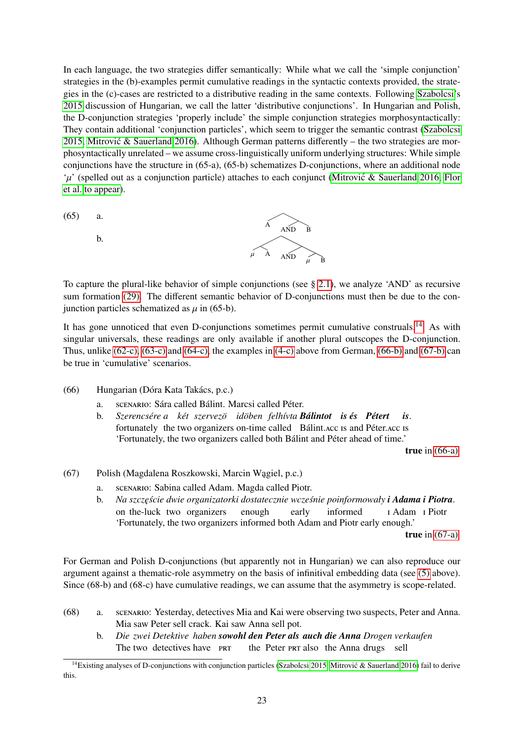In each language, the two strategies differ semantically: While what we call the 'simple conjunction' strategies in the (b)-examples permit cumulative readings in the syntactic contexts provided, the strategies in the (c)-cases are restricted to a distributive reading in the same contexts. Following Szabolcsi's 2015 discussion of Hungarian, we call the latter 'distributive conjunctions'. In Hungarian and Polish, the D-conjunction strategies 'properly include' the simple conjunction strategies morphosyntactically: They contain additional 'conjunction particles', which seem to trigger the semantic contrast (Szabolcsi 2015, Mitrović & Sauerland 2016). Although German patterns differently – the two strategies are morphosyntactically unrelated – we assume cross-linguistically uniform underlying structures: While simple conjunctions have the structure in (65-a), (65-b) schematizes D-conjunctions, where an additional node '$\mu$' (spelled out as a conjunction particle) attaches to each conjunct (Mitrović & Sauerland 2016, Flor et al. to appear).

(65) a. [A [AND B]]

b. [[$\mu$ A] [AND [$\mu$ B]]]

To capture the plural-like behavior of simple conjunctions (see § 2.1), we analyze 'AND' as recursive sum formation (29). The different semantic behavior of D-conjunctions must then be due to the conjunction particles schematized as $\mu$ in (65-b).

It has gone unnoticed that even D-conjunctions sometimes permit cumulative construals.[14] As with singular universals, these readings are only available if another plural outscopes the D-conjunction. Thus, unlike (62-c), (63-c) and (64-c), the examples in (4-c) above from German, (66-b) and (67-b) can be true in 'cumulative' scenarios.

(66) Hungarian (Dóra Kata Takács, p.c.)

a. SCENARIO: Sára called Bálint. Marcsi called Péter.

b. *Szerencsére a két szervezö időben felhívta* ***Bálintot is és Pétert is***.
fortunately the two organizers on-time called Bálint.ACC IS and Péter.ACC IS
'Fortunately, the two organizers called both Bálint and Péter ahead of time.'
**true** in (66-a)

(67) Polish (Magdalena Roszkowski, Marcin Wągiel, p.c.)

a. SCENARIO: Sabina called Adam. Magda called Piotr.

b. *Na szczęście dwie organizatorki dostatecznie wcześnie poinformowały* ***i Adama i Piotra***.
on the-luck two organizers enough early informed I Adam I Piotr
'Fortunately, the two organizers informed both Adam and Piotr early enough.'
**true** in (67-a)

For German and Polish D-conjunctions (but apparently not in Hungarian) we can also reproduce our argument against a thematic-role asymmetry on the basis of infinitival embedding data (see (5) above). Since (68-b) and (68-c) have cumulative readings, we can assume that the asymmetry is scope-related.

(68) a. SCENARIO: Yesterday, detectives Mia and Kai were observing two suspects, Peter and Anna. Mia saw Peter sell crack. Kai saw Anna sell pot.

b. *Die zwei Detektive haben* ***sowohl den Peter als auch die Anna*** *Drogen verkaufen*
The two detectives have PRT the Peter PRT also the Anna drugs sell

[14] Existing analyses of D-conjunctions with conjunction particles (Szabolcsi 2015, Mitrović & Sauerland 2016) fail to derive this.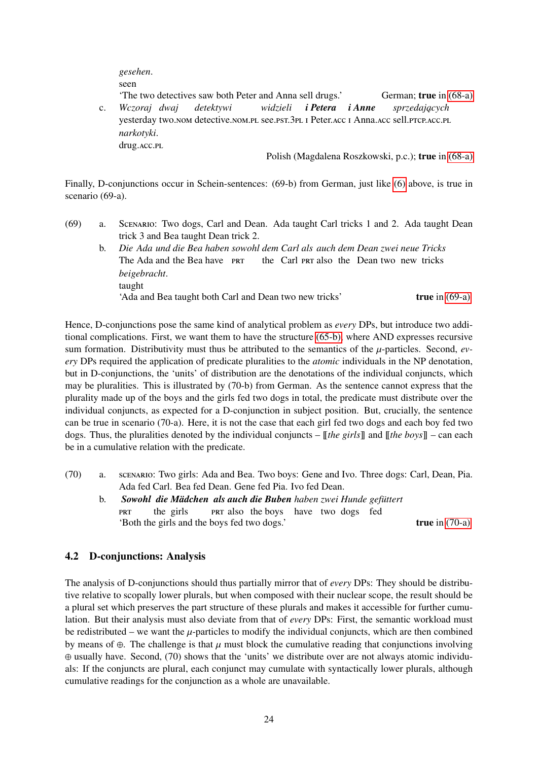*gesehen*.
seen
'The two detectives saw both Peter and Anna sell drugs.' German; **true** in (68-a)

c. *Wczoraj dwaj detektywi widzieli* ***i Petera i Anne*** *sprzedających narkotyki*.
yesterday two.NOM detective.NOM.PL see.PST.3PL I Peter.ACC I Anna.ACC sell.PTCP.ACC.PL drug.ACC.PL
Polish (Magdalena Roszkowski, p.c.); **true** in (68-a)

Finally, D-conjunctions occur in Schein-sentences: (69-b) from German, just like (6) above, is true in scenario (69-a).

(69) a. SCENARIO: Two dogs, Carl and Dean. Ada taught Carl tricks 1 and 2. Ada taught Dean trick 3 and Bea taught Dean trick 2.

b. *Die Ada und die Bea haben sowohl dem Carl als auch dem Dean zwei neue Tricks beigebracht*.
The Ada and the Bea have PRT the Carl PRT also the Dean two new tricks taught
'Ada and Bea taught both Carl and Dean two new tricks' **true** in (69-a)

Hence, D-conjunctions pose the same kind of analytical problem as *every* DPs, but introduce two additional complications. First, we want them to have the structure (65-b), where AND expresses recursive sum formation. Distributivity must thus be attributed to the semantics of the $\mu$-particles. Second, *every* DPs required the application of predicate pluralities to the *atomic* individuals in the NP denotation, but in D-conjunctions, the 'units' of distribution are the denotations of the individual conjuncts, which may be pluralities. This is illustrated by (70-b) from German. As the sentence cannot express that the plurality made up of the boys and the girls fed two dogs in total, the predicate must distribute over the individual conjuncts, as expected for a D-conjunction in subject position. But, crucially, the sentence can be true in scenario (70-a). Here, it is not the case that each girl fed two dogs and each boy fed two dogs. Thus, the pluralities denoted by the individual conjuncts – ⟦*the girls*⟧ and ⟦*the boys*⟧ – can each be in a cumulative relation with the predicate.

(70) a. SCENARIO: Two girls: Ada and Bea. Two boys: Gene and Ivo. Three dogs: Carl, Dean, Pia. Ada fed Carl. Bea fed Dean. Gene fed Pia. Ivo fed Dean.

b. ***Sowohl die Mädchen als auch die Buben*** *haben zwei Hunde gefüttert*
PRT the girls PRT also the boys have two dogs fed
'Both the girls and the boys fed two dogs.' **true** in (70-a)

## 4.2 D-conjunctions: Analysis

The analysis of D-conjunctions should thus partially mirror that of *every* DPs: They should be distributive relative to scopally lower plurals, but when composed with their nuclear scope, the result should be a plural set which preserves the part structure of these plurals and makes it accessible for further cumulation. But their analysis must also deviate from that of *every* DPs: First, the semantic workload must be redistributed – we want the $\mu$-particles to modify the individual conjuncts, which are then combined by means of $\oplus$. The challenge is that $\mu$ must block the cumulative reading that conjunctions involving $\oplus$ usually have. Second, (70) shows that the 'units' we distribute over are not always atomic individuals: If the conjuncts are plural, each conjunct may cumulate with syntactically lower plurals, although cumulative readings for the conjunction as a whole are unavailable.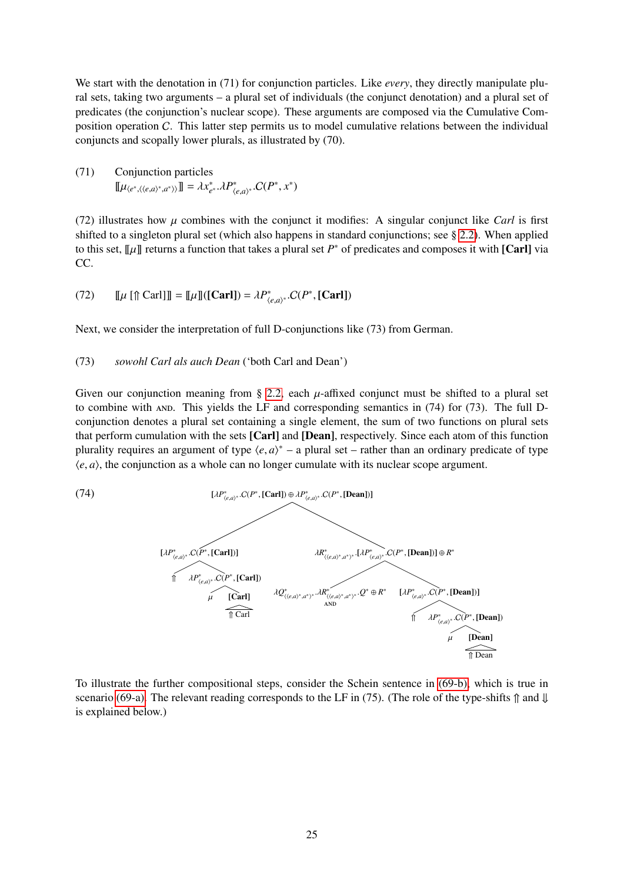We start with the denotation in (71) for conjunction particles. Like *every*, they directly manipulate plural sets, taking two arguments – a plural set of individuals (the conjunct denotation) and a plural set of predicates (the conjunction's nuclear scope). These arguments are composed via the Cumulative Composition operation $\mathcal{C}$. This latter step permits us to model cumulative relations between the individual conjuncts and scopally lower plurals, as illustrated by (70).

(71) Conjunction particles
$$[\![\mu_{\langle e^*,\langle\langle e,a\rangle^*,a^*\rangle\rangle}]\!] = \lambda x^*_{e^*}.\lambda P^*_{\langle e,a\rangle^*}.\mathcal{C}(P^*, x^*)$$

(72) illustrates how $\mu$ combines with the conjunct it modifies: A singular conjunct like *Carl* is first shifted to a singleton plural set (which also happens in standard conjunctions; see § 2.2). When applied to this set, $[\![\mu]\!]$ returns a function that takes a plural set $P^*$ of predicates and composes it with **[Carl]** via CC.

(72) $$[\![\mu\ [\Uparrow \text{Carl}]]\!] = [\![\mu]\!](\textbf{[Carl]}) = \lambda P^*_{\langle e,a\rangle^*}.\mathcal{C}(P^*, \textbf{[Carl]})$$

Next, we consider the interpretation of full D-conjunctions like (73) from German.

(73) *sowohl Carl als auch Dean* ('both Carl and Dean')

Given our conjunction meaning from § 2.2, each $\mu$-affixed conjunct must be shifted to a plural set to combine with AND. This yields the LF and corresponding semantics in (74) for (73). The full D-conjunction denotes a plural set containing a single element, the sum of two functions on plural sets that perform cumulation with the sets **[Carl]** and **[Dean]**, respectively. Since each atom of this function plurality requires an argument of type $\langle e,a\rangle^*$ – a plural set – rather than an ordinary predicate of type $\langle e,a\rangle$, the conjunction as a whole can no longer cumulate with its nuclear scope argument.

(74)
- Root: $[\lambda P^*_{\langle e,a\rangle^*}.\mathcal{C}(P^*, \textbf{[Carl]}) \oplus \lambda P^*_{\langle e,a\rangle^*}.\mathcal{C}(P^*, \textbf{[Dean]})]$
  - $[\lambda P^*_{\langle e,a\rangle^*}.\mathcal{C}(P^*, \textbf{[Carl]})]$
    - $\Uparrow$
    - $\lambda P^*_{\langle e,a\rangle^*}.\mathcal{C}(P^*, \textbf{[Carl]})$
      - $\mu$
      - **[Carl]**: $\Uparrow$ Carl
  - $\lambda R^*_{\langle\langle e,a\rangle^*,a^*\rangle^*}.[\lambda P^*_{\langle e,a\rangle^*}.\mathcal{C}(P^*, \textbf{[Dean]})] \oplus R^*$
    - AND: $\lambda Q^*_{\langle\langle e,a\rangle^*,a^*\rangle^*}.\lambda R^*_{\langle\langle e,a\rangle^*,a^*\rangle^*}.Q^* \oplus R^*$
    - $[\lambda P^*_{\langle e,a\rangle^*}.\mathcal{C}(P^*, \textbf{[Dean]})]$
      - $\Uparrow$
      - $\lambda P^*_{\langle e,a\rangle^*}.\mathcal{C}(P^*, \textbf{[Dean]})$
        - $\mu$
        - **[Dean]**: $\Uparrow$ Dean

To illustrate the further compositional steps, consider the Schein sentence in (69-b), which is true in scenario (69-a). The relevant reading corresponds to the LF in (75). (The role of the type-shifts $\Uparrow$ and $\Downarrow$ is explained below.)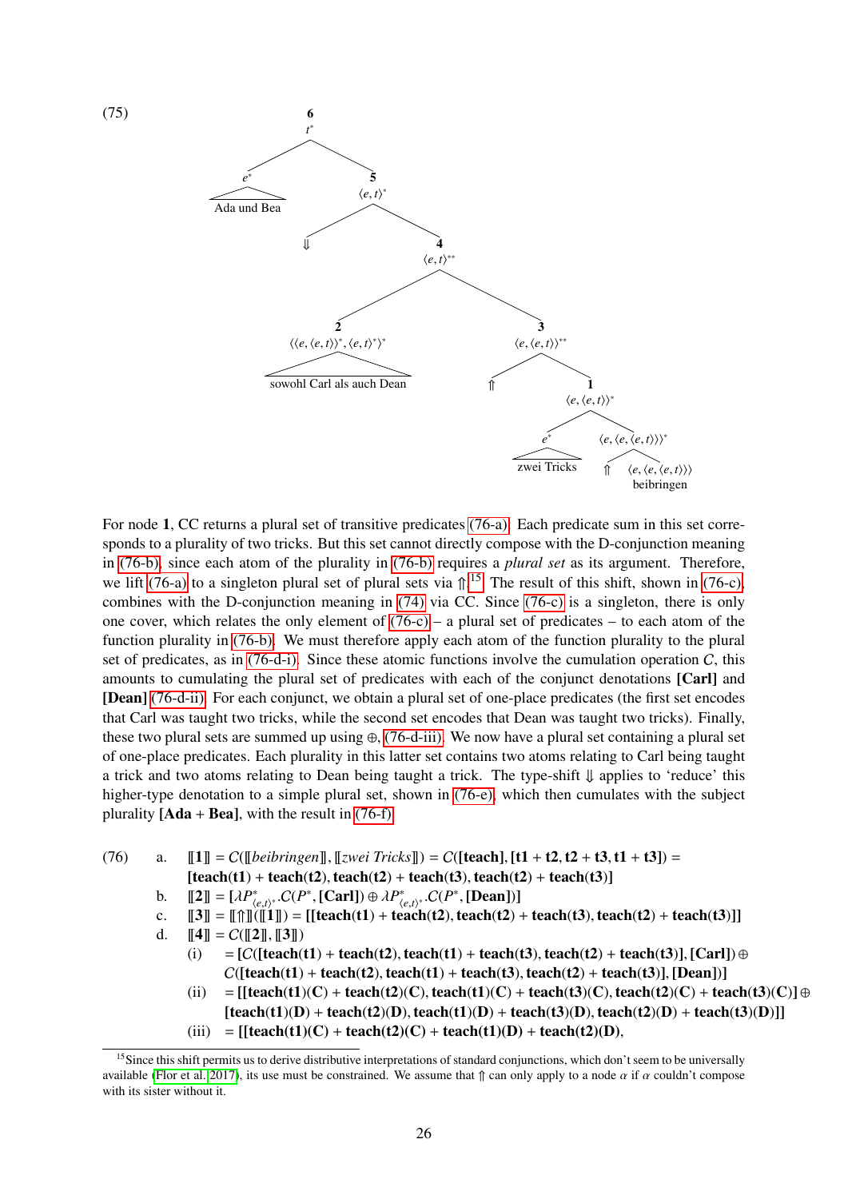(75)

```
                         6
                         t*
            ┌────────────┴────────────┐
           e*                         5
       Ada und Bea                 ⟨e,t⟩*
                          ┌───────────┴───────────┐
                          ⇓                       4
                                               ⟨e,t⟩**
                          ┌───────────────────────┴───────────────────────┐
                          2                                               3
            ⟨⟨e,⟨e,t⟩⟩*,⟨e,t⟩*⟩*                                  ⟨e,⟨e,t⟩⟩**
          sowohl Carl als auch Dean                       ┌───────────────┴───────────────┐
                                                          ⇑                               1
                                                                                    ⟨e,⟨e,t⟩⟩*
                                                                      ┌─────────────────┴─────────────────┐
                                                                     e*                          ⟨e,⟨e,⟨e,t⟩⟩⟩*
                                                                 zwei Tricks                ┌─────────┴─────────┐
                                                                                            ⇑             ⟨e,⟨e,⟨e,t⟩⟩⟩
                                                                                                           beibringen
```

For node **1**, CC returns a plural set of transitive predicates (76-a). Each predicate sum in this set corresponds to a plurality of two tricks. But this set cannot directly compose with the D-conjunction meaning in (76-b), since each atom of the plurality in (76-b) requires a *plural set* as its argument. Therefore, we lift (76-a) to a singleton plural set of plural sets via $\Uparrow$.[15] The result of this shift, shown in (76-c), combines with the D-conjunction meaning in (74) via CC. Since (76-c) is a singleton, there is only one cover, which relates the only element of (76-c) – a plural set of predicates – to each atom of the function plurality in (76-b). We must therefore apply each atom of the function plurality to the plural set of predicates, as in (76-d-i). Since these atomic functions involve the cumulation operation $C$, this amounts to cumulating the plural set of predicates with each of the conjunct denotations **[Carl]** and **[Dean]** (76-d-ii). For each conjunct, we obtain a plural set of one-place predicates (the first set encodes that Carl was taught two tricks, while the second set encodes that Dean was taught two tricks). Finally, these two plural sets are summed up using $\oplus$, (76-d-iii). We now have a plural set containing a plural set of one-place predicates. Each plurality in this latter set contains two atoms relating to Carl being taught a trick and two atoms relating to Dean being taught a trick. The type-shift $\Downarrow$ applies to 'reduce' this higher-type denotation to a simple plural set, shown in (76-e), which then cumulates with the subject plurality **[Ada + Bea]**, with the result in (76-f).

(76) a. $[\![\mathbf{1}]\!] = C([\![\textit{beibringen}]\!], [\![\textit{zwei Tricks}]\!]) = C([\mathbf{teach}], [\mathbf{t1} + \mathbf{t2}, \mathbf{t2} + \mathbf{t3}, \mathbf{t1} + \mathbf{t3}]) =$
$[\mathbf{teach(t1)} + \mathbf{teach(t2)}, \mathbf{teach(t2)} + \mathbf{teach(t3)}, \mathbf{teach(t2)} + \mathbf{teach(t3)}]$

b. $[\![\mathbf{2}]\!] = [\lambda P^*_{\langle e,t\rangle^*}.C(P^*, [\mathbf{Carl}]) \oplus \lambda P^*_{\langle e,t\rangle^*}.C(P^*, [\mathbf{Dean}])]$

c. $[\![\mathbf{3}]\!] = [\![\Uparrow]\!]([\![\mathbf{1}]\!]) = [[\mathbf{teach(t1)} + \mathbf{teach(t2)}, \mathbf{teach(t2)} + \mathbf{teach(t3)}, \mathbf{teach(t2)} + \mathbf{teach(t3)}]]$

d. $[\![\mathbf{4}]\!] = C([\![\mathbf{2}]\!], [\![\mathbf{3}]\!])$

(i) $= [C([\mathbf{teach(t1)} + \mathbf{teach(t2)}, \mathbf{teach(t1)} + \mathbf{teach(t3)}, \mathbf{teach(t2)} + \mathbf{teach(t3)}], [\mathbf{Carl}]) \oplus$
$C([\mathbf{teach(t1)} + \mathbf{teach(t2)}, \mathbf{teach(t1)} + \mathbf{teach(t3)}, \mathbf{teach(t2)} + \mathbf{teach(t3)}], [\mathbf{Dean}])]$

(ii) $= [[\mathbf{teach(t1)(C)} + \mathbf{teach(t2)(C)}, \mathbf{teach(t1)(C)} + \mathbf{teach(t3)(C)}, \mathbf{teach(t2)(C)} + \mathbf{teach(t3)(C)}] \oplus$
$[\mathbf{teach(t1)(D)} + \mathbf{teach(t2)(D)}, \mathbf{teach(t1)(D)} + \mathbf{teach(t3)(D)}, \mathbf{teach(t2)(D)} + \mathbf{teach(t3)(D)}]]$

(iii) $= [[\mathbf{teach(t1)(C)} + \mathbf{teach(t2)(C)} + \mathbf{teach(t1)(D)} + \mathbf{teach(t2)(D)},$

---

[15] Since this shift permits us to derive distributive interpretations of standard conjunctions, which don't seem to be universally available (Flor et al. 2017), its use must be constrained. We assume that $\Uparrow$ can only apply to a node $\alpha$ if $\alpha$ couldn't compose with its sister without it.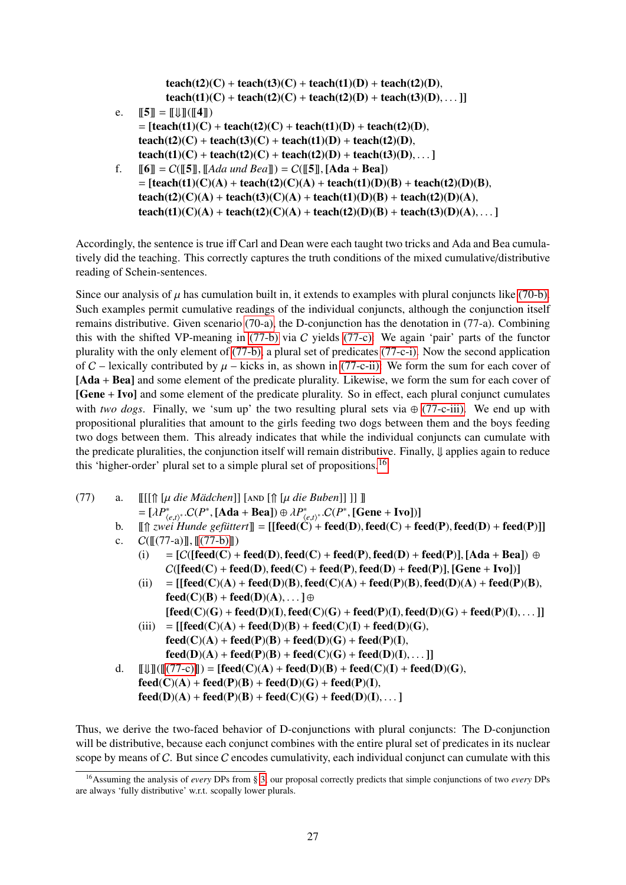**teach(t2)(C) + teach(t3)(C) + teach(t1)(D) + teach(t2)(D),**
**teach(t1)(C) + teach(t2)(C) + teach(t2)(D) + teach(t3)(D), . . . ]]**

e. $[\![5]\!] = [\![\Downarrow]\!]([\![4]\!])$
= **[teach(t1)(C) + teach(t2)(C) + teach(t1)(D) + teach(t2)(D),**
**teach(t2)(C) + teach(t3)(C) + teach(t1)(D) + teach(t2)(D),**
**teach(t1)(C) + teach(t2)(C) + teach(t2)(D) + teach(t3)(D), . . . ]**

f. $[\![6]\!] = C([\![5]\!], [\![$*Ada und Bea*$]\!]) = C([\![5]\!],$ **[Ada + Bea]**)
= **[teach(t1)(C)(A) + teach(t2)(C)(A) + teach(t1)(D)(B) + teach(t2)(D)(B),**
**teach(t2)(C)(A) + teach(t3)(C)(A) + teach(t1)(D)(B) + teach(t2)(D)(A),**
**teach(t1)(C)(A) + teach(t2)(C)(A) + teach(t2)(D)(B) + teach(t3)(D)(A), . . . ]**

Accordingly, the sentence is true iff Carl and Dean were each taught two tricks and Ada and Bea cumulatively did the teaching. This correctly captures the truth conditions of the mixed cumulative/distributive reading of Schein-sentences.

Since our analysis of $\mu$ has cumulation built in, it extends to examples with plural conjuncts like (70-b). Such examples permit cumulative readings of the individual conjuncts, although the conjunction itself remains distributive. Given scenario (70-a), the D-conjunction has the denotation in (77-a). Combining this with the shifted VP-meaning in (77-b) via $C$ yields (77-c). We again 'pair' parts of the functor plurality with the only element of (77-b), a plural set of predicates (77-c-i). Now the second application of $C$ – lexically contributed by $\mu$ – kicks in, as shown in (77-c-ii). We form the sum for each cover of **[Ada + Bea]** and some element of the predicate plurality. Likewise, we form the sum for each cover of **[Gene + Ivo]** and some element of the predicate plurality. So in effect, each plural conjunct cumulates with *two dogs*. Finally, we 'sum up' the two resulting plural sets via $\oplus$ (77-c-iii). We end up with propositional pluralities that amount to the girls feeding two dogs between them and the boys feeding two dogs between them. This already indicates that while the individual conjuncts can cumulate with the predicate pluralities, the conjunction itself will remain distributive. Finally, $\Downarrow$ applies again to reduce this 'higher-order' plural set to a simple plural set of propositions.[16]

(77) a. $[\![[[\Uparrow$ [$\mu$ *die Mädchen*]] [AND [$\Uparrow$ [$\mu$ *die Buben*]] ]] $]\!]$
= $[\lambda P^*_{\langle e,t\rangle^*}.C(P^*,$ **[Ada + Bea]**$) \oplus \lambda P^*_{\langle e,t\rangle^*}.C(P^*,$ **[Gene + Ivo]**$)]$

b. $[\![\Uparrow$ *zwei Hunde gefüttert*$]\!]$ = **[[feed(C) + feed(D), feed(C) + feed(P), feed(D) + feed(P)]]**

c. $C([\![(77\text{-a})]\!], [\![(77\text{-b})]\!])$

(i) = $[C($**[feed(C) + feed(D), feed(C) + feed(P), feed(D) + feed(P)]**, **[Ada + Bea]**$)$ $\oplus$ $C($**[feed(C) + feed(D), feed(C) + feed(P), feed(D) + feed(P)]**, **[Gene + Ivo]**$)]$

(ii) = **[[feed(C)(A) + feed(D)(B), feed(C)(A) + feed(P)(B), feed(D)(A) + feed(P)(B), feed(C)(B) + feed(D)(A), . . . ]** $\oplus$
**[feed(C)(G) + feed(D)(I), feed(C)(G) + feed(P)(I), feed(D)(G) + feed(P)(I), . . . ]]**

(iii) = **[[feed(C)(A) + feed(D)(B) + feed(C)(I) + feed(D)(G),**
**feed(C)(A) + feed(P)(B) + feed(D)(G) + feed(P)(I),**
**feed(D)(A) + feed(P)(B) + feed(C)(G) + feed(D)(I), . . . ]]**

d. $[\![\Downarrow]\!]([\![(77\text{-c})]\!])$ = **[feed(C)(A) + feed(D)(B) + feed(C)(I) + feed(D)(G),**
**feed(C)(A) + feed(P)(B) + feed(D)(G) + feed(P)(I),**
**feed(D)(A) + feed(P)(B) + feed(C)(G) + feed(D)(I), . . . ]**

Thus, we derive the two-faced behavior of D-conjunctions with plural conjuncts: The D-conjunction will be distributive, because each conjunct combines with the entire plural set of predicates in its nuclear scope by means of $C$. But since $C$ encodes cumulativity, each individual conjunct can cumulate with this

[16] Assuming the analysis of *every* DPs from § 3, our proposal correctly predicts that simple conjunctions of two *every* DPs are always 'fully distributive' w.r.t. scopally lower plurals.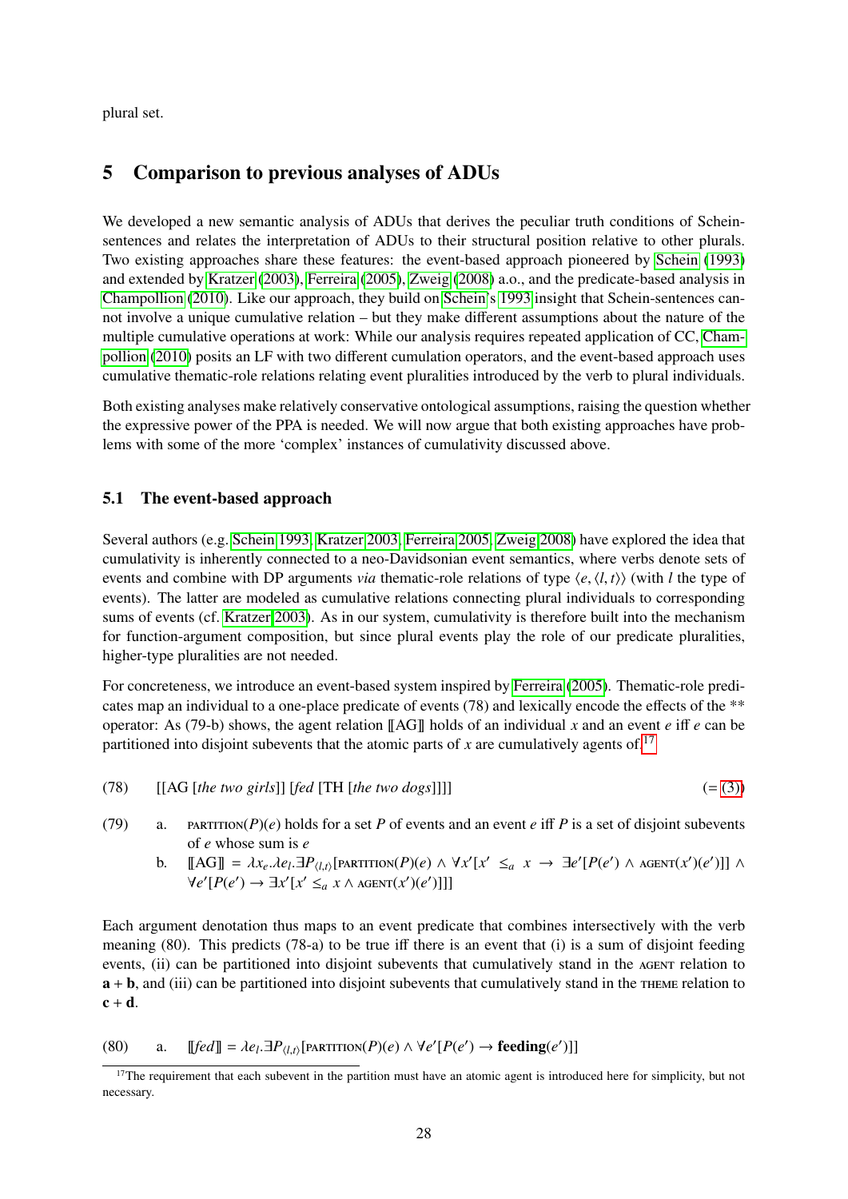plural set.

# 5 Comparison to previous analyses of ADUs

We developed a new semantic analysis of ADUs that derives the peculiar truth conditions of Schein-sentences and relates the interpretation of ADUs to their structural position relative to other plurals. Two existing approaches share these features: the event-based approach pioneered by Schein (1993) and extended by Kratzer (2003), Ferreira (2005), Zweig (2008) a.o., and the predicate-based analysis in Champollion (2010). Like our approach, they build on Schein's 1993 insight that Schein-sentences cannot involve a unique cumulative relation – but they make different assumptions about the nature of the multiple cumulative operations at work: While our analysis requires repeated application of CC, Champollion (2010) posits an LF with two different cumulation operators, and the event-based approach uses cumulative thematic-role relations relating event pluralities introduced by the verb to plural individuals.

Both existing analyses make relatively conservative ontological assumptions, raising the question whether the expressive power of the PPA is needed. We will now argue that both existing approaches have problems with some of the more 'complex' instances of cumulativity discussed above.

## 5.1 The event-based approach

Several authors (e.g. Schein 1993, Kratzer 2003, Ferreira 2005, Zweig 2008) have explored the idea that cumulativity is inherently connected to a neo-Davidsonian event semantics, where verbs denote sets of events and combine with DP arguments *via* thematic-role relations of type $\langle e, \langle l, t \rangle \rangle$ (with $l$ the type of events). The latter are modeled as cumulative relations connecting plural individuals to corresponding sums of events (cf. Kratzer 2003). As in our system, cumulativity is therefore built into the mechanism for function-argument composition, but since plural events play the role of our predicate pluralities, higher-type pluralities are not needed.

For concreteness, we introduce an event-based system inspired by Ferreira (2005). Thematic-role predicates map an individual to a one-place predicate of events (78) and lexically encode the effects of the ** operator: As (79-b) shows, the agent relation $[\![\text{AG}]\!]$ holds of an individual $x$ and an event $e$ iff $e$ can be partitioned into disjoint subevents that the atomic parts of $x$ are cumulatively agents of.[17]

(78) [[AG [*the two girls*]] [*fed* [TH [*the two dogs*]]]] (= (3))

(79) a. $\text{PARTITION}(P)(e)$ holds for a set $P$ of events and an event $e$ iff $P$ is a set of disjoint subevents of $e$ whose sum is $e$

b. $[\![\text{AG}]\!] = \lambda x_e.\lambda e_l.\exists P_{\langle l,t\rangle}[\text{PARTITION}(P)(e) \wedge \forall x'[x' \leq_a x \rightarrow \exists e'[P(e') \wedge \text{AGENT}(x')(e')]] \wedge \forall e'[P(e') \rightarrow \exists x'[x' \leq_a x \wedge \text{AGENT}(x')(e')]]]$

Each argument denotation thus maps to an event predicate that combines intersectively with the verb meaning (80). This predicts (78-a) to be true iff there is an event that (i) is a sum of disjoint feeding events, (ii) can be partitioned into disjoint subevents that cumulatively stand in the AGENT relation to $\mathbf{a} + \mathbf{b}$, and (iii) can be partitioned into disjoint subevents that cumulatively stand in the THEME relation to $\mathbf{c} + \mathbf{d}$.

(80) a. $[\![\textit{fed}]\!] = \lambda e_l.\exists P_{\langle l,t\rangle}[\text{PARTITION}(P)(e) \wedge \forall e'[P(e') \rightarrow \textbf{feeding}(e')]]$

[17] The requirement that each subevent in the partition must have an atomic agent is introduced here for simplicity, but not necessary.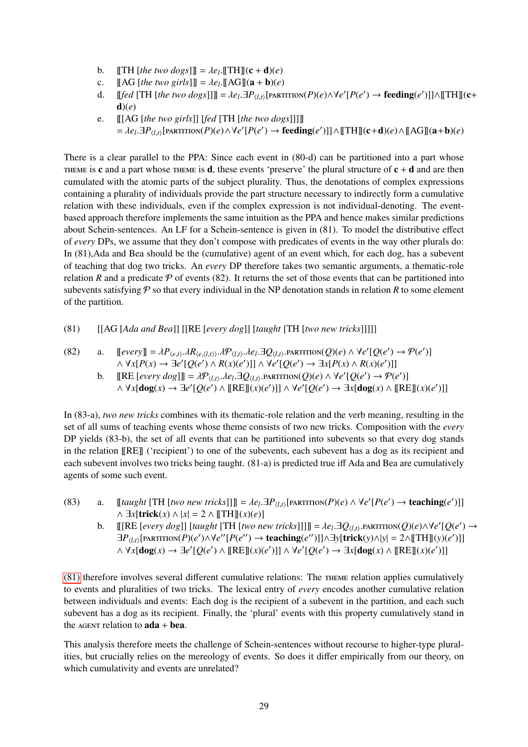b. $[\![\text{TH } [\textit{the two dogs}]]\!] = \lambda e_l.[\![\text{TH}]\!](\mathbf{c} + \mathbf{d})(e)$

c. $[\![\text{AG } [\textit{the two girls}]]\!] = \lambda e_l.[\![\text{AG}]\!](\mathbf{a} + \mathbf{b})(e)$

d. $[\![\textit{fed} \text{ [TH } [\textit{the two dogs}]]]\!] = \lambda e_l.\exists P_{\langle l,t\rangle}[\text{PARTITION}(P)(e) \wedge \forall e'[P(e') \rightarrow \mathbf{feeding}(e')]] \wedge [\![\text{TH}]\!](\mathbf{c}+\mathbf{d})(e)$

e. $[\![[\text{AG } [\textit{the two girls}]] \; [\textit{fed} \text{ [TH } [\textit{the two dogs}]]]]\!]$
$= \lambda e_l.\exists P_{\langle l,t\rangle}[\text{PARTITION}(P)(e) \wedge \forall e'[P(e') \rightarrow \mathbf{feeding}(e')]] \wedge [\![\text{TH}]\!](\mathbf{c}+\mathbf{d})(e) \wedge [\![\text{AG}]\!](\mathbf{a}+\mathbf{b})(e)$

There is a clear parallel to the PPA: Since each event in (80-d) can be partitioned into a part whose THEME is **c** and a part whose THEME is **d**, these events 'preserve' the plural structure of $\mathbf{c} + \mathbf{d}$ and are then cumulated with the atomic parts of the subject plurality. Thus, the denotations of complex expressions containing a plurality of individuals provide the part structure necessary to indirectly form a cumulative relation with these individuals, even if the complex expression is not individual-denoting. The event-based approach therefore implements the same intuition as the PPA and hence makes similar predictions about Schein-sentences. An LF for a Schein-sentence is given in (81). To model the distributive effect of *every* DPs, we assume that they don't compose with predicates of events in the way other plurals do: In (81),Ada and Bea should be the (cumulative) agent of an event which, for each dog, has a subevent of teaching that dog two tricks. An *every* DP therefore takes two semantic arguments, a thematic-role relation $R$ and a predicate $\mathcal{P}$ of events (82). It returns the set of those events that can be partitioned into subevents satisfying $\mathcal{P}$ so that every individual in the NP denotation stands in relation $R$ to some element of the partition.

(81) [[AG [*Ada and Bea*]] [[RE [*every dog*]] [*taught* [TH [*two new tricks*]]]]]

(82) a. $[\![\textit{every}]\!] = \lambda P_{\langle e,t\rangle}.\lambda R_{\langle e,\langle l,t\rangle\rangle}.\lambda \mathcal{P}_{\langle l,t\rangle}.\lambda e_l.\exists Q_{\langle l,t\rangle}.\text{PARTITION}(Q)(e) \wedge \forall e'[Q(e') \rightarrow \mathcal{P}(e')]$
$\wedge \forall x[P(x) \rightarrow \exists e'[Q(e') \wedge R(x)(e')]] \wedge \forall e'[Q(e') \rightarrow \exists x[P(x) \wedge R(x)(e')]]$

b. $[\![\text{RE } [\textit{every dog}]]\!] = \lambda \mathcal{P}_{\langle l,t\rangle}.\lambda e_l.\exists Q_{\langle l,t\rangle}.\text{PARTITION}(Q)(e) \wedge \forall e'[Q(e') \rightarrow \mathcal{P}(e')]$
$\wedge \forall x[\mathbf{dog}(x) \rightarrow \exists e'[Q(e') \wedge [\![\text{RE}]\!](x)(e')]] \wedge \forall e'[Q(e') \rightarrow \exists x[\mathbf{dog}(x) \wedge [\![\text{RE}]\!](x)(e')]]$

In (83-a), *two new tricks* combines with its thematic-role relation and the verb meaning, resulting in the set of all sums of teaching events whose theme consists of two new tricks. Composition with the *every* DP yields (83-b), the set of all events that can be partitioned into subevents so that every dog stands in the relation [[RE]] ('recipient') to one of the subevents, each subevent has a dog as its recipient and each subevent involves two tricks being taught. (81-a) is predicted true iff Ada and Bea are cumulatively agents of some such event.

(83) a. $[\![\textit{taught} \text{ [TH } [\textit{two new tricks}]]]\!] = \lambda e_l.\exists P_{\langle l,t\rangle}[\text{PARTITION}(P)(e) \wedge \forall e'[P(e') \rightarrow \mathbf{teaching}(e')]]$
$\wedge \exists x[\mathbf{trick}(x) \wedge |x| = 2 \wedge [\![\text{TH}]\!](x)(e)]$

b. $[\![[\text{RE } [\textit{every dog}]] \; [\textit{taught} \text{ [TH } [\textit{two new tricks}]]]]\!] = \lambda e_l.\exists Q_{\langle l,t\rangle}.\text{PARTITION}(Q)(e) \wedge \forall e'[Q(e') \rightarrow$
$\exists P_{\langle l,t\rangle}[\text{PARTITION}(P)(e') \wedge \forall e''[P(e'') \rightarrow \mathbf{teaching}(e'')]] \wedge \exists y[\mathbf{trick}(y) \wedge |y| = 2 \wedge [\![\text{TH}]\!](y)(e')]]$
$\wedge \forall x[\mathbf{dog}(x) \rightarrow \exists e'[Q(e') \wedge [\![\text{RE}]\!](x)(e')]] \wedge \forall e'[Q(e') \rightarrow \exists x[\mathbf{dog}(x) \wedge [\![\text{RE}]\!](x)(e')]]$

(81) therefore involves several different cumulative relations: The THEME relation applies cumulatively to events and pluralities of two tricks. The lexical entry of *every* encodes another cumulative relation between individuals and events: Each dog is the recipient of a subevent in the partition, and each such subevent has a dog as its recipient. Finally, the 'plural' events with this property cumulatively stand in the AGENT relation to **ada** + **bea**.

This analysis therefore meets the challenge of Schein-sentences without recourse to higher-type pluralities, but crucially relies on the mereology of events. So does it differ empirically from our theory, on which cumulativity and events are unrelated?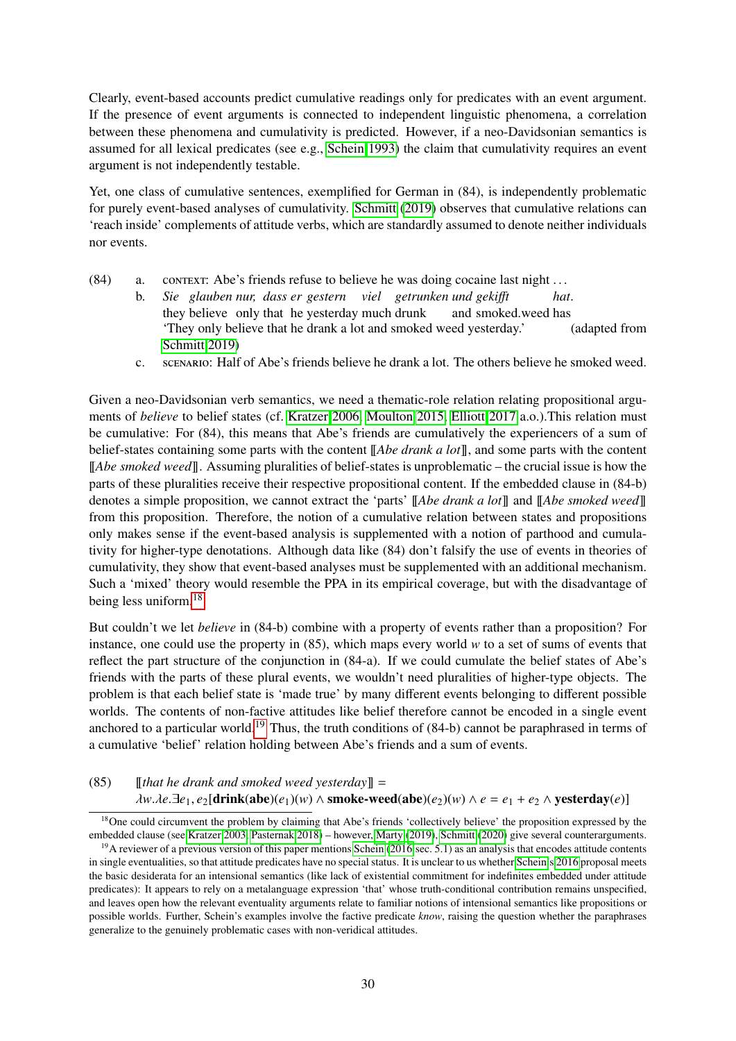Clearly, event-based accounts predict cumulative readings only for predicates with an event argument. If the presence of event arguments is connected to independent linguistic phenomena, a correlation between these phenomena and cumulativity is predicted. However, if a neo-Davidsonian semantics is assumed for all lexical predicates (see e.g., Schein 1993) the claim that cumulativity requires an event argument is not independently testable.

Yet, one class of cumulative sentences, exemplified for German in (84), is independently problematic for purely event-based analyses of cumulativity. Schmitt (2019) observes that cumulative relations can 'reach inside' complements of attitude verbs, which are standardly assumed to denote neither individuals nor events.

(84) a. CONTEXT: Abe's friends refuse to believe he was doing cocaine last night ...

b. *Sie glauben nur, dass er gestern viel getrunken und gekifft hat.*
they believe only that he yesterday much drunk and smoked.weed has
'They only believe that he drank a lot and smoked weed yesterday.' (adapted from Schmitt 2019)

c. SCENARIO: Half of Abe's friends believe he drank a lot. The others believe he smoked weed.

Given a neo-Davidsonian verb semantics, we need a thematic-role relation relating propositional arguments of *believe* to belief states (cf. Kratzer 2006, Moulton 2015, Elliott 2017 a.o.).This relation must be cumulative: For (84), this means that Abe's friends are cumulatively the experiencers of a sum of belief-states containing some parts with the content ⟦*Abe drank a lot*⟧, and some parts with the content ⟦*Abe smoked weed*⟧. Assuming pluralities of belief-states is unproblematic – the crucial issue is how the parts of these pluralities receive their respective propositional content. If the embedded clause in (84-b) denotes a simple proposition, we cannot extract the 'parts' ⟦*Abe drank a lot*⟧ and ⟦*Abe smoked weed*⟧ from this proposition. Therefore, the notion of a cumulative relation between states and propositions only makes sense if the event-based analysis is supplemented with a notion of parthood and cumulativity for higher-type denotations. Although data like (84) don't falsify the use of events in theories of cumulativity, they show that event-based analyses must be supplemented with an additional mechanism. Such a 'mixed' theory would resemble the PPA in its empirical coverage, but with the disadvantage of being less uniform.[18]

But couldn't we let *believe* in (84-b) combine with a property of events rather than a proposition? For instance, one could use the property in (85), which maps every world $w$ to a set of sums of events that reflect the part structure of the conjunction in (84-a). If we could cumulate the belief states of Abe's friends with the parts of these plural events, we wouldn't need pluralities of higher-type objects. The problem is that each belief state is 'made true' by many different events belonging to different possible worlds. The contents of non-factive attitudes like belief therefore cannot be encoded in a single event anchored to a particular world.[19] Thus, the truth conditions of (84-b) cannot be paraphrased in terms of a cumulative 'belief' relation holding between Abe's friends and a sum of events.

(85) ⟦*that he drank and smoked weed yesterday*⟧ =
$$\lambda w.\lambda e.\exists e_1, e_2[\mathbf{drink}(\mathbf{abe})(e_1)(w) \wedge \mathbf{smoke\text{-}weed}(\mathbf{abe})(e_2)(w) \wedge e = e_1 + e_2 \wedge \mathbf{yesterday}(e)]$$

[18] One could circumvent the problem by claiming that Abe's friends 'collectively believe' the proposition expressed by the embedded clause (see Kratzer 2003, Pasternak 2018) – however, Marty (2019), Schmitt (2020) give several counterarguments.

[19] A reviewer of a previous version of this paper mentions Schein (2016 sec. 5.1) as an analysis that encodes attitude contents in single eventualities, so that attitude predicates have no special status. It is unclear to us whether Schein's 2016 proposal meets the basic desiderata for an intensional semantics (like lack of existential commitment for indefinites embedded under attitude predicates): It appears to rely on a metalanguage expression 'that' whose truth-conditional contribution remains unspecified, and leaves open how the relevant eventuality arguments relate to familiar notions of intensional semantics like propositions or possible worlds. Further, Schein's examples involve the factive predicate *know*, raising the question whether the paraphrases generalize to the genuinely problematic cases with non-veridical attitudes.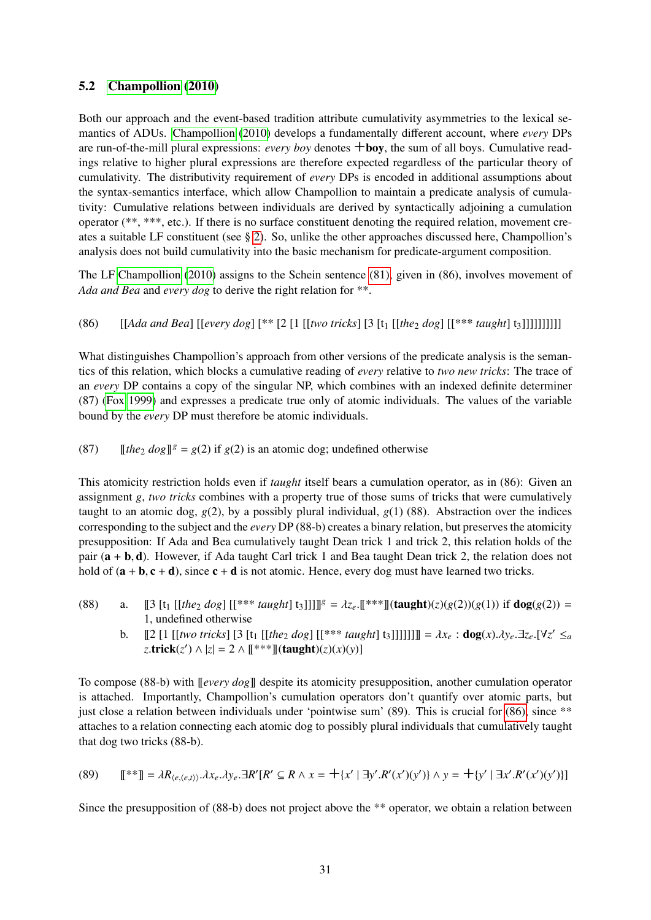## 5.2 Champollion (2010)

Both our approach and the event-based tradition attribute cumulativity asymmetries to the lexical semantics of ADUs. Champollion (2010) develops a fundamentally different account, where *every* DPs are run-of-the-mill plural expressions: *every boy* denotes $+\textbf{boy}$, the sum of all boys. Cumulative readings relative to higher plural expressions are therefore expected regardless of the particular theory of cumulativity. The distributivity requirement of *every* DPs is encoded in additional assumptions about the syntax-semantics interface, which allow Champollion to maintain a predicate analysis of cumulativity: Cumulative relations between individuals are derived by syntactically adjoining a cumulation operator (**, ***, etc.). If there is no surface constituent denoting the required relation, movement creates a suitable LF constituent (see § 2). So, unlike the other approaches discussed here, Champollion's analysis does not build cumulativity into the basic mechanism for predicate-argument composition.

The LF Champollion (2010) assigns to the Schein sentence (81), given in (86), involves movement of *Ada and Bea* and *every dog* to derive the right relation for **.

(86) [[*Ada and Bea*] [[*every dog*] [** [2 [1 [[*two tricks*] [3 [$t_1$ [[*the*$_2$ *dog*] [[*** *taught*] $t_3$]]]]]]]]]]

What distinguishes Champollion's approach from other versions of the predicate analysis is the semantics of this relation, which blocks a cumulative reading of *every* relative to *two new tricks*: The trace of an *every* DP contains a copy of the singular NP, which combines with an indexed definite determiner (87) (Fox 1999) and expresses a predicate true only of atomic individuals. The values of the variable bound by the *every* DP must therefore be atomic individuals.

(87) $[\![\textit{the}_2\ \textit{dog}]\!]^g = g(2)$ if $g(2)$ is an atomic dog; undefined otherwise

This atomicity restriction holds even if *taught* itself bears a cumulation operator, as in (86): Given an assignment $g$, *two tricks* combines with a property true of those sums of tricks that were cumulatively taught to an atomic dog, $g(2)$, by a possibly plural individual, $g(1)$ (88). Abstraction over the indices corresponding to the subject and the *every* DP (88-b) creates a binary relation, but preserves the atomicity presupposition: If Ada and Bea cumulatively taught Dean trick 1 and trick 2, this relation holds of the pair $(\mathbf{a}+\mathbf{b}, \mathbf{d})$. However, if Ada taught Carl trick 1 and Bea taught Dean trick 2, the relation does not hold of $(\mathbf{a}+\mathbf{b}, \mathbf{c}+\mathbf{d})$, since $\mathbf{c}+\mathbf{d}$ is not atomic. Hence, every dog must have learned two tricks.

(88) a. $[\![3\ [t_1\ [[\textit{the}_2\ \textit{dog}]\ [[\text{***}\ \textit{taught}]\ t_3]]]]]\!]^g = \lambda z_e.[\![\text{***}]\!](\textbf{taught})(z)(g(2))(g(1))$ if $\textbf{dog}(g(2)) = 1$, undefined otherwise

b. $[\![2\ [1\ [[\textit{two tricks}]\ [3\ [t_1\ [[\textit{the}_2\ \textit{dog}]\ [[\text{***}\ \textit{taught}]\ t_3]]]]]]]\!] = \lambda x_e : \textbf{dog}(x).\lambda y_e.\exists z_e.[\forall z' \leq_a z.\textbf{trick}(z') \wedge |z| = 2 \wedge [\![\text{***}]\!](\textbf{taught})(z)(x)(y)]$

To compose (88-b) with $[\![\textit{every dog}]\!]$ despite its atomicity presupposition, another cumulation operator is attached. Importantly, Champollion's cumulation operators don't quantify over atomic parts, but just close a relation between individuals under 'pointwise sum' (89). This is crucial for (86), since ** attaches to a relation connecting each atomic dog to possibly plural individuals that cumulatively taught that dog two tricks (88-b).

(89) $[\![\text{**}]\!] = \lambda R_{\langle e,\langle e,t\rangle\rangle}.\lambda x_e.\lambda y_e.\exists R'[R' \subseteq R \wedge x = +\{x' \mid \exists y'.R'(x')(y')\} \wedge y = +\{y' \mid \exists x'.R'(x')(y')\}]$

Since the presupposition of (88-b) does not project above the ** operator, we obtain a relation between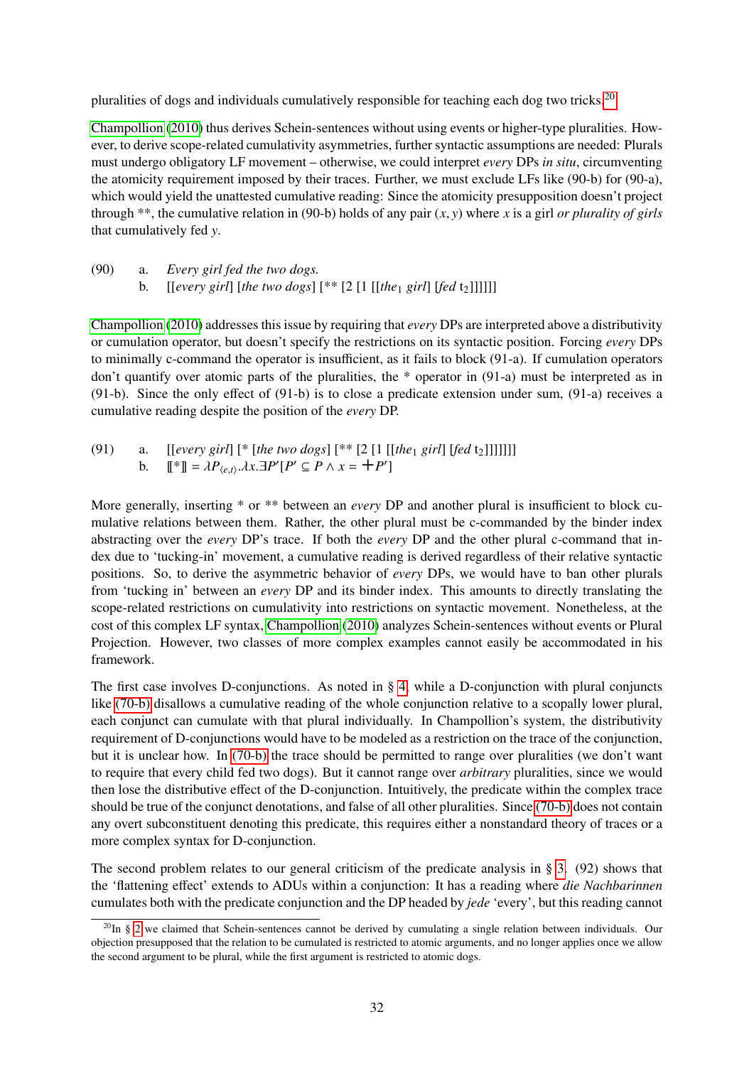pluralities of dogs and individuals cumulatively responsible for teaching each dog two tricks.[20]

Champollion (2010) thus derives Schein-sentences without using events or higher-type pluralities. However, to derive scope-related cumulativity asymmetries, further syntactic assumptions are needed: Plurals must undergo obligatory LF movement – otherwise, we could interpret *every* DPs *in situ*, circumventing the atomicity requirement imposed by their traces. Further, we must exclude LFs like (90-b) for (90-a), which would yield the unattested cumulative reading: Since the atomicity presupposition doesn't project through **, the cumulative relation in (90-b) holds of any pair $(x, y)$ where $x$ is a girl *or plurality of girls* that cumulatively fed $y$.

(90) a. *Every girl fed the two dogs.*
 b. [[*every girl*] [*the two dogs*] [** [2 [1 [[*the*$_1$ *girl*] [*fed* t$_2$]]]]]]

Champollion (2010) addresses this issue by requiring that *every* DPs are interpreted above a distributivity or cumulation operator, but doesn't specify the restrictions on its syntactic position. Forcing *every* DPs to minimally c-command the operator is insufficient, as it fails to block (91-a). If cumulation operators don't quantify over atomic parts of the pluralities, the * operator in (91-a) must be interpreted as in (91-b). Since the only effect of (91-b) is to close a predicate extension under sum, (91-a) receives a cumulative reading despite the position of the *every* DP.

(91) a. [[*every girl*] [* [*the two dogs*] [** [2 [1 [[*the*$_1$ *girl*] [*fed* t$_2$]]]]]]]
 b. $[\![*]\!] = \lambda P_{\langle e,t \rangle}.\lambda x.\exists P'[P' \subseteq P \wedge x = +P']$

More generally, inserting * or ** between an *every* DP and another plural is insufficient to block cumulative relations between them. Rather, the other plural must be c-commanded by the binder index abstracting over the *every* DP's trace. If both the *every* DP and the other plural c-command that index due to 'tucking-in' movement, a cumulative reading is derived regardless of their relative syntactic positions. So, to derive the asymmetric behavior of *every* DPs, we would have to ban other plurals from 'tucking in' between an *every* DP and its binder index. This amounts to directly translating the scope-related restrictions on cumulativity into restrictions on syntactic movement. Nonetheless, at the cost of this complex LF syntax, Champollion (2010) analyzes Schein-sentences without events or Plural Projection. However, two classes of more complex examples cannot easily be accommodated in his framework.

The first case involves D-conjunctions. As noted in § 4, while a D-conjunction with plural conjuncts like (70-b) disallows a cumulative reading of the whole conjunction relative to a scopally lower plural, each conjunct can cumulate with that plural individually. In Champollion's system, the distributivity requirement of D-conjunctions would have to be modeled as a restriction on the trace of the conjunction, but it is unclear how. In (70-b) the trace should be permitted to range over pluralities (we don't want to require that every child fed two dogs). But it cannot range over *arbitrary* pluralities, since we would then lose the distributive effect of the D-conjunction. Intuitively, the predicate within the complex trace should be true of the conjunct denotations, and false of all other pluralities. Since (70-b) does not contain any overt subconstituent denoting this predicate, this requires either a nonstandard theory of traces or a more complex syntax for D-conjunction.

The second problem relates to our general criticism of the predicate analysis in § 3. (92) shows that the 'flattening effect' extends to ADUs within a conjunction: It has a reading where *die Nachbarinnen* cumulates both with the predicate conjunction and the DP headed by *jede* 'every', but this reading cannot

[20] In § 2 we claimed that Schein-sentences cannot be derived by cumulating a single relation between individuals. Our objection presupposed that the relation to be cumulated is restricted to atomic arguments, and no longer applies once we allow the second argument to be plural, while the first argument is restricted to atomic dogs.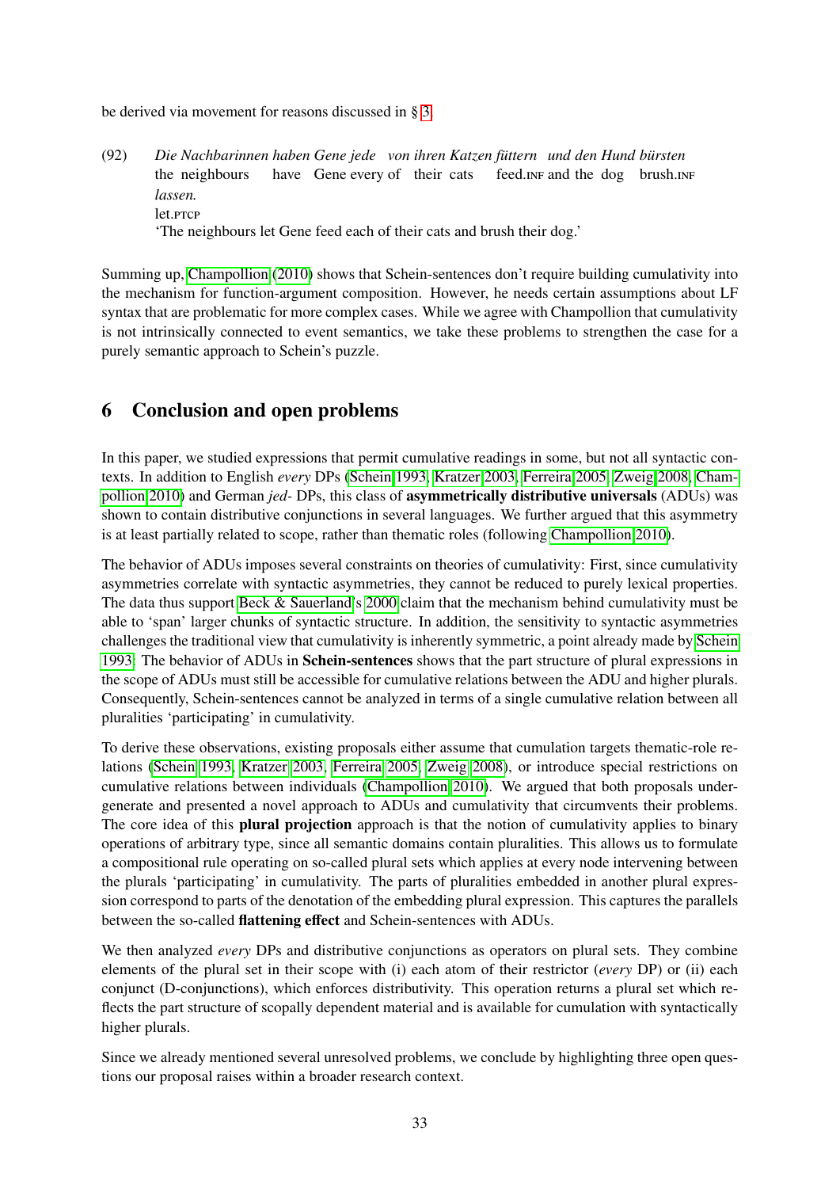be derived via movement for reasons discussed in § 3.

(92) *Die Nachbarinnen haben Gene jede von ihren Katzen füttern und den Hund bürsten lassen.*
the neighbours have Gene every of their cats feed.INF and the dog brush.INF let.PTCP
'The neighbours let Gene feed each of their cats and brush their dog.'

Summing up, Champollion (2010) shows that Schein-sentences don't require building cumulativity into the mechanism for function-argument composition. However, he needs certain assumptions about LF syntax that are problematic for more complex cases. While we agree with Champollion that cumulativity is not intrinsically connected to event semantics, we take these problems to strengthen the case for a purely semantic approach to Schein's puzzle.

## 6 Conclusion and open problems

In this paper, we studied expressions that permit cumulative readings in some, but not all syntactic contexts. In addition to English *every* DPs (Schein 1993, Kratzer 2003, Ferreira 2005, Zweig 2008, Champollion 2010) and German *jed-* DPs, this class of **asymmetrically distributive universals** (ADUs) was shown to contain distributive conjunctions in several languages. We further argued that this asymmetry is at least partially related to scope, rather than thematic roles (following Champollion 2010).

The behavior of ADUs imposes several constraints on theories of cumulativity: First, since cumulativity asymmetries correlate with syntactic asymmetries, they cannot be reduced to purely lexical properties. The data thus support Beck & Sauerland's 2000 claim that the mechanism behind cumulativity must be able to 'span' larger chunks of syntactic structure. In addition, the sensitivity to syntactic asymmetries challenges the traditional view that cumulativity is inherently symmetric, a point already made by Schein 1993. The behavior of ADUs in **Schein-sentences** shows that the part structure of plural expressions in the scope of ADUs must still be accessible for cumulative relations between the ADU and higher plurals. Consequently, Schein-sentences cannot be analyzed in terms of a single cumulative relation between all pluralities 'participating' in cumulativity.

To derive these observations, existing proposals either assume that cumulation targets thematic-role relations (Schein 1993, Kratzer 2003, Ferreira 2005, Zweig 2008), or introduce special restrictions on cumulative relations between individuals (Champollion 2010). We argued that both proposals undergenerate and presented a novel approach to ADUs and cumulativity that circumvents their problems. The core idea of this **plural projection** approach is that the notion of cumulativity applies to binary operations of arbitrary type, since all semantic domains contain pluralities. This allows us to formulate a compositional rule operating on so-called plural sets which applies at every node intervening between the plurals 'participating' in cumulativity. The parts of pluralities embedded in another plural expression correspond to parts of the denotation of the embedding plural expression. This captures the parallels between the so-called **flattening effect** and Schein-sentences with ADUs.

We then analyzed *every* DPs and distributive conjunctions as operators on plural sets. They combine elements of the plural set in their scope with (i) each atom of their restrictor (*every* DP) or (ii) each conjunct (D-conjunctions), which enforces distributivity. This operation returns a plural set which reflects the part structure of scopally dependent material and is available for cumulation with syntactically higher plurals.

Since we already mentioned several unresolved problems, we conclude by highlighting three open questions our proposal raises within a broader research context.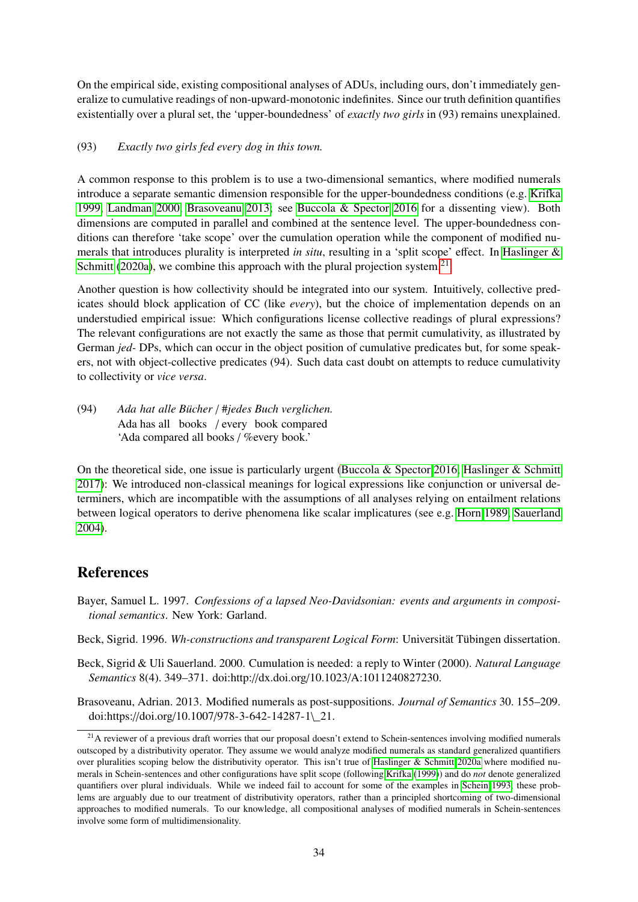On the empirical side, existing compositional analyses of ADUs, including ours, don't immediately generalize to cumulative readings of non-upward-monotonic indefinites. Since our truth definition quantifies existentially over a plural set, the 'upper-boundedness' of *exactly two girls* in (93) remains unexplained.

(93) *Exactly two girls fed every dog in this town.*

A common response to this problem is to use a two-dimensional semantics, where modified numerals introduce a separate semantic dimension responsible for the upper-boundedness conditions (e.g. Krifka 1999; Landman 2000; Brasoveanu 2013; see Buccola & Spector 2016 for a dissenting view). Both dimensions are computed in parallel and combined at the sentence level. The upper-boundedness conditions can therefore 'take scope' over the cumulation operation while the component of modified numerals that introduces plurality is interpreted *in situ*, resulting in a 'split scope' effect. In Haslinger & Schmitt (2020a), we combine this approach with the plural projection system.[21]

Another question is how collectivity should be integrated into our system. Intuitively, collective predicates should block application of CC (like *every*), but the choice of implementation depends on an understudied empirical issue: Which configurations license collective readings of plural expressions? The relevant configurations are not exactly the same as those that permit cumulativity, as illustrated by German *jed-* DPs, which can occur in the object position of cumulative predicates but, for some speakers, not with object-collective predicates (94). Such data cast doubt on attempts to reduce cumulativity to collectivity or *vice versa*.

(94) *Ada hat alle Bücher / #jedes Buch verglichen.*
Ada has all books / every book compared
'Ada compared all books / %every book.'

On the theoretical side, one issue is particularly urgent (Buccola & Spector 2016; Haslinger & Schmitt 2017): We introduced non-classical meanings for logical expressions like conjunction or universal determiners, which are incompatible with the assumptions of all analyses relying on entailment relations between logical operators to derive phenomena like scalar implicatures (see e.g. Horn 1989; Sauerland 2004).

# References

Bayer, Samuel L. 1997. *Confessions of a lapsed Neo-Davidsonian: events and arguments in compositional semantics*. New York: Garland.

Beck, Sigrid. 1996. *Wh-constructions and transparent Logical Form*: Universität Tübingen dissertation.

Beck, Sigrid & Uli Sauerland. 2000. Cumulation is needed: a reply to Winter (2000). *Natural Language Semantics* 8(4). 349–371. doi:http://dx.doi.org/10.1023/A:1011240827230.

Brasoveanu, Adrian. 2013. Modified numerals as post-suppositions. *Journal of Semantics* 30. 155–209. doi:https://doi.org/10.1007/978-3-642-14287-1\_21.

[21] A reviewer of a previous draft worries that our proposal doesn't extend to Schein-sentences involving modified numerals outscoped by a distributivity operator. They assume we would analyze modified numerals as standard generalized quantifiers over pluralities scoping below the distributivity operator. This isn't true of Haslinger & Schmitt 2020a where modified numerals in Schein-sentences and other configurations have split scope (following Krifka (1999)) and do *not* denote generalized quantifiers over plural individuals. While we indeed fail to account for some of the examples in Schein 1993, these problems are arguably due to our treatment of distributivity operators, rather than a principled shortcoming of two-dimensional approaches to modified numerals. To our knowledge, all compositional analyses of modified numerals in Schein-sentences involve some form of multidimensionality.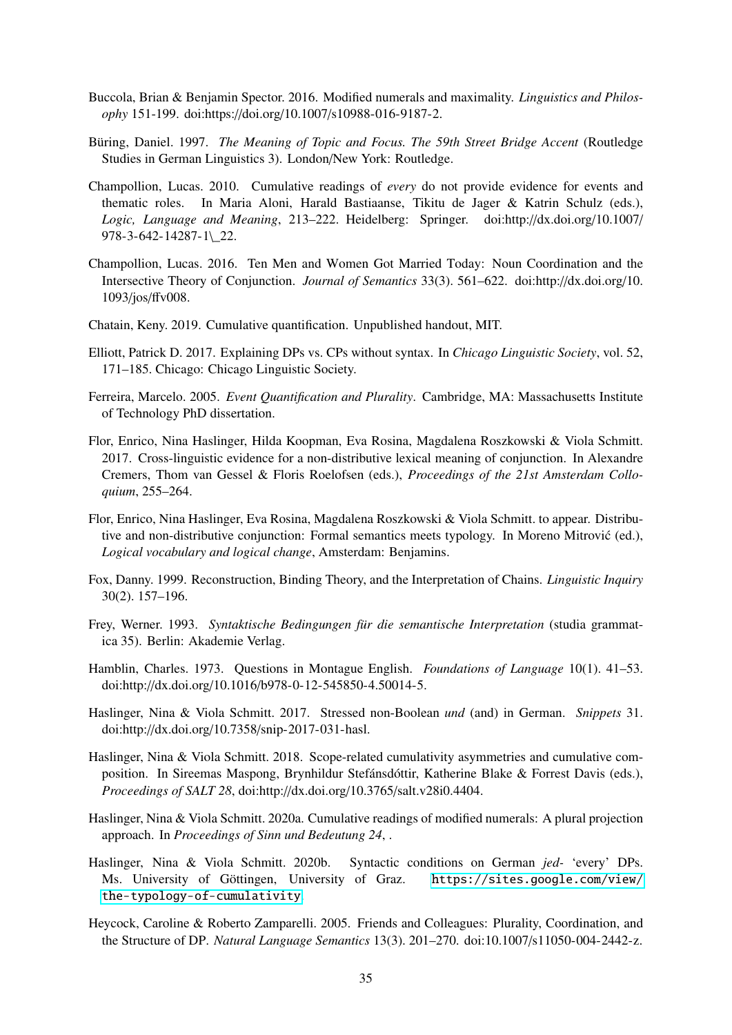Buccola, Brian & Benjamin Spector. 2016. Modified numerals and maximality. *Linguistics and Philosophy* 151-199. doi:https://doi.org/10.1007/s10988-016-9187-2.

Büring, Daniel. 1997. *The Meaning of Topic and Focus. The 59th Street Bridge Accent* (Routledge Studies in German Linguistics 3). London/New York: Routledge.

Champollion, Lucas. 2010. Cumulative readings of *every* do not provide evidence for events and thematic roles. In Maria Aloni, Harald Bastiaanse, Tikitu de Jager & Katrin Schulz (eds.), *Logic, Language and Meaning*, 213–222. Heidelberg: Springer. doi:http://dx.doi.org/10.1007/978-3-642-14287-1\_22.

Champollion, Lucas. 2016. Ten Men and Women Got Married Today: Noun Coordination and the Intersective Theory of Conjunction. *Journal of Semantics* 33(3). 561–622. doi:http://dx.doi.org/10.1093/jos/ffv008.

Chatain, Keny. 2019. Cumulative quantification. Unpublished handout, MIT.

Elliott, Patrick D. 2017. Explaining DPs vs. CPs without syntax. In *Chicago Linguistic Society*, vol. 52, 171–185. Chicago: Chicago Linguistic Society.

Ferreira, Marcelo. 2005. *Event Quantification and Plurality*. Cambridge, MA: Massachusetts Institute of Technology PhD dissertation.

Flor, Enrico, Nina Haslinger, Hilda Koopman, Eva Rosina, Magdalena Roszkowski & Viola Schmitt. 2017. Cross-linguistic evidence for a non-distributive lexical meaning of conjunction. In Alexandre Cremers, Thom van Gessel & Floris Roelofsen (eds.), *Proceedings of the 21st Amsterdam Colloquium*, 255–264.

Flor, Enrico, Nina Haslinger, Eva Rosina, Magdalena Roszkowski & Viola Schmitt. to appear. Distributive and non-distributive conjunction: Formal semantics meets typology. In Moreno Mitrović (ed.), *Logical vocabulary and logical change*, Amsterdam: Benjamins.

Fox, Danny. 1999. Reconstruction, Binding Theory, and the Interpretation of Chains. *Linguistic Inquiry* 30(2). 157–196.

Frey, Werner. 1993. *Syntaktische Bedingungen für die semantische Interpretation* (studia grammatica 35). Berlin: Akademie Verlag.

Hamblin, Charles. 1973. Questions in Montague English. *Foundations of Language* 10(1). 41–53. doi:http://dx.doi.org/10.1016/b978-0-12-545850-4.50014-5.

Haslinger, Nina & Viola Schmitt. 2017. Stressed non-Boolean *und* (and) in German. *Snippets* 31. doi:http://dx.doi.org/10.7358/snip-2017-031-hasl.

Haslinger, Nina & Viola Schmitt. 2018. Scope-related cumulativity asymmetries and cumulative composition. In Sireemas Maspong, Brynhildur Stefánsdóttir, Katherine Blake & Forrest Davis (eds.), *Proceedings of SALT 28*, doi:http://dx.doi.org/10.3765/salt.v28i0.4404.

Haslinger, Nina & Viola Schmitt. 2020a. Cumulative readings of modified numerals: A plural projection approach. In *Proceedings of Sinn und Bedeutung 24*, .

Haslinger, Nina & Viola Schmitt. 2020b. Syntactic conditions on German *jed-* 'every' DPs. Ms. University of Göttingen, University of Graz. https://sites.google.com/view/the-typology-of-cumulativity.

Heycock, Caroline & Roberto Zamparelli. 2005. Friends and Colleagues: Plurality, Coordination, and the Structure of DP. *Natural Language Semantics* 13(3). 201–270. doi:10.1007/s11050-004-2442-z.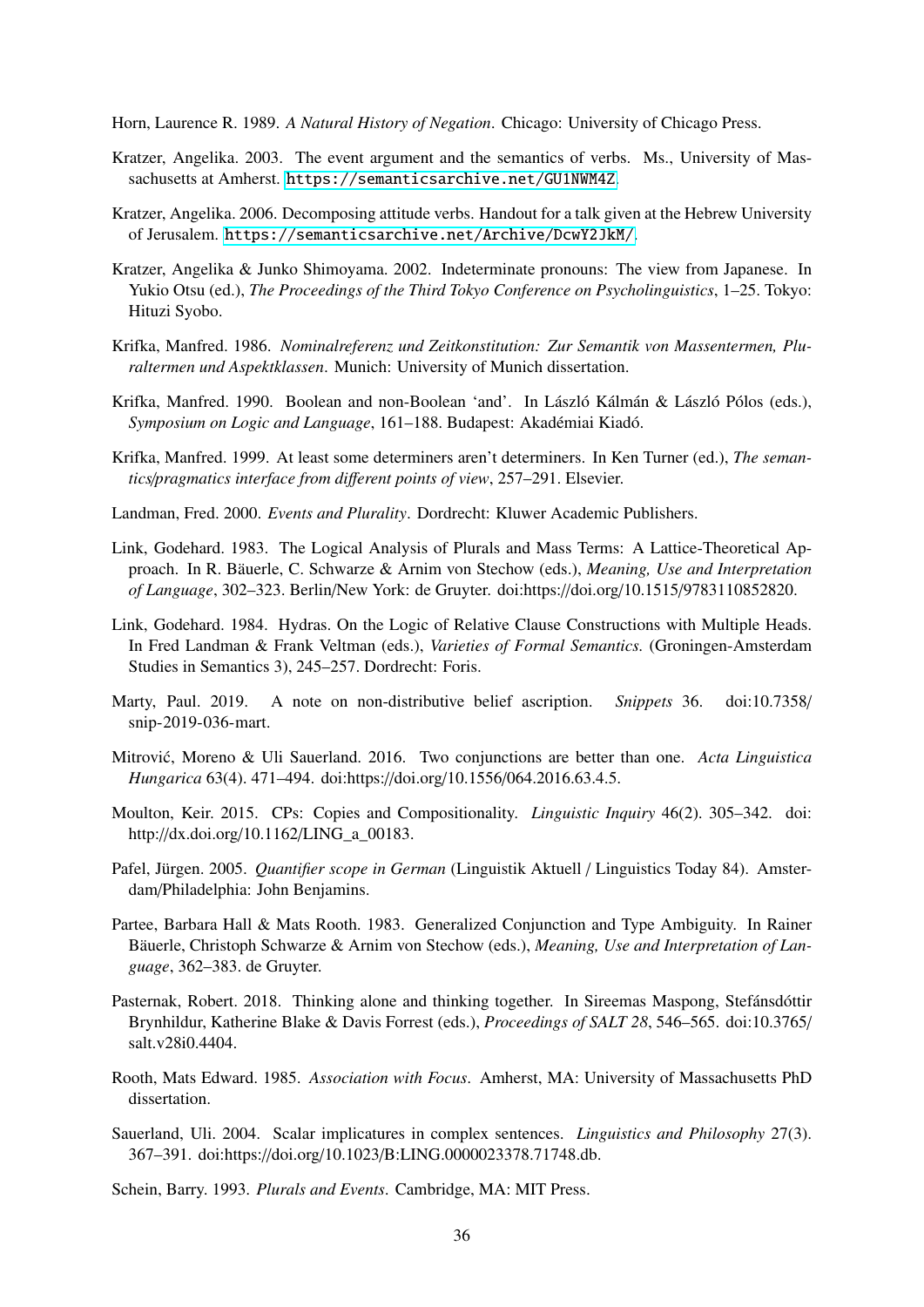Horn, Laurence R. 1989. *A Natural History of Negation*. Chicago: University of Chicago Press.

Kratzer, Angelika. 2003. The event argument and the semantics of verbs. Ms., University of Massachusetts at Amherst. https://semanticsarchive.net/GU1NWM4Z.

Kratzer, Angelika. 2006. Decomposing attitude verbs. Handout for a talk given at the Hebrew University of Jerusalem. https://semanticsarchive.net/Archive/DcwY2JkM/.

Kratzer, Angelika & Junko Shimoyama. 2002. Indeterminate pronouns: The view from Japanese. In Yukio Otsu (ed.), *The Proceedings of the Third Tokyo Conference on Psycholinguistics*, 1–25. Tokyo: Hituzi Syobo.

Krifka, Manfred. 1986. *Nominalreferenz und Zeitkonstitution: Zur Semantik von Massentermen, Pluraltermen und Aspektklassen*. Munich: University of Munich dissertation.

Krifka, Manfred. 1990. Boolean and non-Boolean 'and'. In László Kálmán & László Pólos (eds.), *Symposium on Logic and Language*, 161–188. Budapest: Akadémiai Kiadó.

Krifka, Manfred. 1999. At least some determiners aren't determiners. In Ken Turner (ed.), *The semantics/pragmatics interface from different points of view*, 257–291. Elsevier.

Landman, Fred. 2000. *Events and Plurality*. Dordrecht: Kluwer Academic Publishers.

Link, Godehard. 1983. The Logical Analysis of Plurals and Mass Terms: A Lattice-Theoretical Approach. In R. Bäuerle, C. Schwarze & Arnim von Stechow (eds.), *Meaning, Use and Interpretation of Language*, 302–323. Berlin/New York: de Gruyter. doi:https://doi.org/10.1515/9783110852820.

Link, Godehard. 1984. Hydras. On the Logic of Relative Clause Constructions with Multiple Heads. In Fred Landman & Frank Veltman (eds.), *Varieties of Formal Semantics.* (Groningen-Amsterdam Studies in Semantics 3), 245–257. Dordrecht: Foris.

Marty, Paul. 2019. A note on non-distributive belief ascription. *Snippets* 36. doi:10.7358/snip-2019-036-mart.

Mitrović, Moreno & Uli Sauerland. 2016. Two conjunctions are better than one. *Acta Linguistica Hungarica* 63(4). 471–494. doi:https://doi.org/10.1556/064.2016.63.4.5.

Moulton, Keir. 2015. CPs: Copies and Compositionality. *Linguistic Inquiry* 46(2). 305–342. doi:http://dx.doi.org/10.1162/LING_a_00183.

Pafel, Jürgen. 2005. *Quantifier scope in German* (Linguistik Aktuell / Linguistics Today 84). Amsterdam/Philadelphia: John Benjamins.

Partee, Barbara Hall & Mats Rooth. 1983. Generalized Conjunction and Type Ambiguity. In Rainer Bäuerle, Christoph Schwarze & Arnim von Stechow (eds.), *Meaning, Use and Interpretation of Language*, 362–383. de Gruyter.

Pasternak, Robert. 2018. Thinking alone and thinking together. In Sireemas Maspong, Stefánsdóttir Brynhildur, Katherine Blake & Davis Forrest (eds.), *Proceedings of SALT 28*, 546–565. doi:10.3765/salt.v28i0.4404.

Rooth, Mats Edward. 1985. *Association with Focus*. Amherst, MA: University of Massachusetts PhD dissertation.

Sauerland, Uli. 2004. Scalar implicatures in complex sentences. *Linguistics and Philosophy* 27(3). 367–391. doi:https://doi.org/10.1023/B:LING.0000023378.71748.db.

Schein, Barry. 1993. *Plurals and Events*. Cambridge, MA: MIT Press.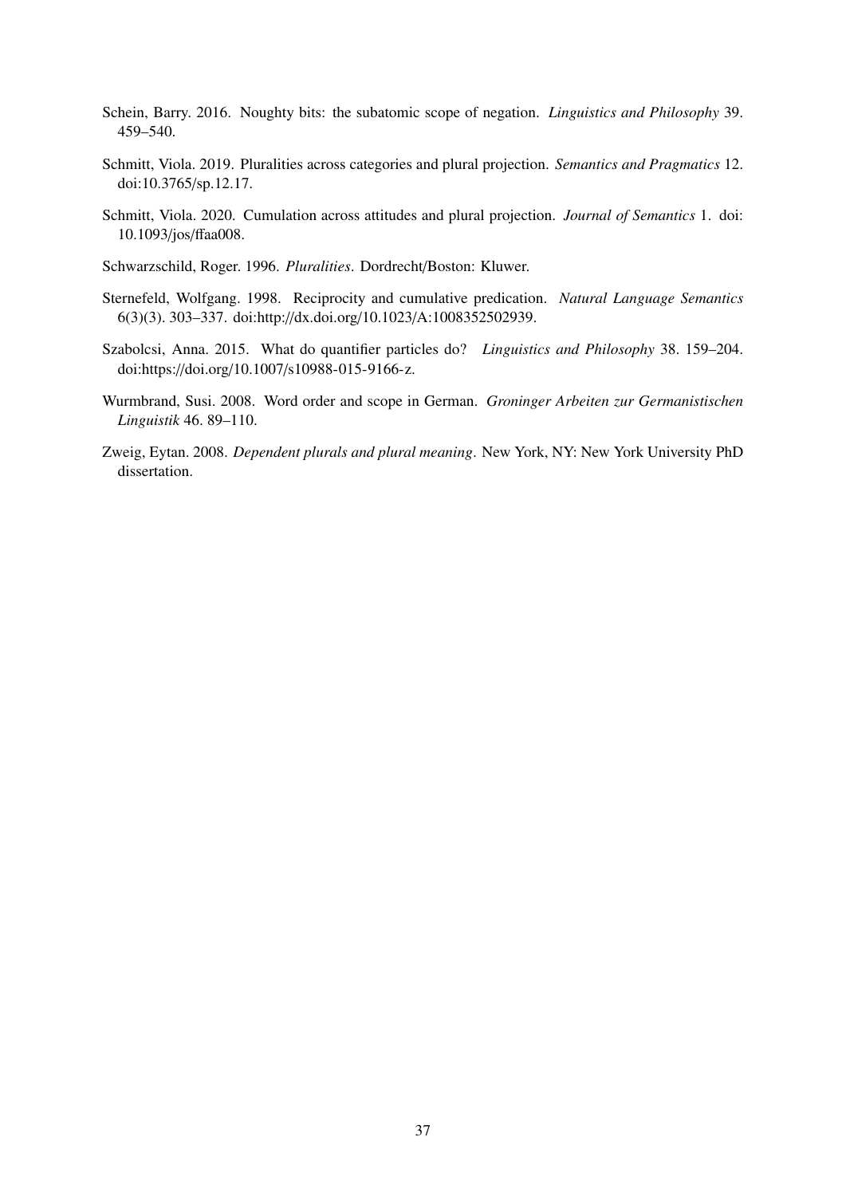Schein, Barry. 2016. Noughty bits: the subatomic scope of negation. *Linguistics and Philosophy* 39. 459–540.

Schmitt, Viola. 2019. Pluralities across categories and plural projection. *Semantics and Pragmatics* 12. doi:10.3765/sp.12.17.

Schmitt, Viola. 2020. Cumulation across attitudes and plural projection. *Journal of Semantics* 1. doi: 10.1093/jos/ffaa008.

Schwarzschild, Roger. 1996. *Pluralities*. Dordrecht/Boston: Kluwer.

Sternefeld, Wolfgang. 1998. Reciprocity and cumulative predication. *Natural Language Semantics* 6(3)(3). 303–337. doi:http://dx.doi.org/10.1023/A:1008352502939.

Szabolcsi, Anna. 2015. What do quantifier particles do? *Linguistics and Philosophy* 38. 159–204. doi:https://doi.org/10.1007/s10988-015-9166-z.

Wurmbrand, Susi. 2008. Word order and scope in German. *Groninger Arbeiten zur Germanistischen Linguistik* 46. 89–110.

Zweig, Eytan. 2008. *Dependent plurals and plural meaning*. New York, NY: New York University PhD dissertation.